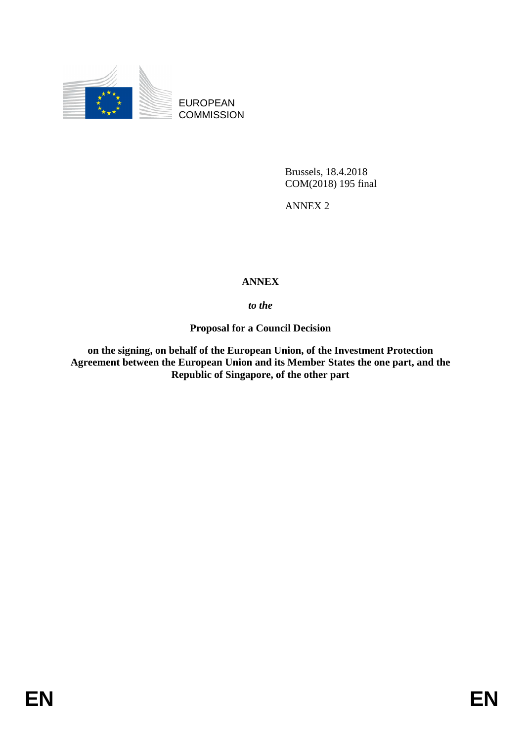EUROPEAN COMMISSION

Brussels, 18.4.2018
COM(2018) 195 final

ANNEX 2

# ANNEX

***to the***

**Proposal for a Council Decision**

**on the signing, on behalf of the European Union, of the Investment Protection Agreement between the European Union and its Member States the one part, and the Republic of Singapore, of the other part**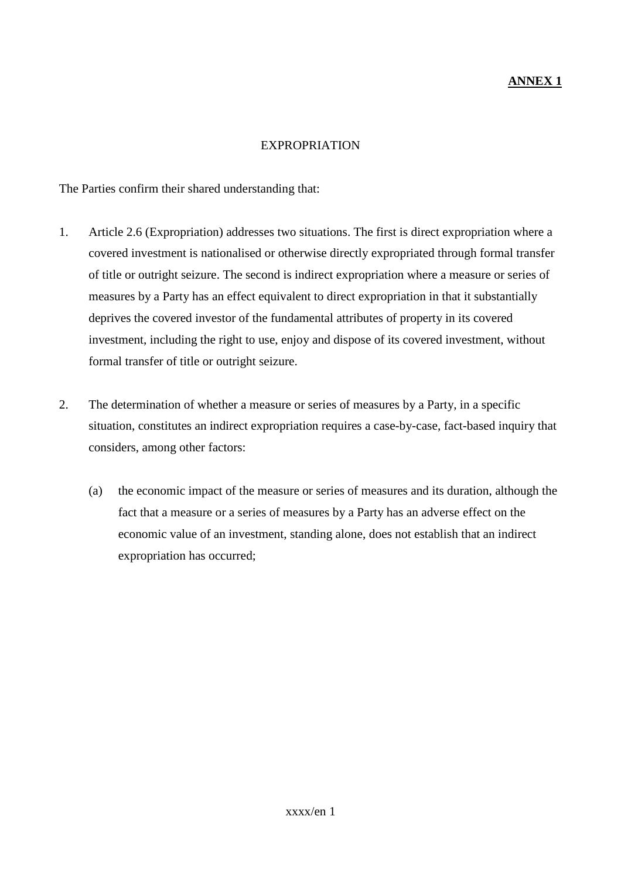**ANNEX 1**

EXPROPRIATION

The Parties confirm their shared understanding that:

1. Article 2.6 (Expropriation) addresses two situations. The first is direct expropriation where a covered investment is nationalised or otherwise directly expropriated through formal transfer of title or outright seizure. The second is indirect expropriation where a measure or series of measures by a Party has an effect equivalent to direct expropriation in that it substantially deprives the covered investor of the fundamental attributes of property in its covered investment, including the right to use, enjoy and dispose of its covered investment, without formal transfer of title or outright seizure.

2. The determination of whether a measure or series of measures by a Party, in a specific situation, constitutes an indirect expropriation requires a case-by-case, fact-based inquiry that considers, among other factors:

   (a) the economic impact of the measure or series of measures and its duration, although the fact that a measure or a series of measures by a Party has an adverse effect on the economic value of an investment, standing alone, does not establish that an indirect expropriation has occurred;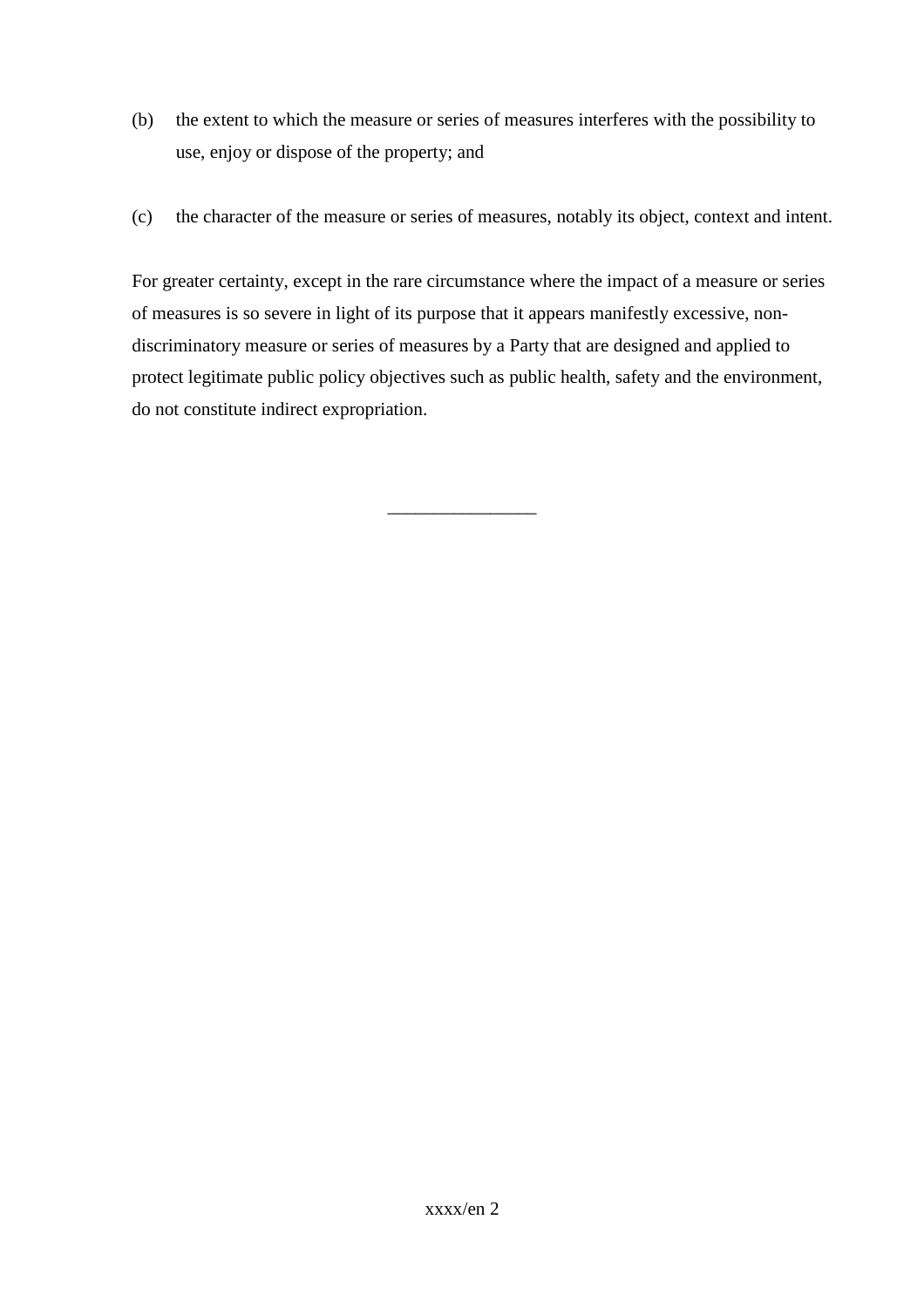(b) the extent to which the measure or series of measures interferes with the possibility to use, enjoy or dispose of the property; and

(c) the character of the measure or series of measures, notably its object, context and intent.

For greater certainty, except in the rare circumstance where the impact of a measure or series of measures is so severe in light of its purpose that it appears manifestly excessive, non-discriminatory measure or series of measures by a Party that are designed and applied to protect legitimate public policy objectives such as public health, safety and the environment, do not constitute indirect expropriation.

________________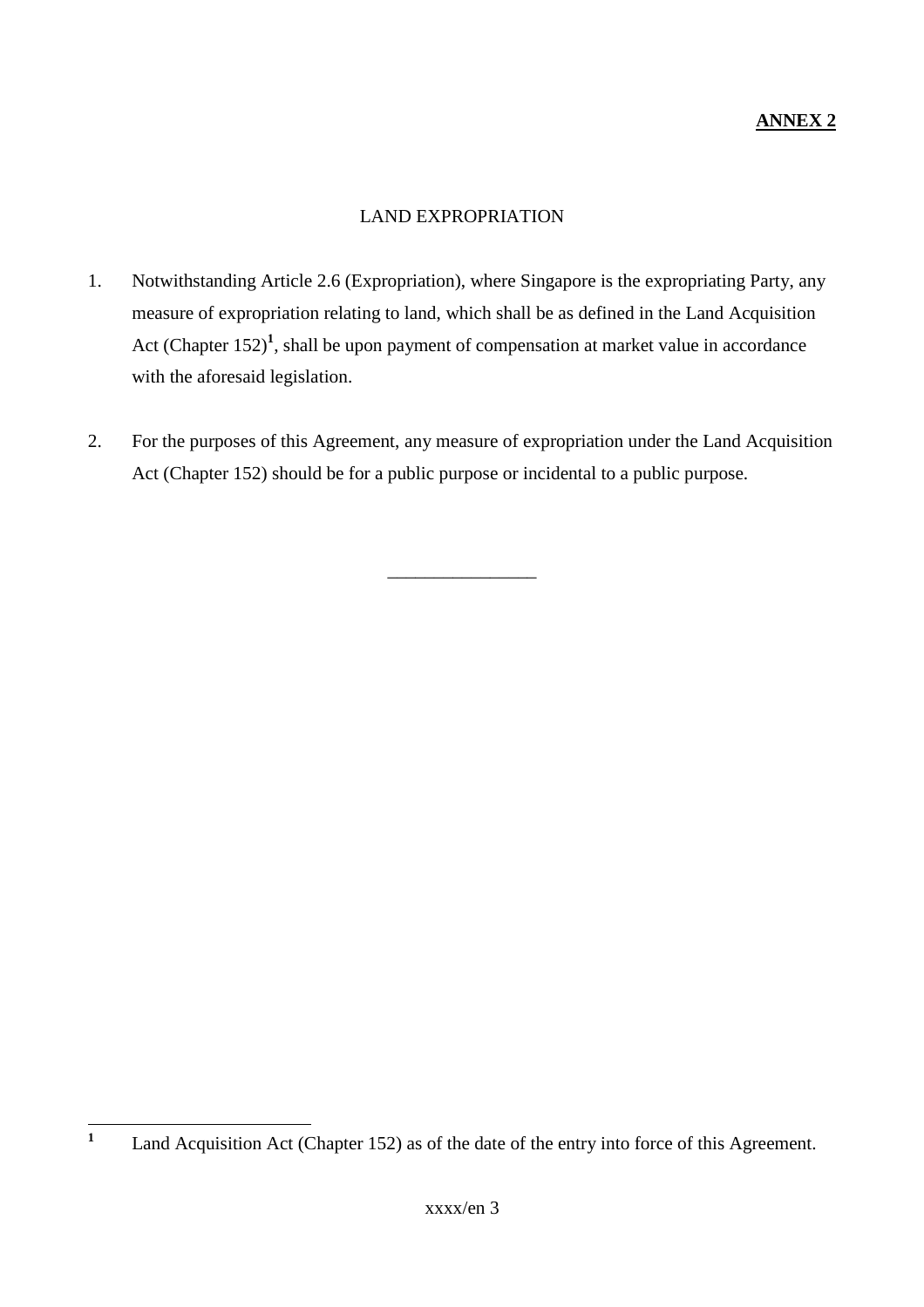**ANNEX 2**

# LAND EXPROPRIATION

1. Notwithstanding Article 2.6 (Expropriation), where Singapore is the expropriating Party, any measure of expropriation relating to land, which shall be as defined in the Land Acquisition Act (Chapter 152)[1], shall be upon payment of compensation at market value in accordance with the aforesaid legislation.

2. For the purposes of this Agreement, any measure of expropriation under the Land Acquisition Act (Chapter 152) should be for a public purpose or incidental to a public purpose.

________________

[1] Land Acquisition Act (Chapter 152) as of the date of the entry into force of this Agreement.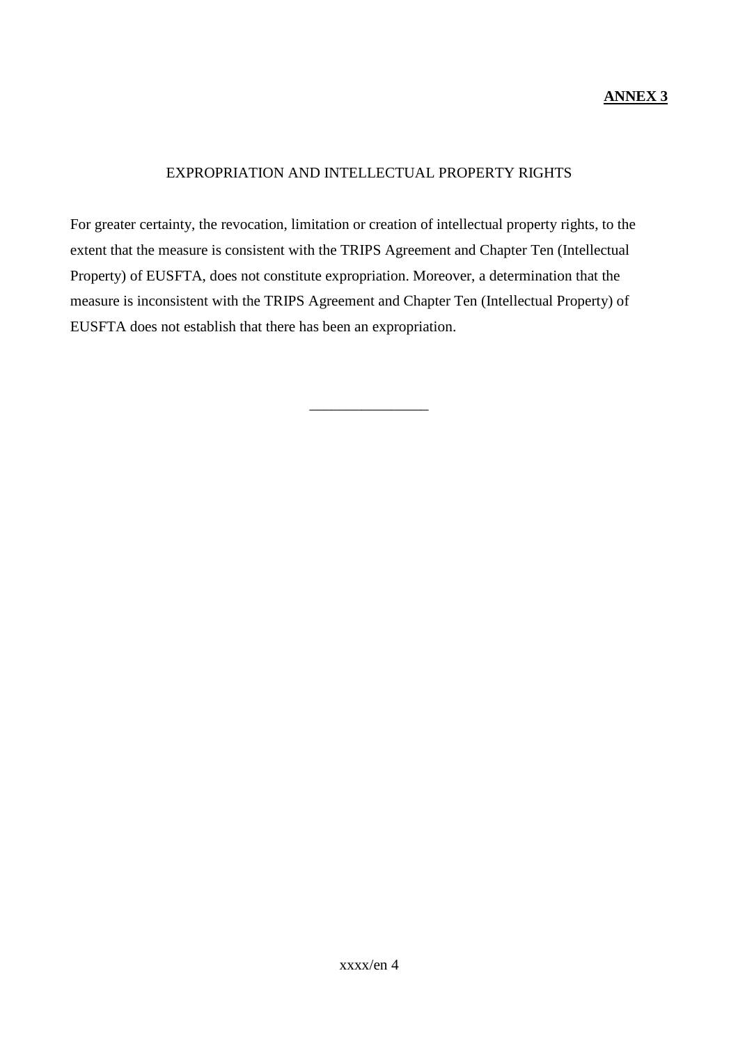**ANNEX 3**

EXPROPRIATION AND INTELLECTUAL PROPERTY RIGHTS

For greater certainty, the revocation, limitation or creation of intellectual property rights, to the extent that the measure is consistent with the TRIPS Agreement and Chapter Ten (Intellectual Property) of EUSFTA, does not constitute expropriation. Moreover, a determination that the measure is inconsistent with the TRIPS Agreement and Chapter Ten (Intellectual Property) of EUSFTA does not establish that there has been an expropriation.

________________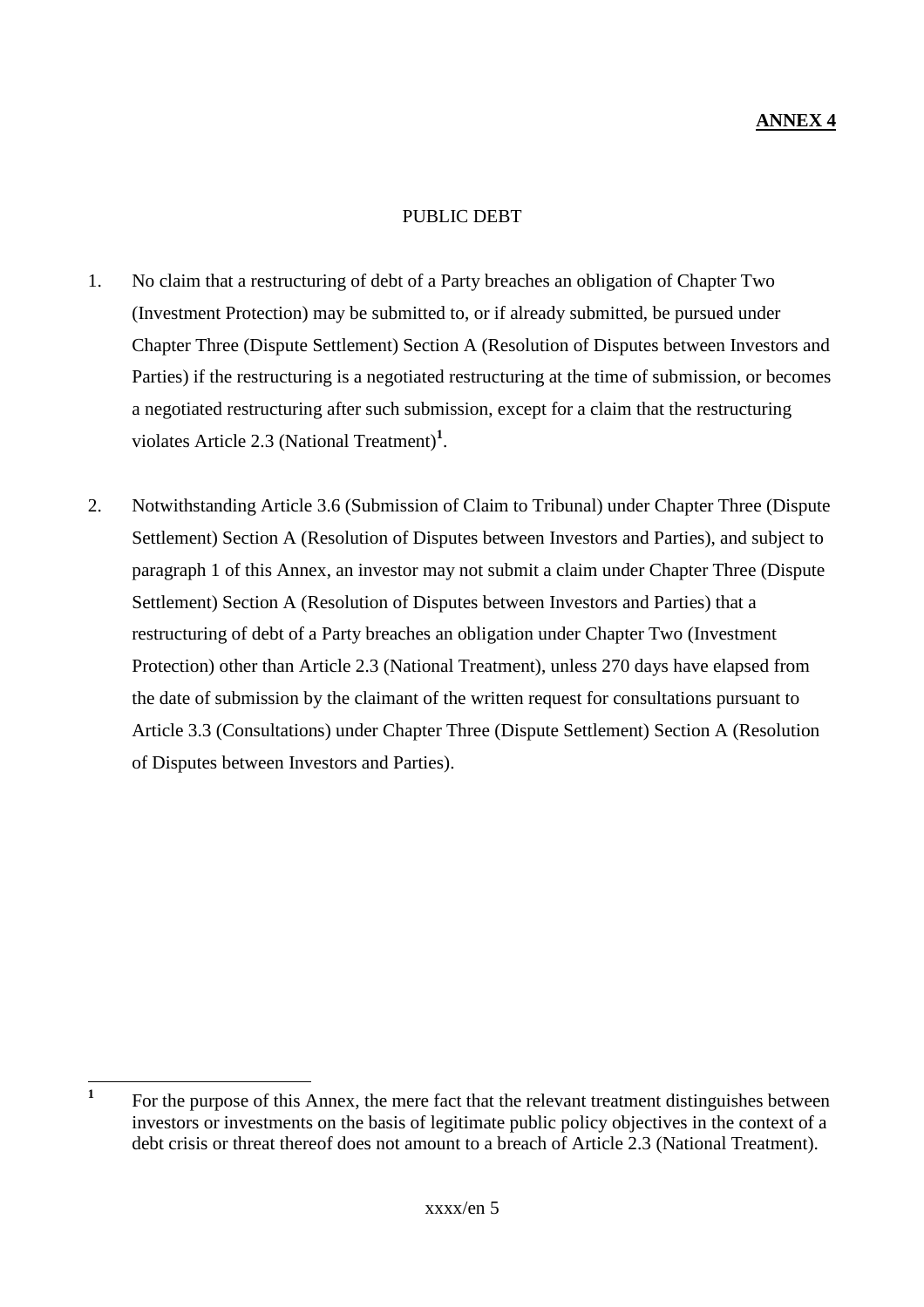**ANNEX 4**

PUBLIC DEBT

1. No claim that a restructuring of debt of a Party breaches an obligation of Chapter Two (Investment Protection) may be submitted to, or if already submitted, be pursued under Chapter Three (Dispute Settlement) Section A (Resolution of Disputes between Investors and Parties) if the restructuring is a negotiated restructuring at the time of submission, or becomes a negotiated restructuring after such submission, except for a claim that the restructuring violates Article 2.3 (National Treatment)[1].

2. Notwithstanding Article 3.6 (Submission of Claim to Tribunal) under Chapter Three (Dispute Settlement) Section A (Resolution of Disputes between Investors and Parties), and subject to paragraph 1 of this Annex, an investor may not submit a claim under Chapter Three (Dispute Settlement) Section A (Resolution of Disputes between Investors and Parties) that a restructuring of debt of a Party breaches an obligation under Chapter Two (Investment Protection) other than Article 2.3 (National Treatment), unless 270 days have elapsed from the date of submission by the claimant of the written request for consultations pursuant to Article 3.3 (Consultations) under Chapter Three (Dispute Settlement) Section A (Resolution of Disputes between Investors and Parties).

---

[1] For the purpose of this Annex, the mere fact that the relevant treatment distinguishes between investors or investments on the basis of legitimate public policy objectives in the context of a debt crisis or threat thereof does not amount to a breach of Article 2.3 (National Treatment).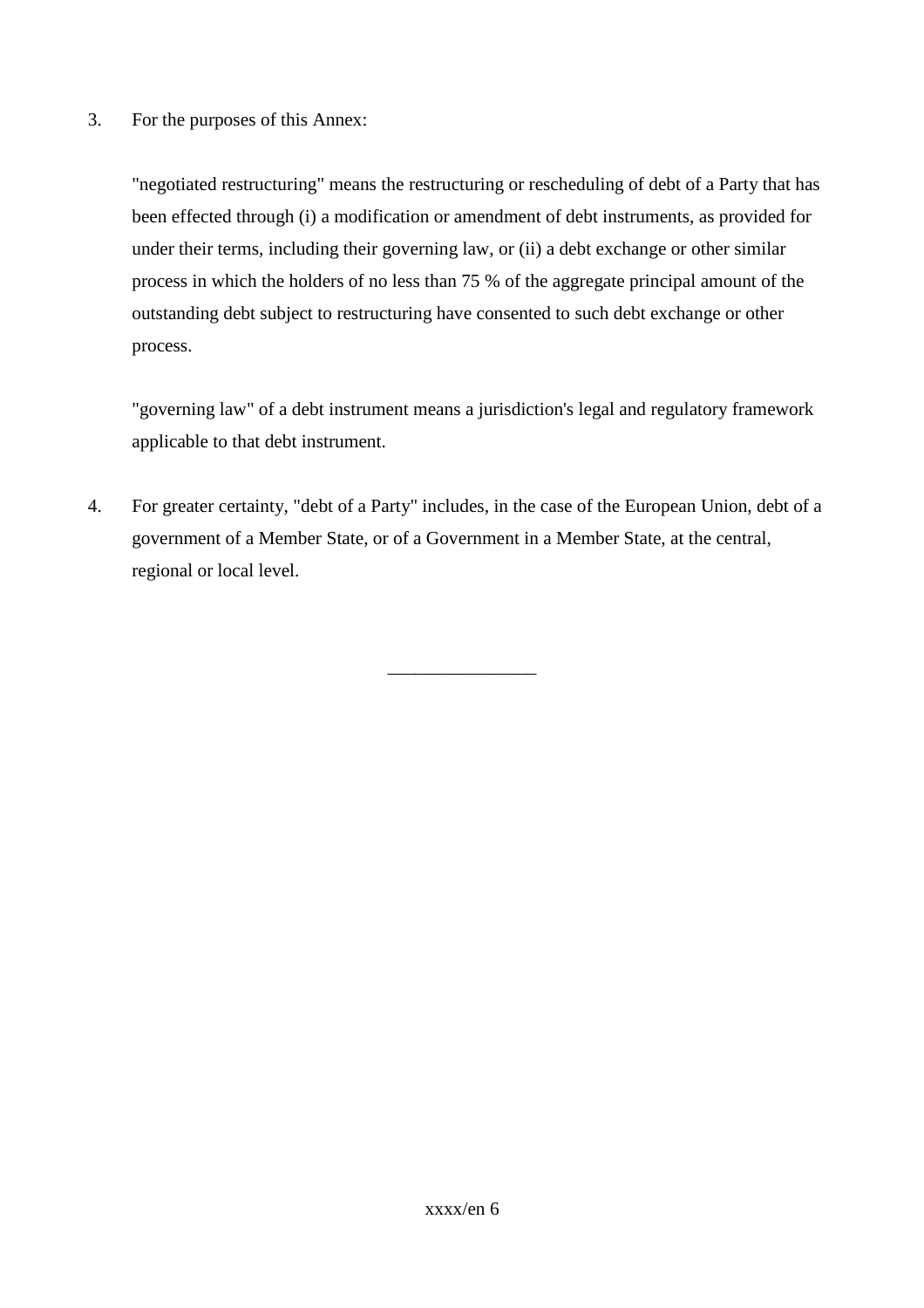3. For the purposes of this Annex:

   "negotiated restructuring" means the restructuring or rescheduling of debt of a Party that has been effected through (i) a modification or amendment of debt instruments, as provided for under their terms, including their governing law, or (ii) a debt exchange or other similar process in which the holders of no less than 75 % of the aggregate principal amount of the outstanding debt subject to restructuring have consented to such debt exchange or other process.

   "governing law" of a debt instrument means a jurisdiction's legal and regulatory framework applicable to that debt instrument.

4. For greater certainty, "debt of a Party" includes, in the case of the European Union, debt of a government of a Member State, or of a Government in a Member State, at the central, regional or local level.

________________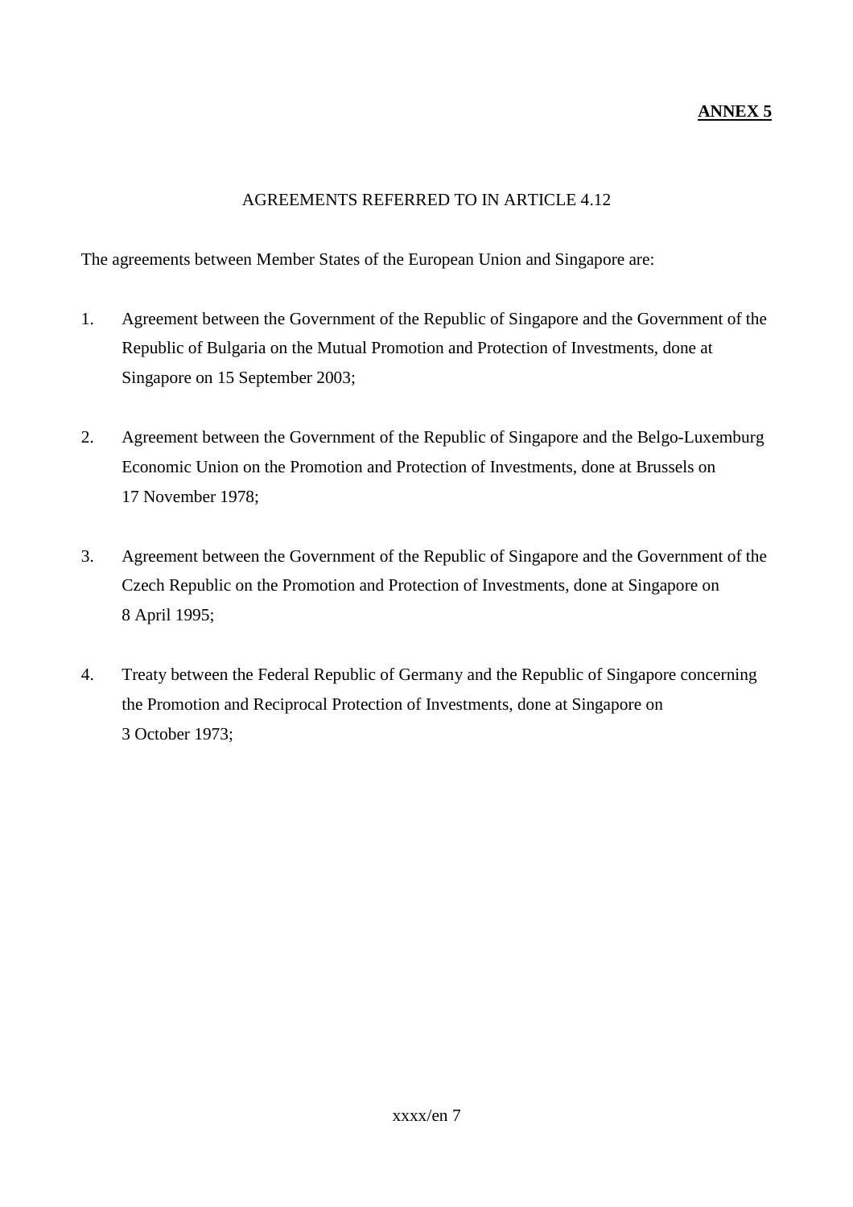**ANNEX 5**

AGREEMENTS REFERRED TO IN ARTICLE 4.12

The agreements between Member States of the European Union and Singapore are:

1. Agreement between the Government of the Republic of Singapore and the Government of the Republic of Bulgaria on the Mutual Promotion and Protection of Investments, done at Singapore on 15 September 2003;

2. Agreement between the Government of the Republic of Singapore and the Belgo-Luxemburg Economic Union on the Promotion and Protection of Investments, done at Brussels on 17 November 1978;

3. Agreement between the Government of the Republic of Singapore and the Government of the Czech Republic on the Promotion and Protection of Investments, done at Singapore on 8 April 1995;

4. Treaty between the Federal Republic of Germany and the Republic of Singapore concerning the Promotion and Reciprocal Protection of Investments, done at Singapore on 3 October 1973;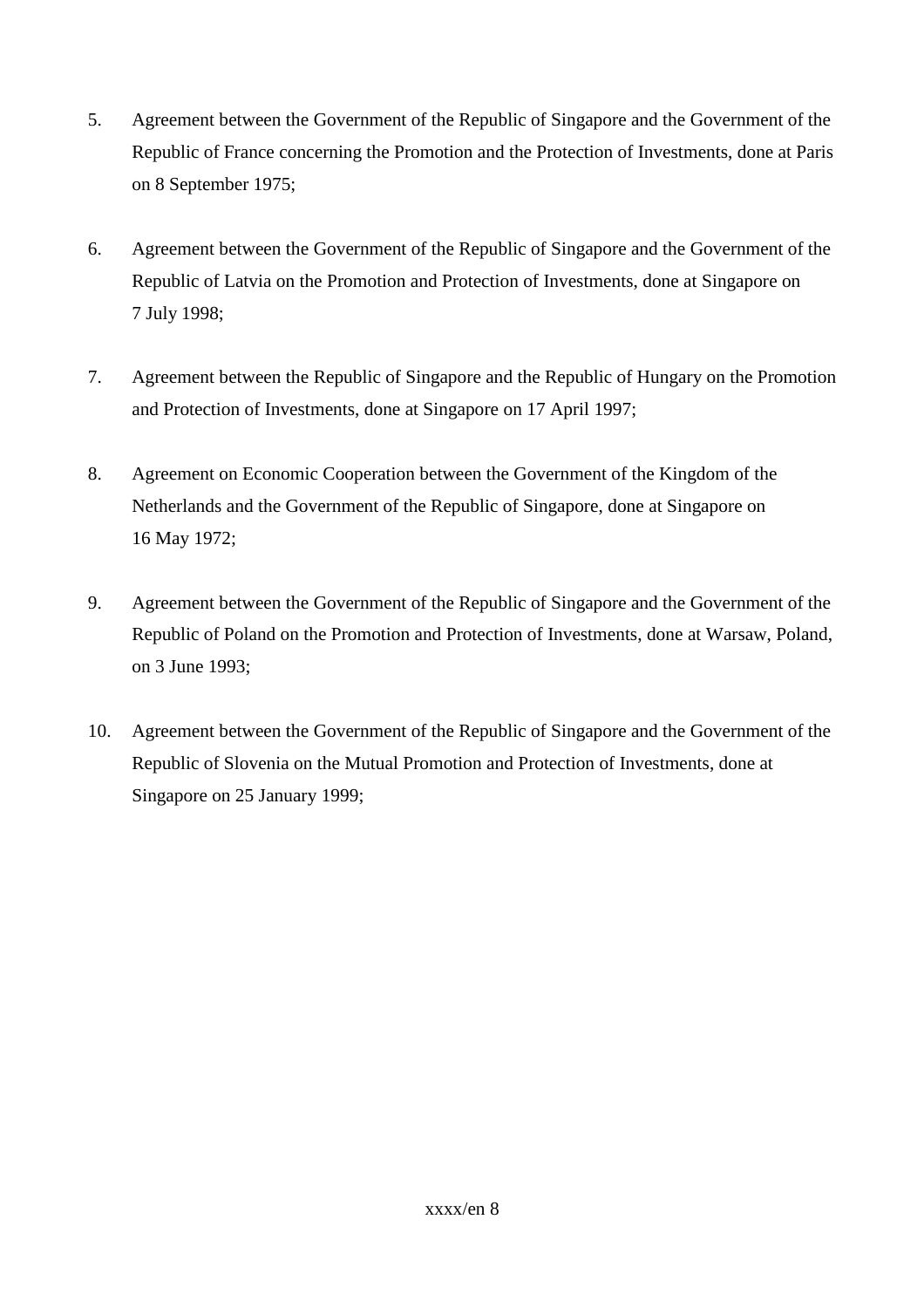5. Agreement between the Government of the Republic of Singapore and the Government of the Republic of France concerning the Promotion and the Protection of Investments, done at Paris on 8 September 1975;

6. Agreement between the Government of the Republic of Singapore and the Government of the Republic of Latvia on the Promotion and Protection of Investments, done at Singapore on 7 July 1998;

7. Agreement between the Republic of Singapore and the Republic of Hungary on the Promotion and Protection of Investments, done at Singapore on 17 April 1997;

8. Agreement on Economic Cooperation between the Government of the Kingdom of the Netherlands and the Government of the Republic of Singapore, done at Singapore on 16 May 1972;

9. Agreement between the Government of the Republic of Singapore and the Government of the Republic of Poland on the Promotion and Protection of Investments, done at Warsaw, Poland, on 3 June 1993;

10. Agreement between the Government of the Republic of Singapore and the Government of the Republic of Slovenia on the Mutual Promotion and Protection of Investments, done at Singapore on 25 January 1999;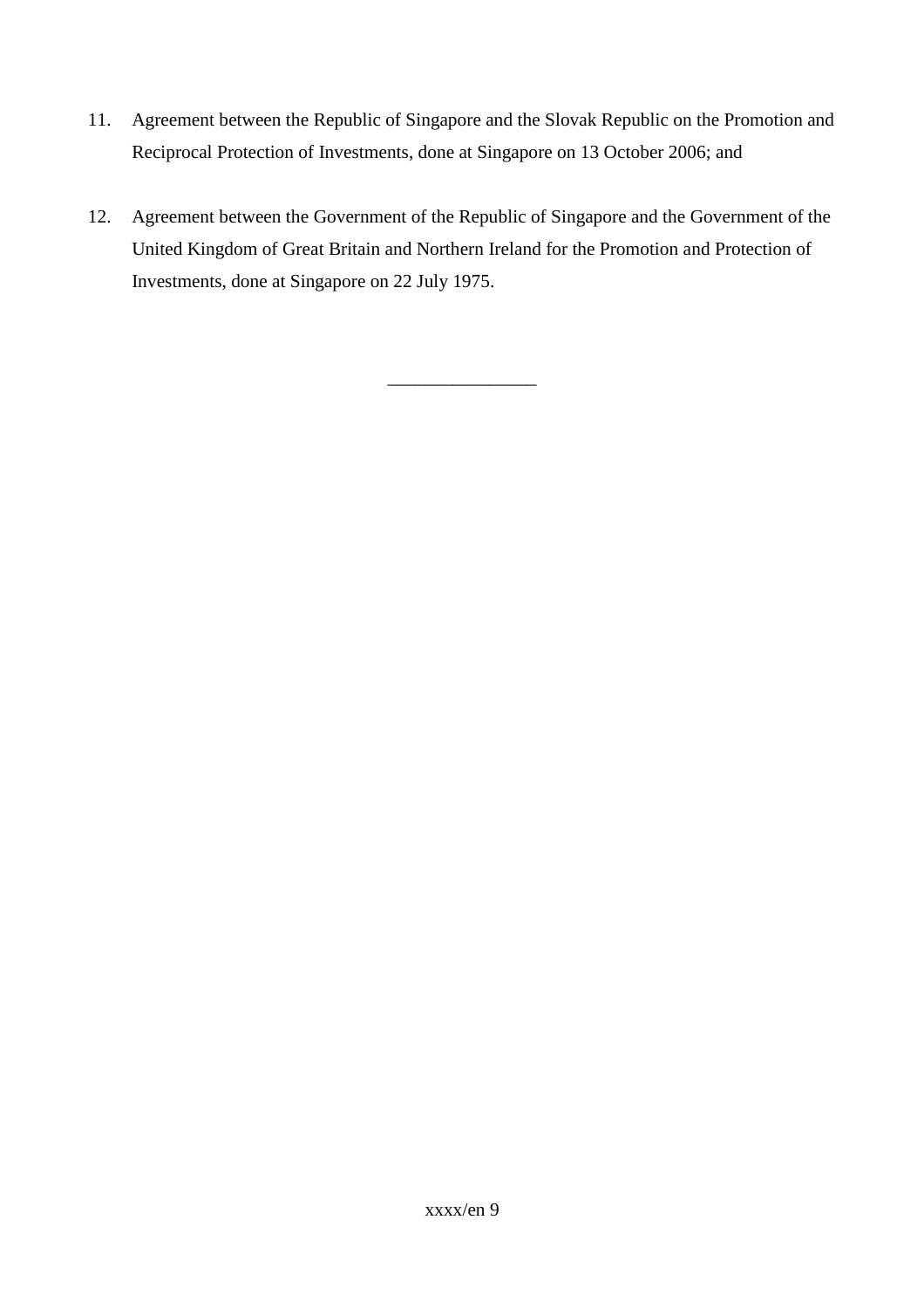11. Agreement between the Republic of Singapore and the Slovak Republic on the Promotion and Reciprocal Protection of Investments, done at Singapore on 13 October 2006; and

12. Agreement between the Government of the Republic of Singapore and the Government of the United Kingdom of Great Britain and Northern Ireland for the Promotion and Protection of Investments, done at Singapore on 22 July 1975.

________________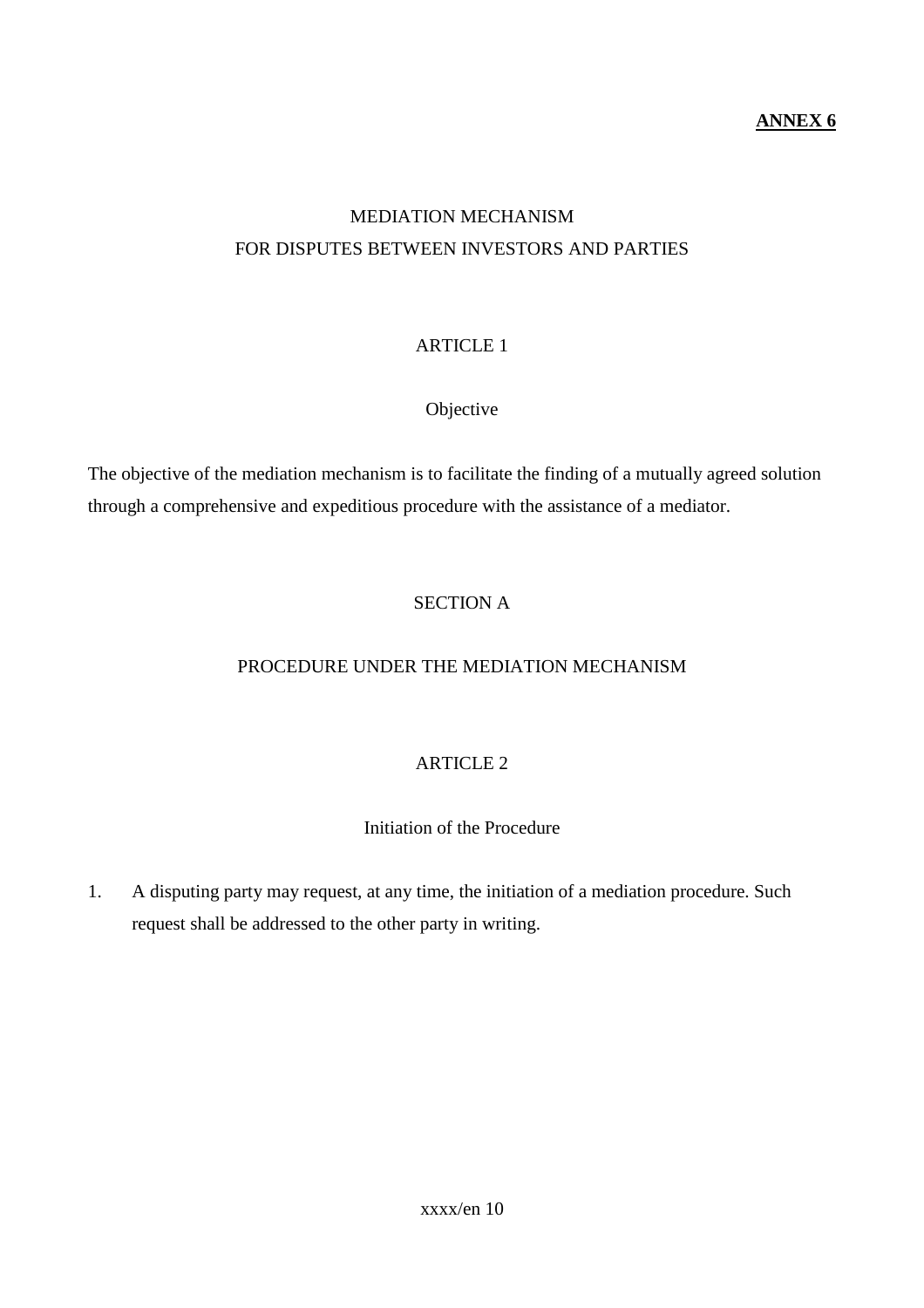**ANNEX 6**

# MEDIATION MECHANISM
# FOR DISPUTES BETWEEN INVESTORS AND PARTIES

## ARTICLE 1

### Objective

The objective of the mediation mechanism is to facilitate the finding of a mutually agreed solution through a comprehensive and expeditious procedure with the assistance of a mediator.

## SECTION A

## PROCEDURE UNDER THE MEDIATION MECHANISM

## ARTICLE 2

### Initiation of the Procedure

1. A disputing party may request, at any time, the initiation of a mediation procedure. Such request shall be addressed to the other party in writing.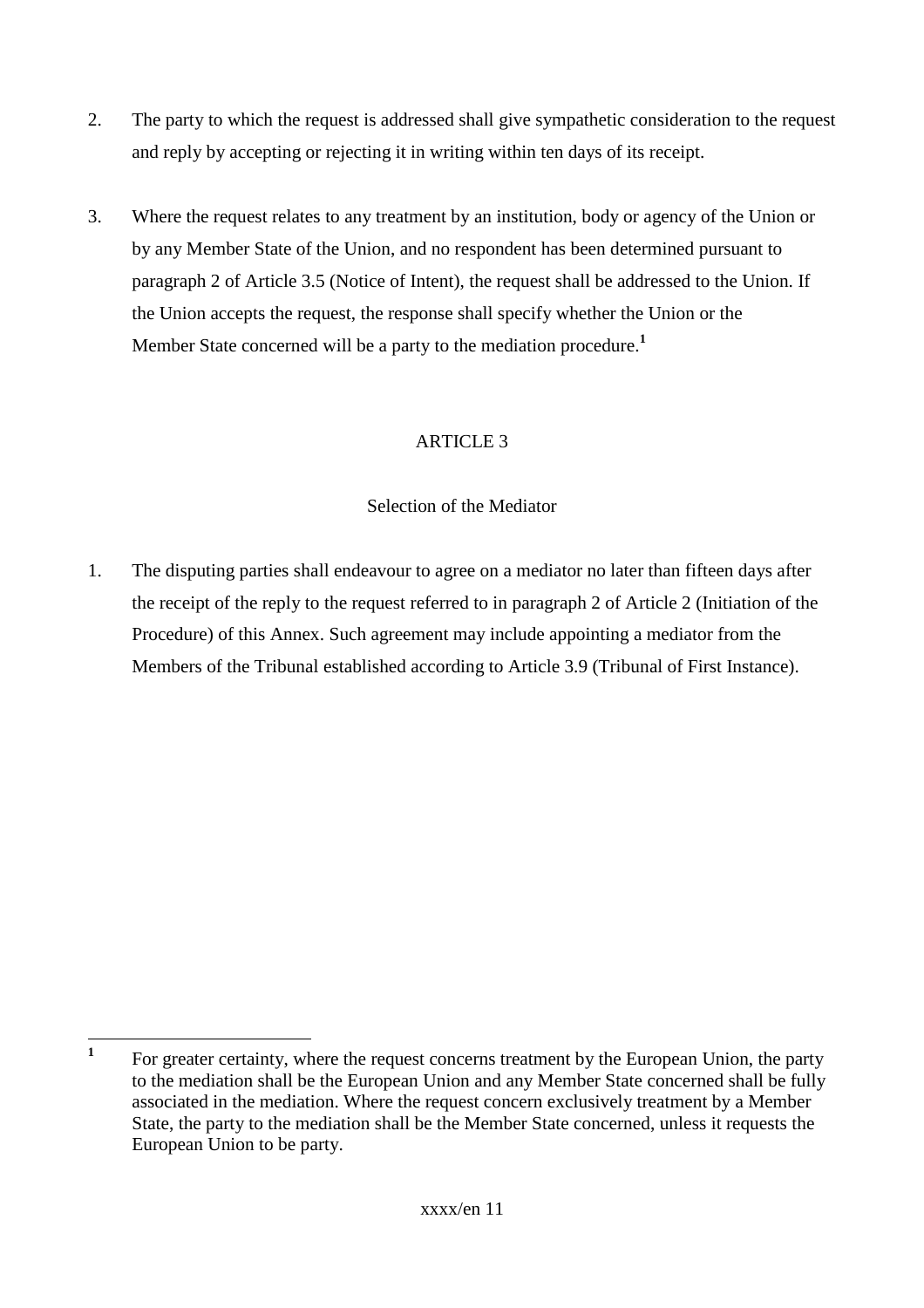2. The party to which the request is addressed shall give sympathetic consideration to the request and reply by accepting or rejecting it in writing within ten days of its receipt.

3. Where the request relates to any treatment by an institution, body or agency of the Union or by any Member State of the Union, and no respondent has been determined pursuant to paragraph 2 of Article 3.5 (Notice of Intent), the request shall be addressed to the Union. If the Union accepts the request, the response shall specify whether the Union or the Member State concerned will be a party to the mediation procedure.[1]

ARTICLE 3

Selection of the Mediator

1. The disputing parties shall endeavour to agree on a mediator no later than fifteen days after the receipt of the reply to the request referred to in paragraph 2 of Article 2 (Initiation of the Procedure) of this Annex. Such agreement may include appointing a mediator from the Members of the Tribunal established according to Article 3.9 (Tribunal of First Instance).

---

[1] For greater certainty, where the request concerns treatment by the European Union, the party to the mediation shall be the European Union and any Member State concerned shall be fully associated in the mediation. Where the request concern exclusively treatment by a Member State, the party to the mediation shall be the Member State concerned, unless it requests the European Union to be party.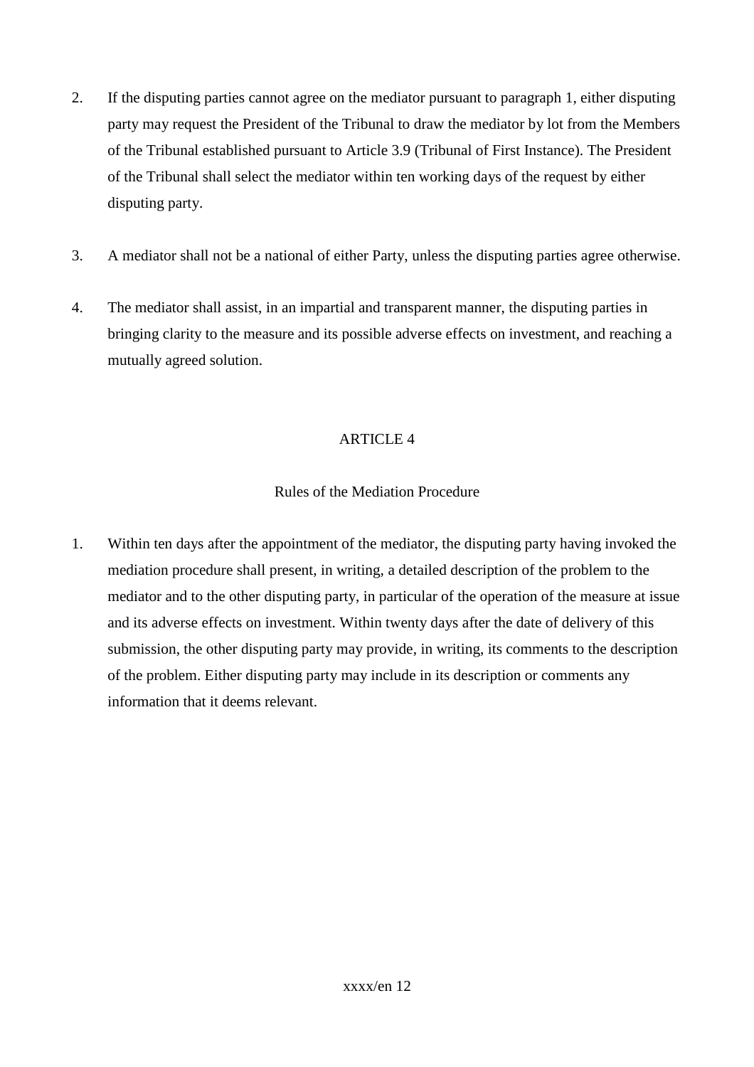2. If the disputing parties cannot agree on the mediator pursuant to paragraph 1, either disputing party may request the President of the Tribunal to draw the mediator by lot from the Members of the Tribunal established pursuant to Article 3.9 (Tribunal of First Instance). The President of the Tribunal shall select the mediator within ten working days of the request by either disputing party.

3. A mediator shall not be a national of either Party, unless the disputing parties agree otherwise.

4. The mediator shall assist, in an impartial and transparent manner, the disputing parties in bringing clarity to the measure and its possible adverse effects on investment, and reaching a mutually agreed solution.

## ARTICLE 4

### Rules of the Mediation Procedure

1. Within ten days after the appointment of the mediator, the disputing party having invoked the mediation procedure shall present, in writing, a detailed description of the problem to the mediator and to the other disputing party, in particular of the operation of the measure at issue and its adverse effects on investment. Within twenty days after the date of delivery of this submission, the other disputing party may provide, in writing, its comments to the description of the problem. Either disputing party may include in its description or comments any information that it deems relevant.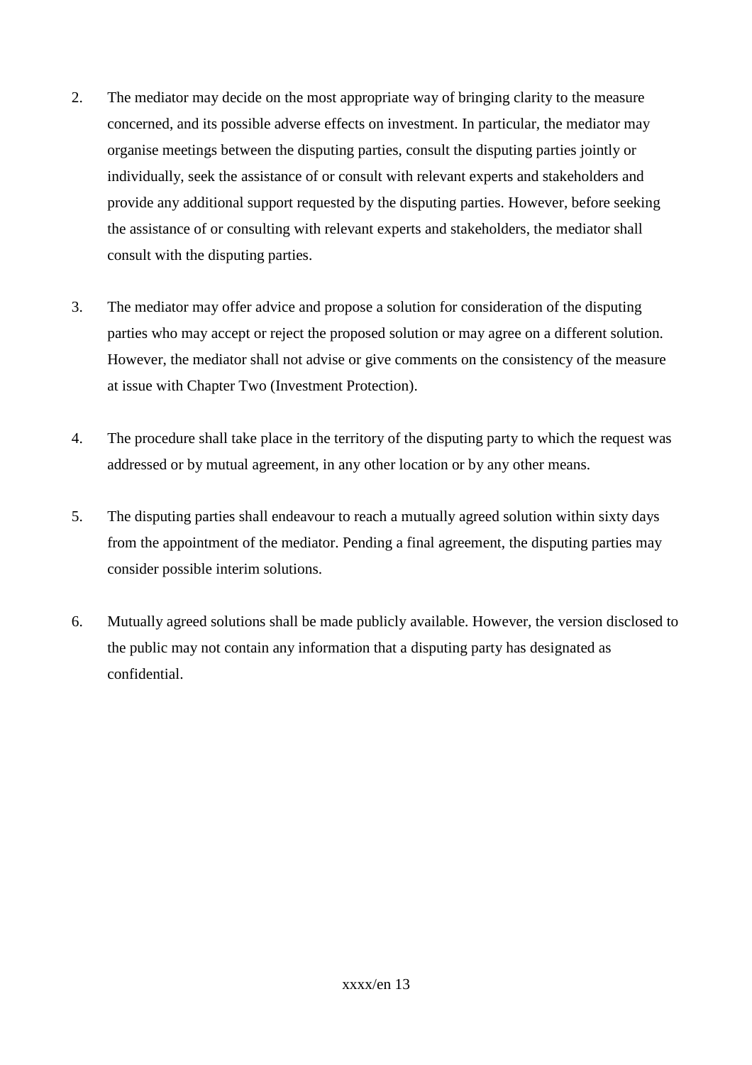2. The mediator may decide on the most appropriate way of bringing clarity to the measure concerned, and its possible adverse effects on investment. In particular, the mediator may organise meetings between the disputing parties, consult the disputing parties jointly or individually, seek the assistance of or consult with relevant experts and stakeholders and provide any additional support requested by the disputing parties. However, before seeking the assistance of or consulting with relevant experts and stakeholders, the mediator shall consult with the disputing parties.

3. The mediator may offer advice and propose a solution for consideration of the disputing parties who may accept or reject the proposed solution or may agree on a different solution. However, the mediator shall not advise or give comments on the consistency of the measure at issue with Chapter Two (Investment Protection).

4. The procedure shall take place in the territory of the disputing party to which the request was addressed or by mutual agreement, in any other location or by any other means.

5. The disputing parties shall endeavour to reach a mutually agreed solution within sixty days from the appointment of the mediator. Pending a final agreement, the disputing parties may consider possible interim solutions.

6. Mutually agreed solutions shall be made publicly available. However, the version disclosed to the public may not contain any information that a disputing party has designated as confidential.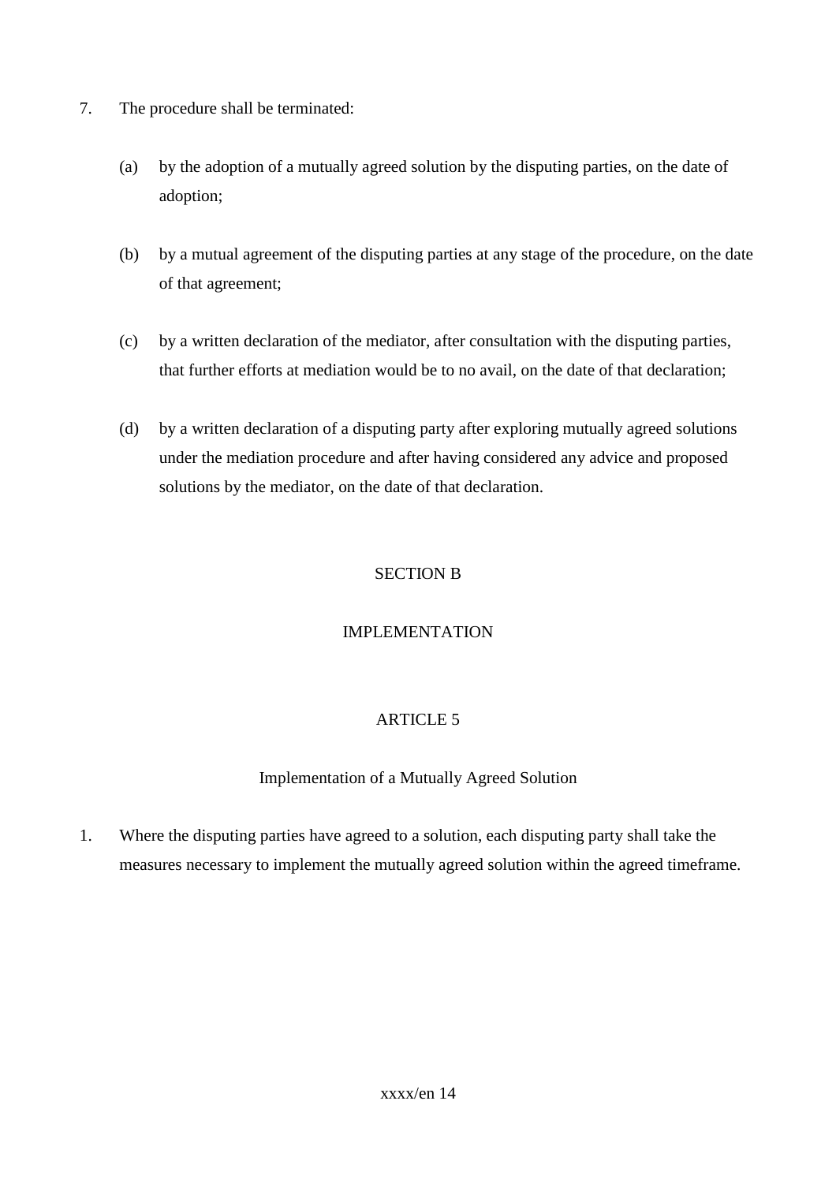7. The procedure shall be terminated:

   (a) by the adoption of a mutually agreed solution by the disputing parties, on the date of adoption;

   (b) by a mutual agreement of the disputing parties at any stage of the procedure, on the date of that agreement;

   (c) by a written declaration of the mediator, after consultation with the disputing parties, that further efforts at mediation would be to no avail, on the date of that declaration;

   (d) by a written declaration of a disputing party after exploring mutually agreed solutions under the mediation procedure and after having considered any advice and proposed solutions by the mediator, on the date of that declaration.

## SECTION B

## IMPLEMENTATION

### ARTICLE 5

### Implementation of a Mutually Agreed Solution

1. Where the disputing parties have agreed to a solution, each disputing party shall take the measures necessary to implement the mutually agreed solution within the agreed timeframe.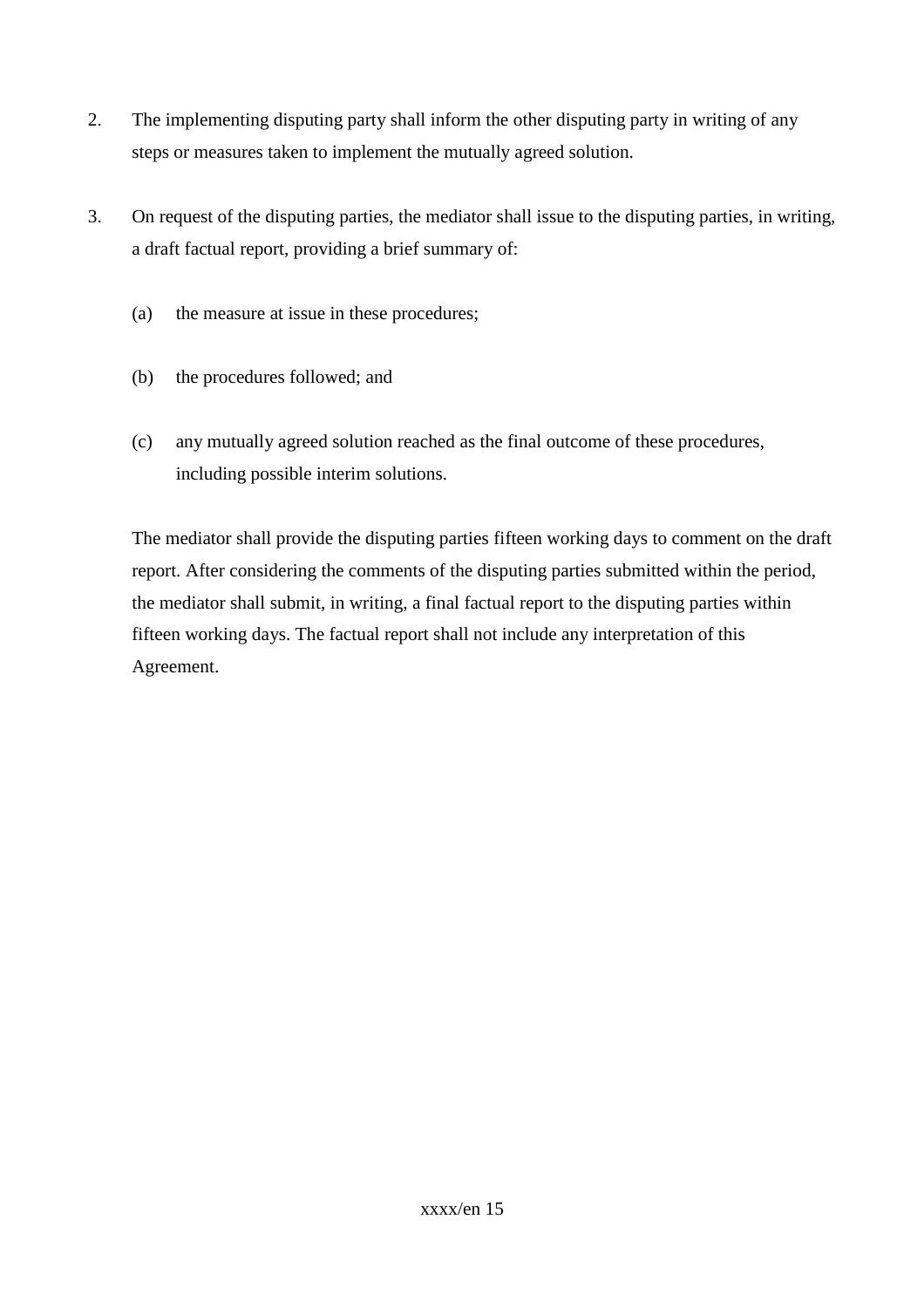2. The implementing disputing party shall inform the other disputing party in writing of any steps or measures taken to implement the mutually agreed solution.

3. On request of the disputing parties, the mediator shall issue to the disputing parties, in writing, a draft factual report, providing a brief summary of:

   (a) the measure at issue in these procedures;

   (b) the procedures followed; and

   (c) any mutually agreed solution reached as the final outcome of these procedures, including possible interim solutions.

   The mediator shall provide the disputing parties fifteen working days to comment on the draft report. After considering the comments of the disputing parties submitted within the period, the mediator shall submit, in writing, a final factual report to the disputing parties within fifteen working days. The factual report shall not include any interpretation of this Agreement.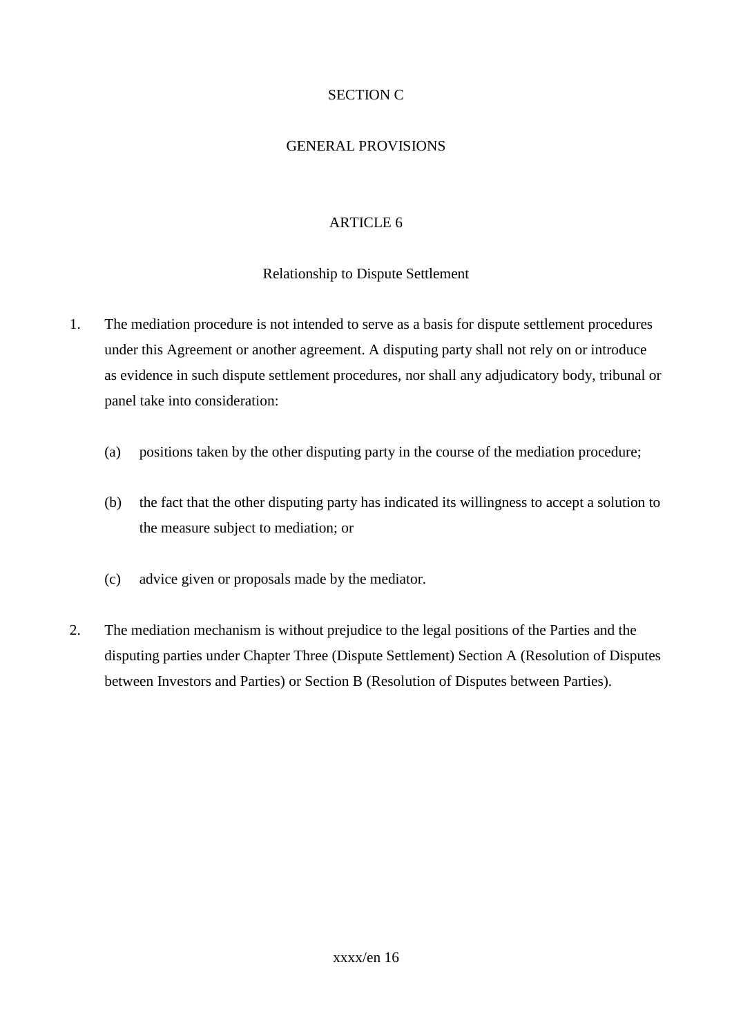## SECTION C

## GENERAL PROVISIONS

### ARTICLE 6

### Relationship to Dispute Settlement

1. The mediation procedure is not intended to serve as a basis for dispute settlement procedures under this Agreement or another agreement. A disputing party shall not rely on or introduce as evidence in such dispute settlement procedures, nor shall any adjudicatory body, tribunal or panel take into consideration:

   (a) positions taken by the other disputing party in the course of the mediation procedure;

   (b) the fact that the other disputing party has indicated its willingness to accept a solution to the measure subject to mediation; or

   (c) advice given or proposals made by the mediator.

2. The mediation mechanism is without prejudice to the legal positions of the Parties and the disputing parties under Chapter Three (Dispute Settlement) Section A (Resolution of Disputes between Investors and Parties) or Section B (Resolution of Disputes between Parties).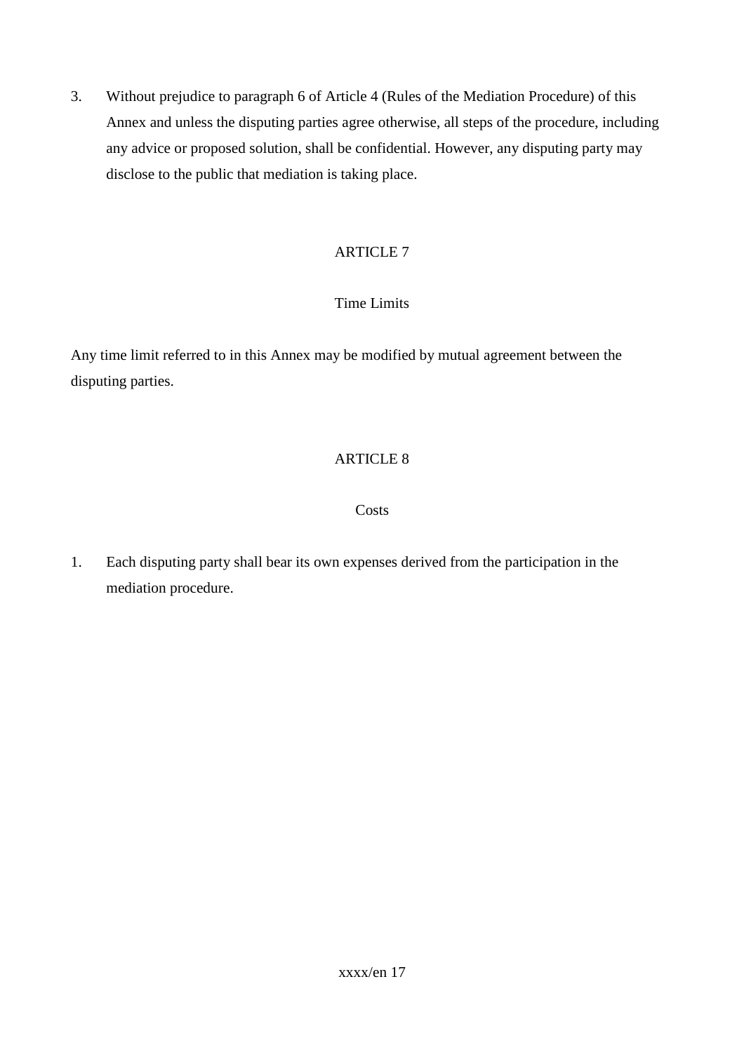3. Without prejudice to paragraph 6 of Article 4 (Rules of the Mediation Procedure) of this Annex and unless the disputing parties agree otherwise, all steps of the procedure, including any advice or proposed solution, shall be confidential. However, any disputing party may disclose to the public that mediation is taking place.

ARTICLE 7

Time Limits

Any time limit referred to in this Annex may be modified by mutual agreement between the disputing parties.

ARTICLE 8

Costs

1. Each disputing party shall bear its own expenses derived from the participation in the mediation procedure.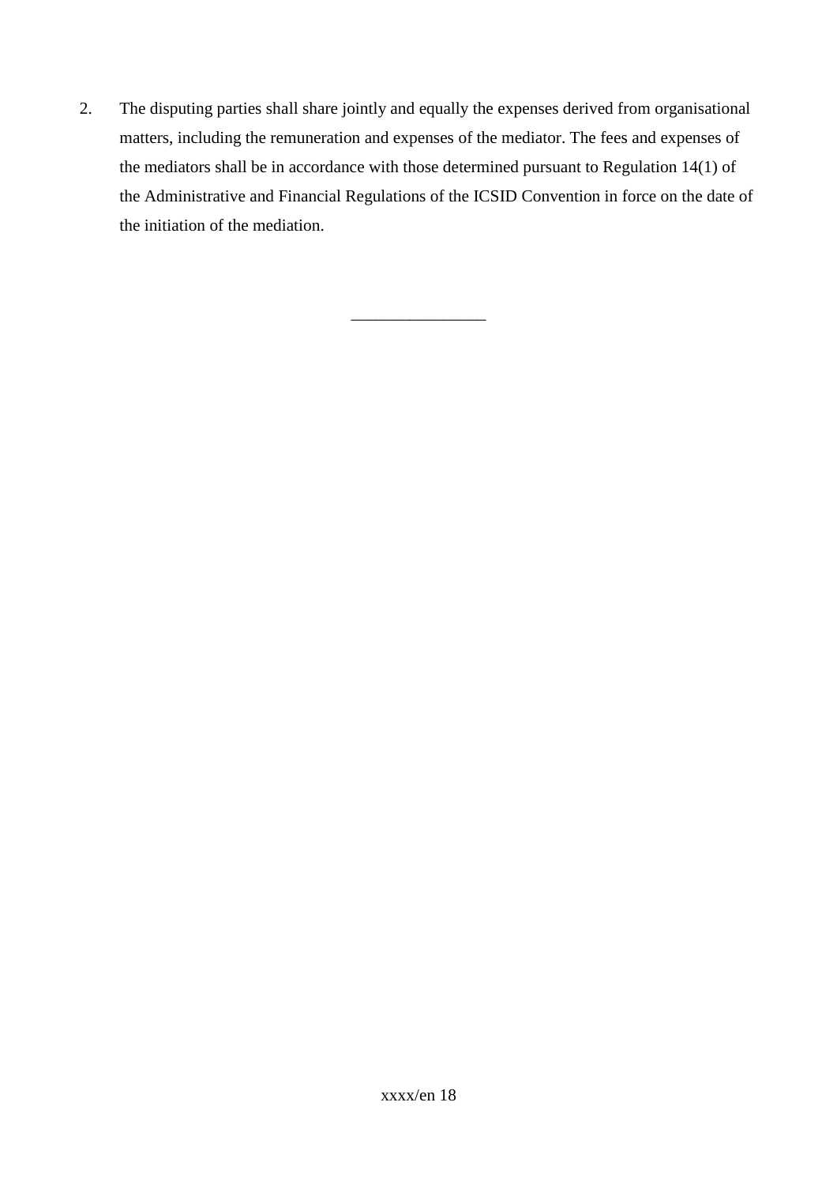2. The disputing parties shall share jointly and equally the expenses derived from organisational matters, including the remuneration and expenses of the mediator. The fees and expenses of the mediators shall be in accordance with those determined pursuant to Regulation 14(1) of the Administrative and Financial Regulations of the ICSID Convention in force on the date of the initiation of the mediation.

________________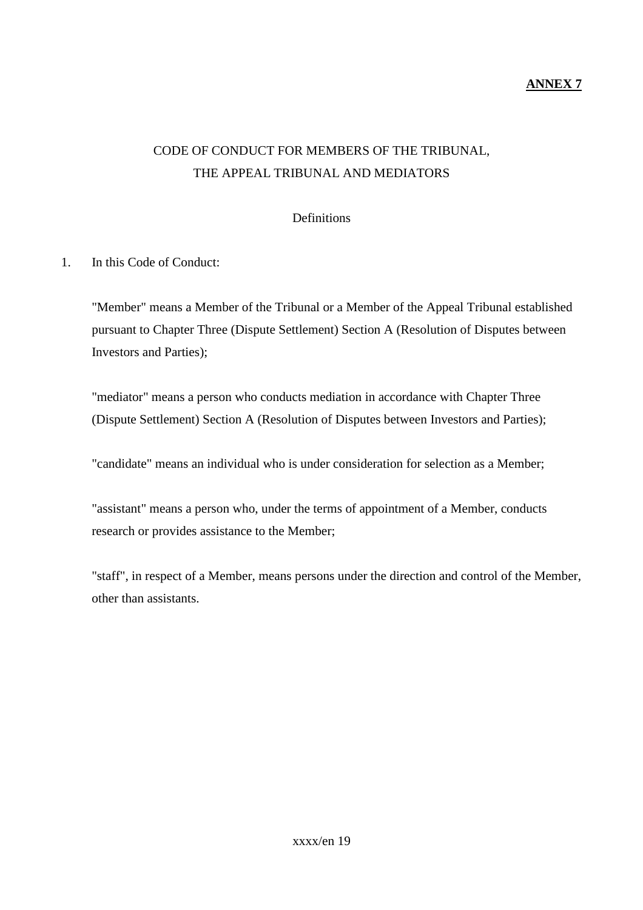**ANNEX 7**

# CODE OF CONDUCT FOR MEMBERS OF THE TRIBUNAL, THE APPEAL TRIBUNAL AND MEDIATORS

## Definitions

1. In this Code of Conduct:

"Member" means a Member of the Tribunal or a Member of the Appeal Tribunal established pursuant to Chapter Three (Dispute Settlement) Section A (Resolution of Disputes between Investors and Parties);

"mediator" means a person who conducts mediation in accordance with Chapter Three (Dispute Settlement) Section A (Resolution of Disputes between Investors and Parties);

"candidate" means an individual who is under consideration for selection as a Member;

"assistant" means a person who, under the terms of appointment of a Member, conducts research or provides assistance to the Member;

"staff", in respect of a Member, means persons under the direction and control of the Member, other than assistants.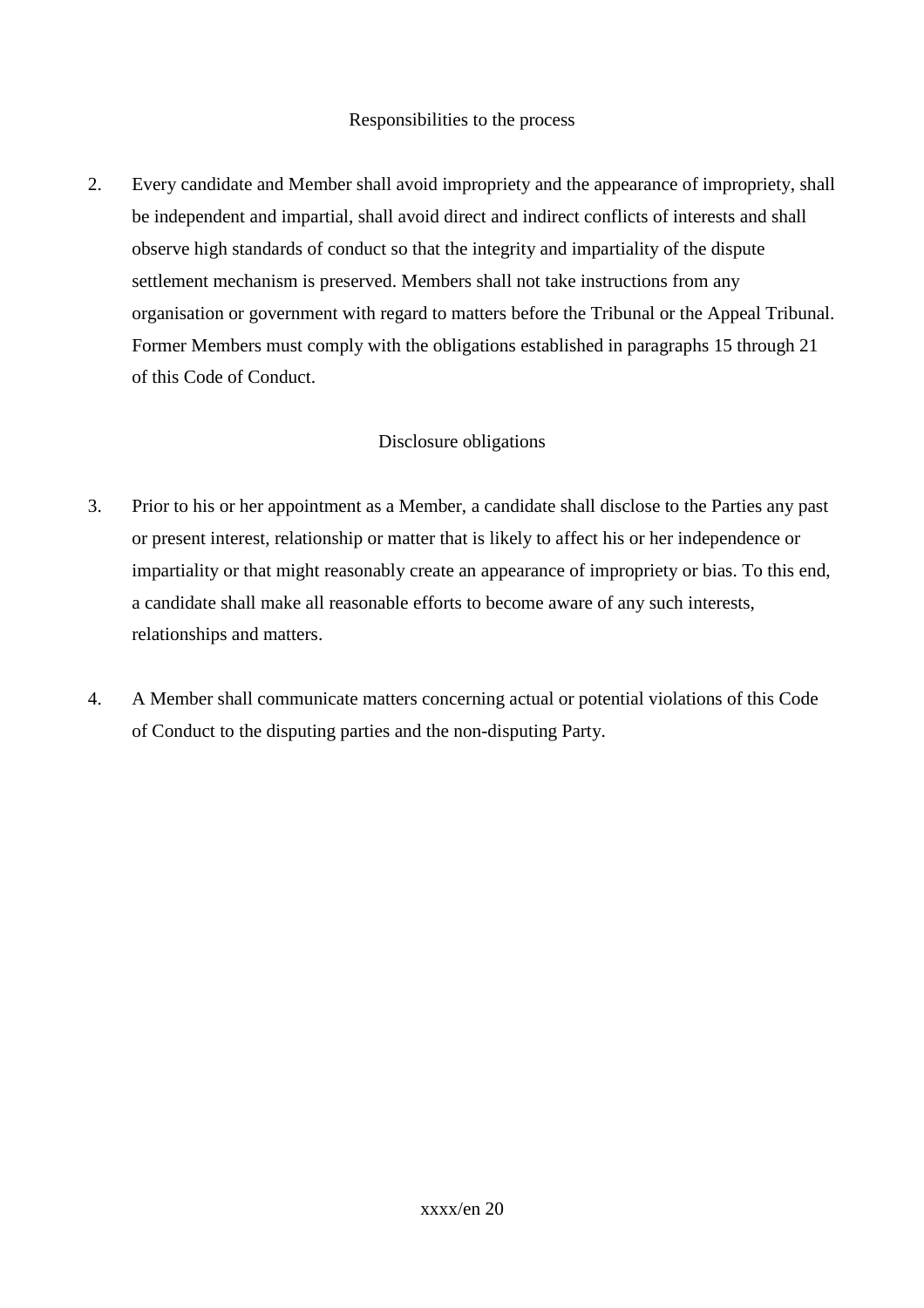Responsibilities to the process

2. Every candidate and Member shall avoid impropriety and the appearance of impropriety, shall be independent and impartial, shall avoid direct and indirect conflicts of interests and shall observe high standards of conduct so that the integrity and impartiality of the dispute settlement mechanism is preserved. Members shall not take instructions from any organisation or government with regard to matters before the Tribunal or the Appeal Tribunal. Former Members must comply with the obligations established in paragraphs 15 through 21 of this Code of Conduct.

Disclosure obligations

3. Prior to his or her appointment as a Member, a candidate shall disclose to the Parties any past or present interest, relationship or matter that is likely to affect his or her independence or impartiality or that might reasonably create an appearance of impropriety or bias. To this end, a candidate shall make all reasonable efforts to become aware of any such interests, relationships and matters.

4. A Member shall communicate matters concerning actual or potential violations of this Code of Conduct to the disputing parties and the non-disputing Party.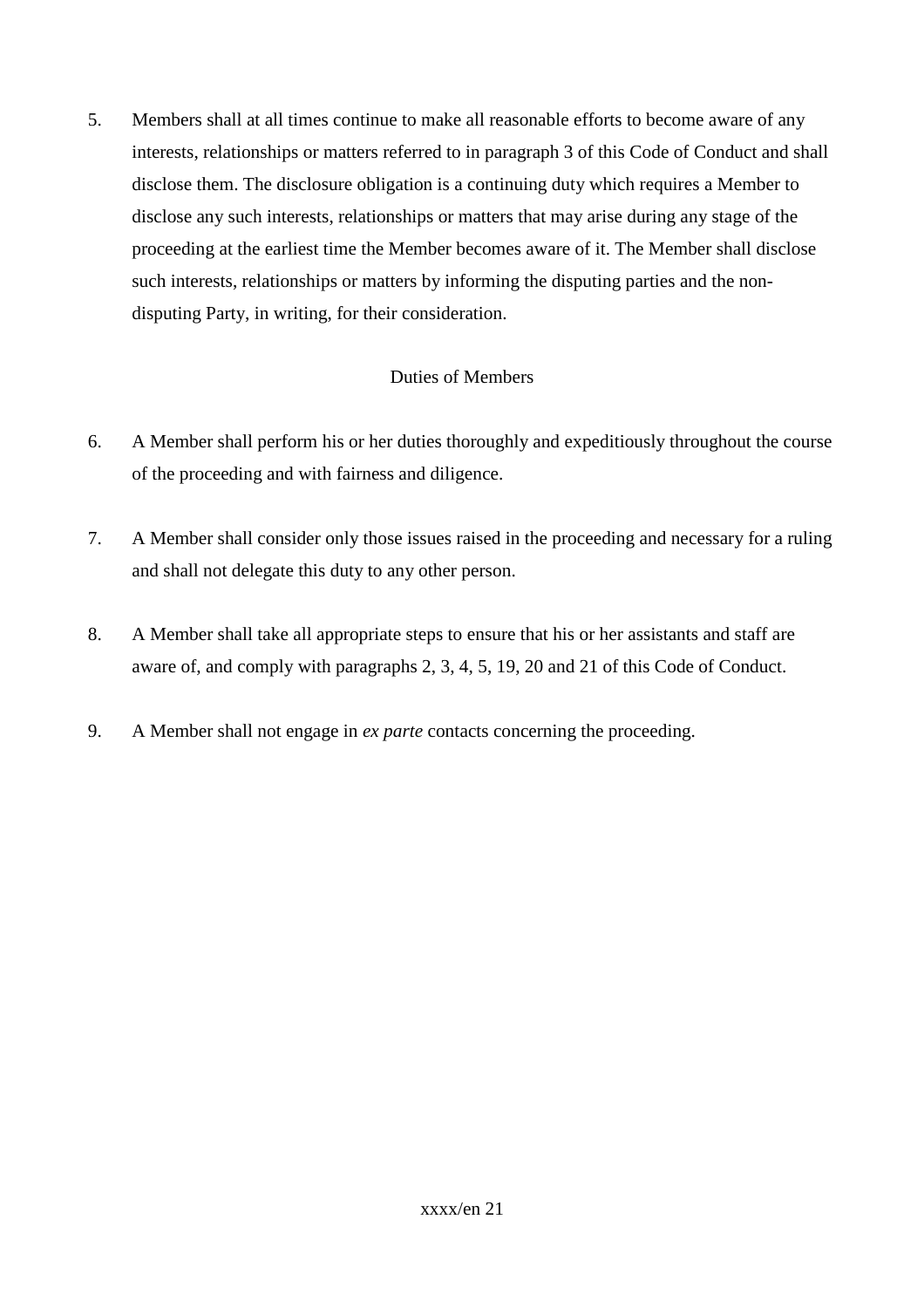5. Members shall at all times continue to make all reasonable efforts to become aware of any interests, relationships or matters referred to in paragraph 3 of this Code of Conduct and shall disclose them. The disclosure obligation is a continuing duty which requires a Member to disclose any such interests, relationships or matters that may arise during any stage of the proceeding at the earliest time the Member becomes aware of it. The Member shall disclose such interests, relationships or matters by informing the disputing parties and the non-disputing Party, in writing, for their consideration.

Duties of Members

6. A Member shall perform his or her duties thoroughly and expeditiously throughout the course of the proceeding and with fairness and diligence.

7. A Member shall consider only those issues raised in the proceeding and necessary for a ruling and shall not delegate this duty to any other person.

8. A Member shall take all appropriate steps to ensure that his or her assistants and staff are aware of, and comply with paragraphs 2, 3, 4, 5, 19, 20 and 21 of this Code of Conduct.

9. A Member shall not engage in *ex parte* contacts concerning the proceeding.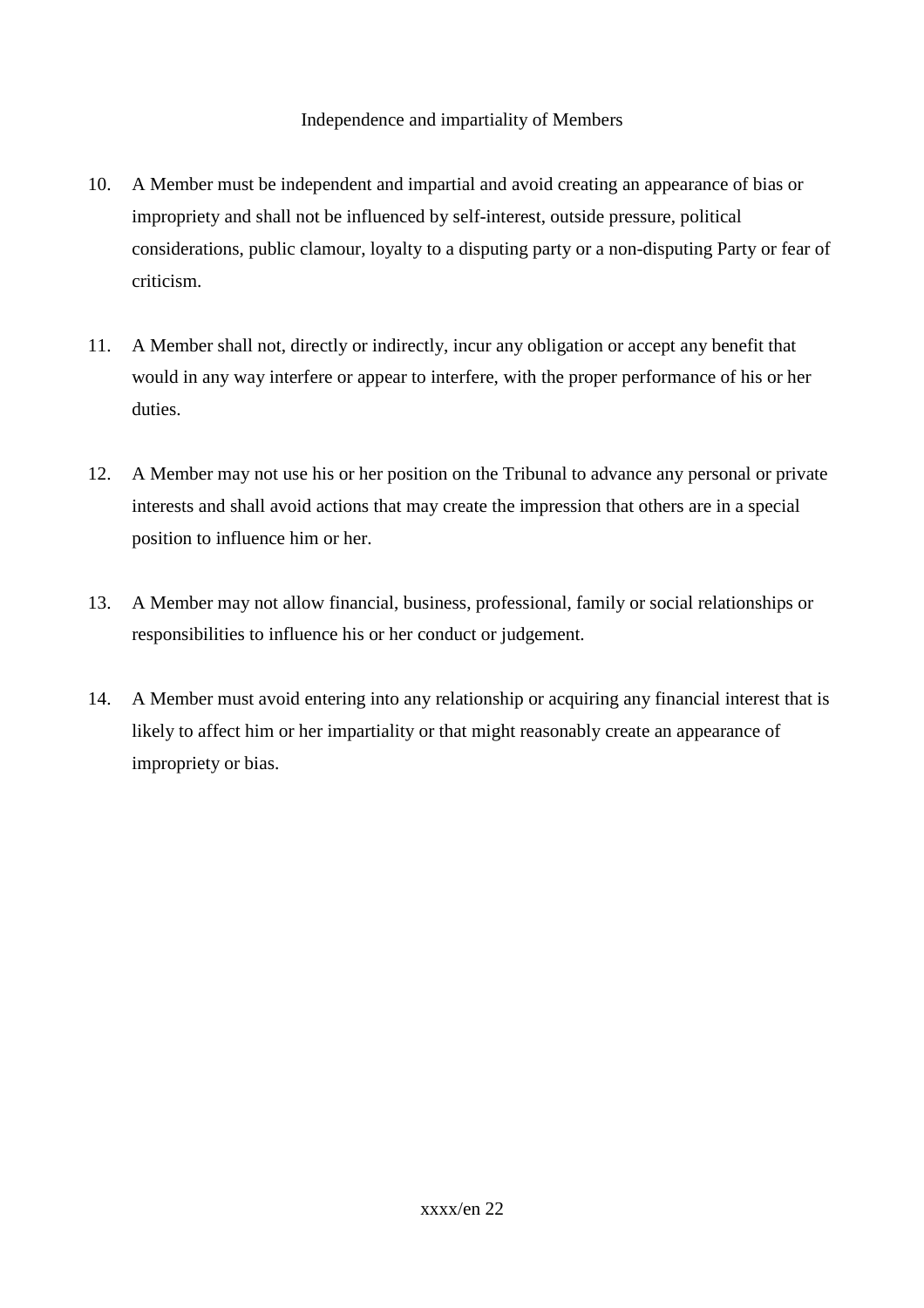Independence and impartiality of Members

10. A Member must be independent and impartial and avoid creating an appearance of bias or impropriety and shall not be influenced by self-interest, outside pressure, political considerations, public clamour, loyalty to a disputing party or a non-disputing Party or fear of criticism.

11. A Member shall not, directly or indirectly, incur any obligation or accept any benefit that would in any way interfere or appear to interfere, with the proper performance of his or her duties.

12. A Member may not use his or her position on the Tribunal to advance any personal or private interests and shall avoid actions that may create the impression that others are in a special position to influence him or her.

13. A Member may not allow financial, business, professional, family or social relationships or responsibilities to influence his or her conduct or judgement.

14. A Member must avoid entering into any relationship or acquiring any financial interest that is likely to affect him or her impartiality or that might reasonably create an appearance of impropriety or bias.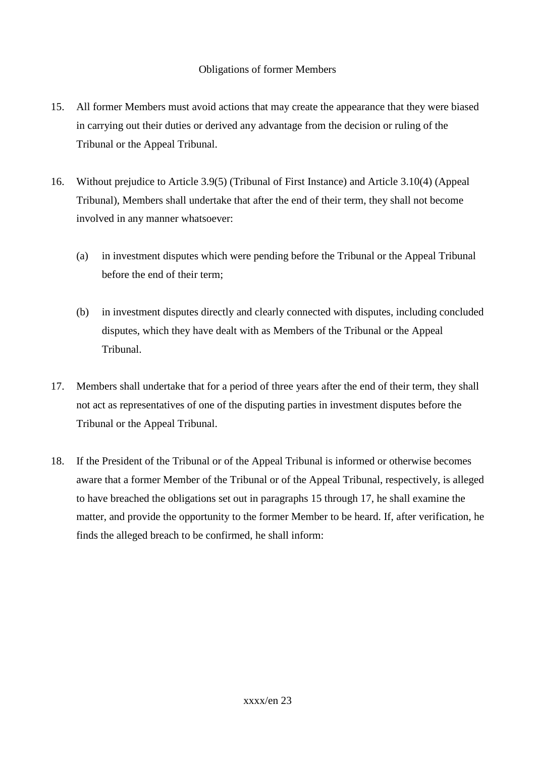### Obligations of former Members

15. All former Members must avoid actions that may create the appearance that they were biased in carrying out their duties or derived any advantage from the decision or ruling of the Tribunal or the Appeal Tribunal.

16. Without prejudice to Article 3.9(5) (Tribunal of First Instance) and Article 3.10(4) (Appeal Tribunal), Members shall undertake that after the end of their term, they shall not become involved in any manner whatsoever:

    (a) in investment disputes which were pending before the Tribunal or the Appeal Tribunal before the end of their term;

    (b) in investment disputes directly and clearly connected with disputes, including concluded disputes, which they have dealt with as Members of the Tribunal or the Appeal Tribunal.

17. Members shall undertake that for a period of three years after the end of their term, they shall not act as representatives of one of the disputing parties in investment disputes before the Tribunal or the Appeal Tribunal.

18. If the President of the Tribunal or of the Appeal Tribunal is informed or otherwise becomes aware that a former Member of the Tribunal or of the Appeal Tribunal, respectively, is alleged to have breached the obligations set out in paragraphs 15 through 17, he shall examine the matter, and provide the opportunity to the former Member to be heard. If, after verification, he finds the alleged breach to be confirmed, he shall inform: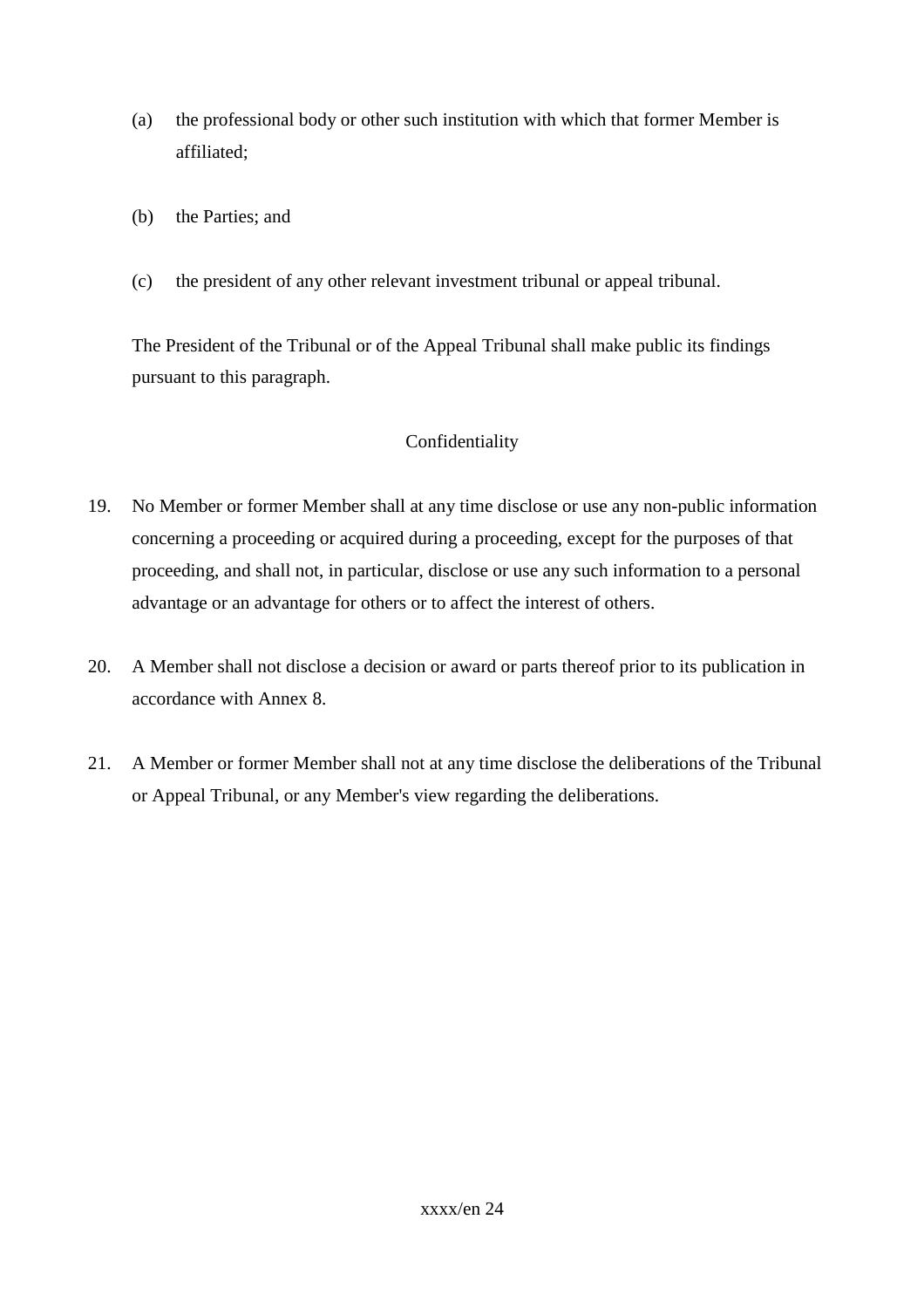(a) the professional body or other such institution with which that former Member is affiliated;

(b) the Parties; and

(c) the president of any other relevant investment tribunal or appeal tribunal.

The President of the Tribunal or of the Appeal Tribunal shall make public its findings pursuant to this paragraph.

Confidentiality

19. No Member or former Member shall at any time disclose or use any non-public information concerning a proceeding or acquired during a proceeding, except for the purposes of that proceeding, and shall not, in particular, disclose or use any such information to a personal advantage or an advantage for others or to affect the interest of others.

20. A Member shall not disclose a decision or award or parts thereof prior to its publication in accordance with Annex 8.

21. A Member or former Member shall not at any time disclose the deliberations of the Tribunal or Appeal Tribunal, or any Member's view regarding the deliberations.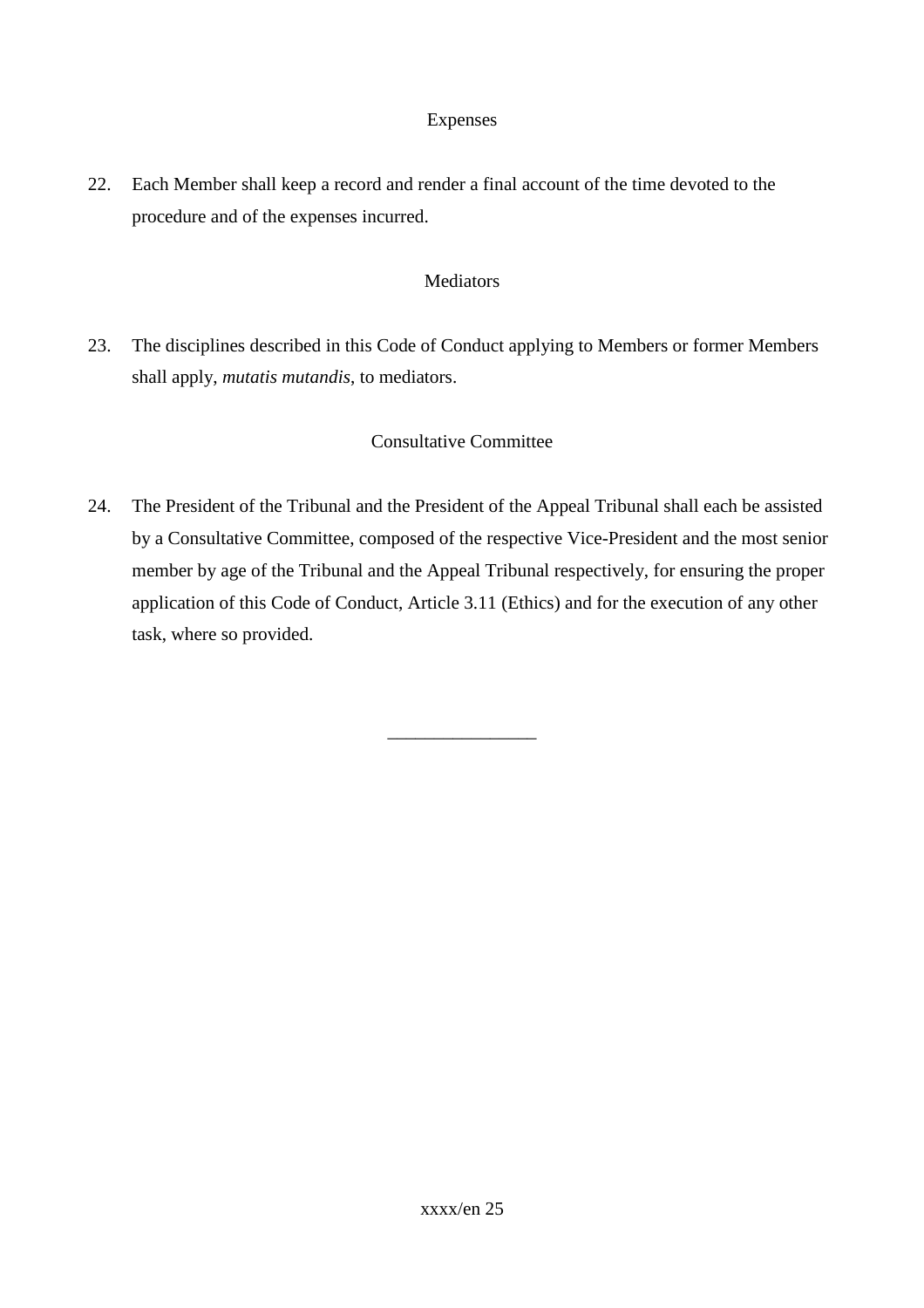### Expenses

22. Each Member shall keep a record and render a final account of the time devoted to the procedure and of the expenses incurred.

### Mediators

23. The disciplines described in this Code of Conduct applying to Members or former Members shall apply, *mutatis mutandis*, to mediators.

### Consultative Committee

24. The President of the Tribunal and the President of the Appeal Tribunal shall each be assisted by a Consultative Committee, composed of the respective Vice-President and the most senior member by age of the Tribunal and the Appeal Tribunal respectively, for ensuring the proper application of this Code of Conduct, Article 3.11 (Ethics) and for the execution of any other task, where so provided.

________________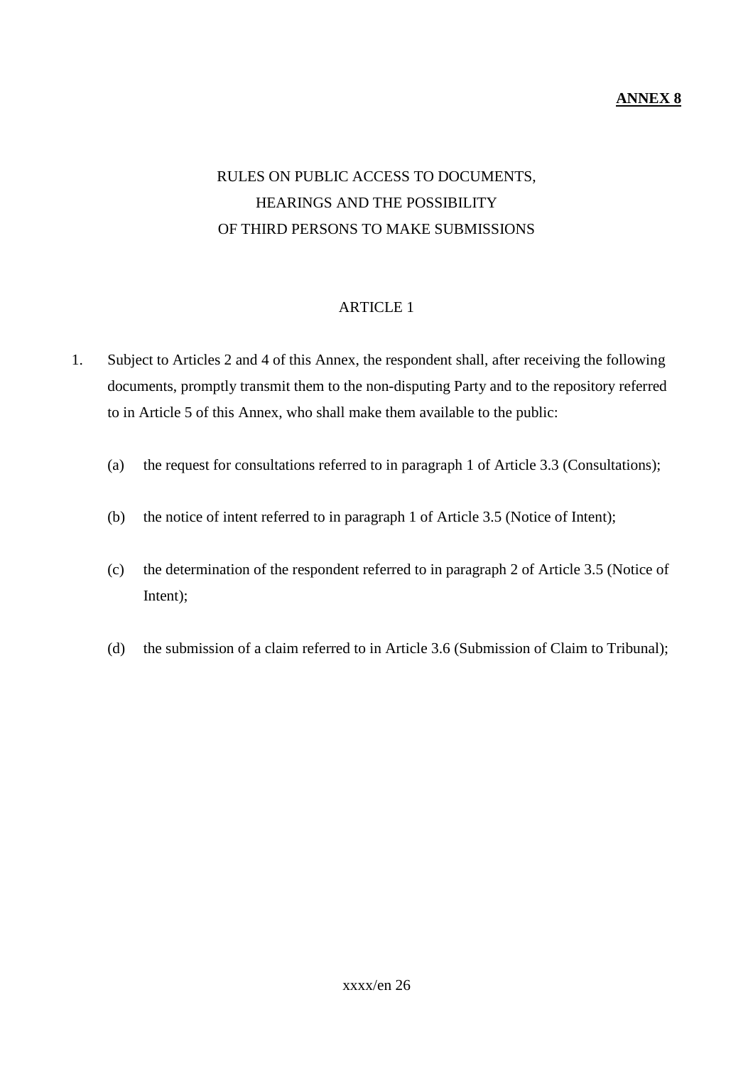**ANNEX 8**

# RULES ON PUBLIC ACCESS TO DOCUMENTS, HEARINGS AND THE POSSIBILITY OF THIRD PERSONS TO MAKE SUBMISSIONS

## ARTICLE 1

1. Subject to Articles 2 and 4 of this Annex, the respondent shall, after receiving the following documents, promptly transmit them to the non-disputing Party and to the repository referred to in Article 5 of this Annex, who shall make them available to the public:

   (a) the request for consultations referred to in paragraph 1 of Article 3.3 (Consultations);

   (b) the notice of intent referred to in paragraph 1 of Article 3.5 (Notice of Intent);

   (c) the determination of the respondent referred to in paragraph 2 of Article 3.5 (Notice of Intent);

   (d) the submission of a claim referred to in Article 3.6 (Submission of Claim to Tribunal);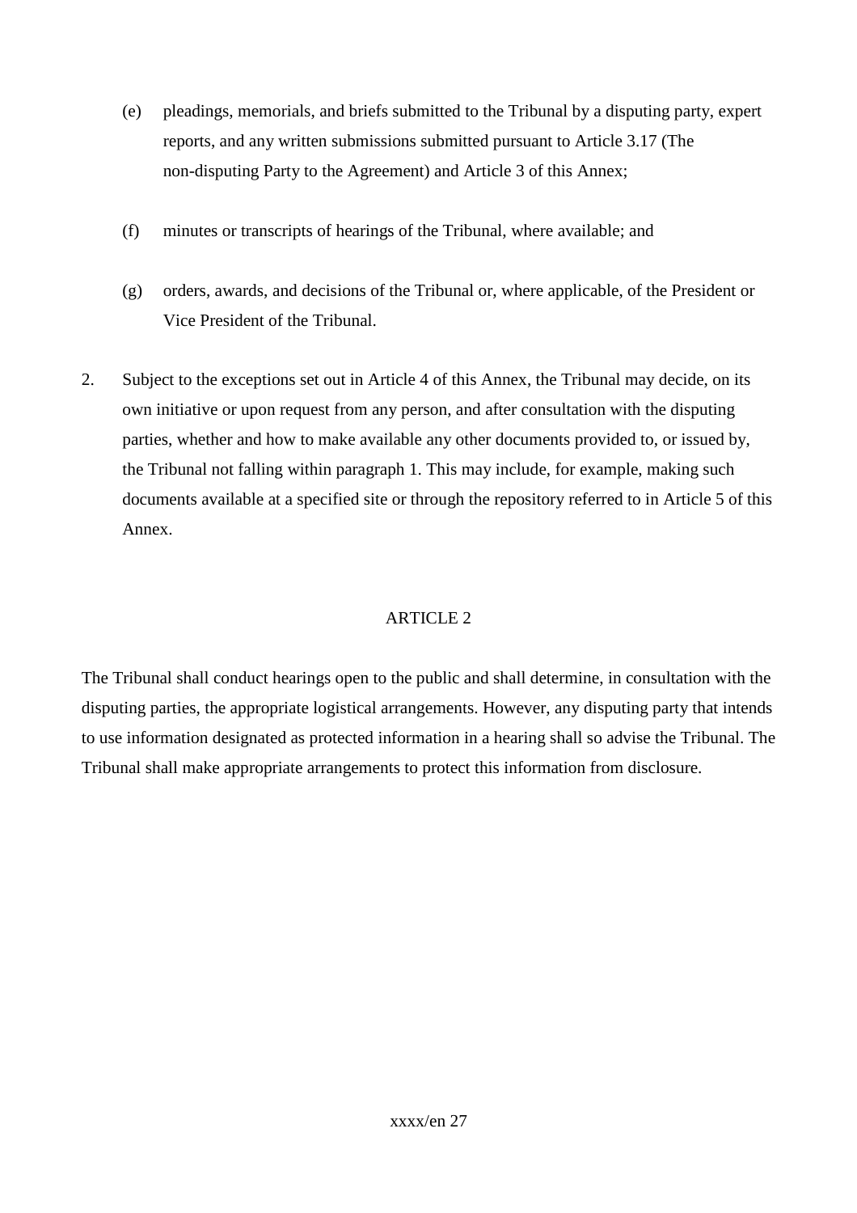(e) pleadings, memorials, and briefs submitted to the Tribunal by a disputing party, expert reports, and any written submissions submitted pursuant to Article 3.17 (The non-disputing Party to the Agreement) and Article 3 of this Annex;

(f) minutes or transcripts of hearings of the Tribunal, where available; and

(g) orders, awards, and decisions of the Tribunal or, where applicable, of the President or Vice President of the Tribunal.

2. Subject to the exceptions set out in Article 4 of this Annex, the Tribunal may decide, on its own initiative or upon request from any person, and after consultation with the disputing parties, whether and how to make available any other documents provided to, or issued by, the Tribunal not falling within paragraph 1. This may include, for example, making such documents available at a specified site or through the repository referred to in Article 5 of this Annex.

## ARTICLE 2

The Tribunal shall conduct hearings open to the public and shall determine, in consultation with the disputing parties, the appropriate logistical arrangements. However, any disputing party that intends to use information designated as protected information in a hearing shall so advise the Tribunal. The Tribunal shall make appropriate arrangements to protect this information from disclosure.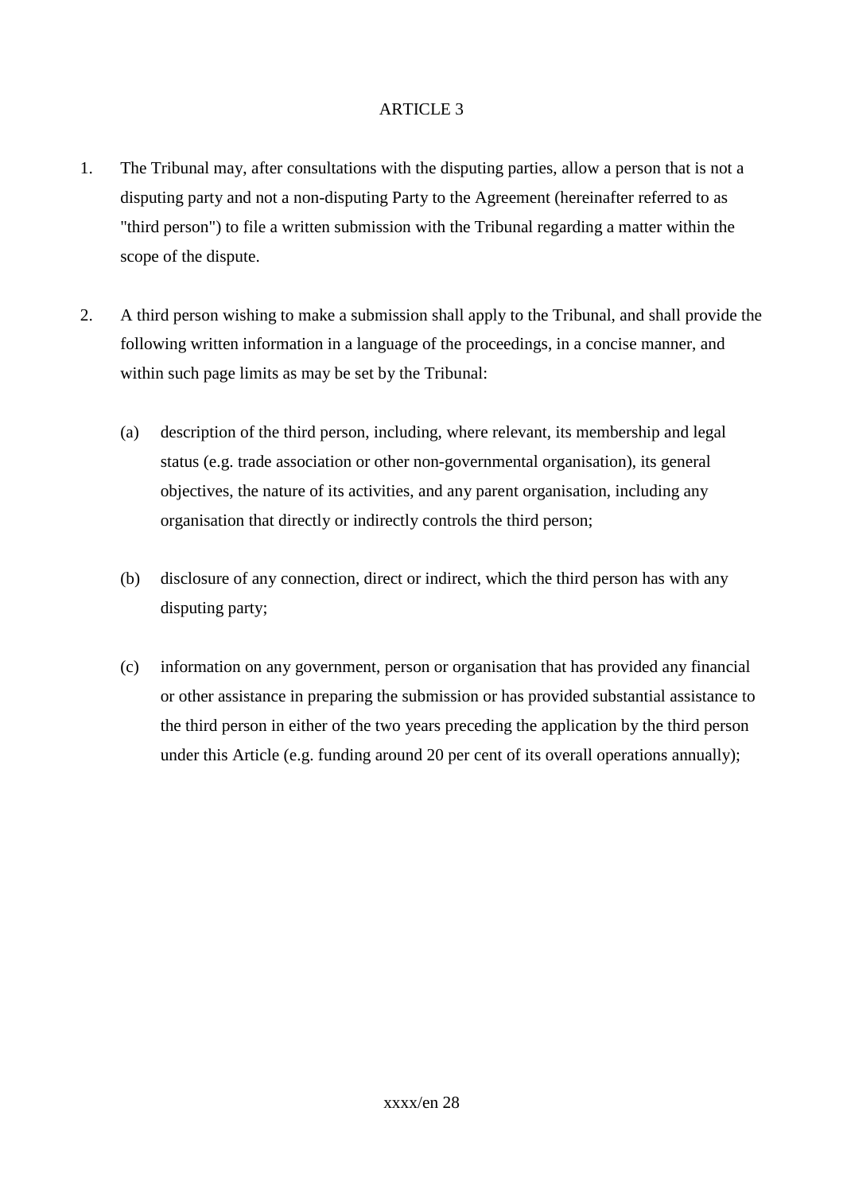ARTICLE 3

1. The Tribunal may, after consultations with the disputing parties, allow a person that is not a disputing party and not a non-disputing Party to the Agreement (hereinafter referred to as "third person") to file a written submission with the Tribunal regarding a matter within the scope of the dispute.

2. A third person wishing to make a submission shall apply to the Tribunal, and shall provide the following written information in a language of the proceedings, in a concise manner, and within such page limits as may be set by the Tribunal:

   (a) description of the third person, including, where relevant, its membership and legal status (e.g. trade association or other non-governmental organisation), its general objectives, the nature of its activities, and any parent organisation, including any organisation that directly or indirectly controls the third person;

   (b) disclosure of any connection, direct or indirect, which the third person has with any disputing party;

   (c) information on any government, person or organisation that has provided any financial or other assistance in preparing the submission or has provided substantial assistance to the third person in either of the two years preceding the application by the third person under this Article (e.g. funding around 20 per cent of its overall operations annually);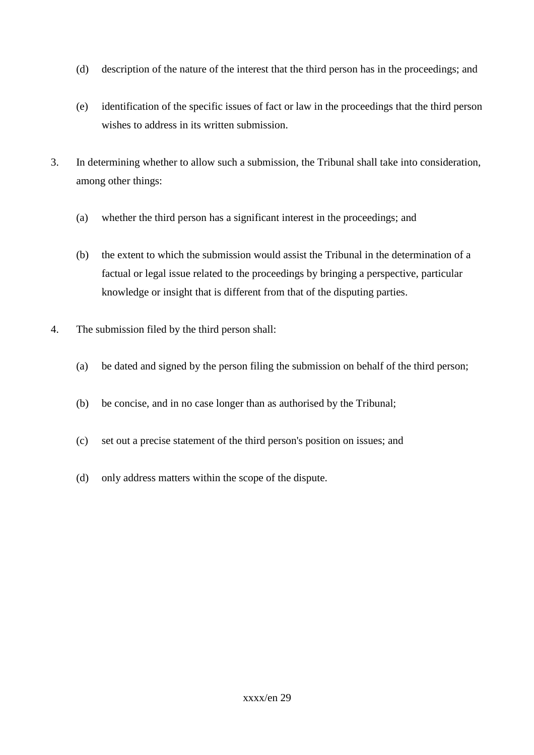(d) description of the nature of the interest that the third person has in the proceedings; and

(e) identification of the specific issues of fact or law in the proceedings that the third person wishes to address in its written submission.

3. In determining whether to allow such a submission, the Tribunal shall take into consideration, among other things:

   (a) whether the third person has a significant interest in the proceedings; and

   (b) the extent to which the submission would assist the Tribunal in the determination of a factual or legal issue related to the proceedings by bringing a perspective, particular knowledge or insight that is different from that of the disputing parties.

4. The submission filed by the third person shall:

   (a) be dated and signed by the person filing the submission on behalf of the third person;

   (b) be concise, and in no case longer than as authorised by the Tribunal;

   (c) set out a precise statement of the third person's position on issues; and

   (d) only address matters within the scope of the dispute.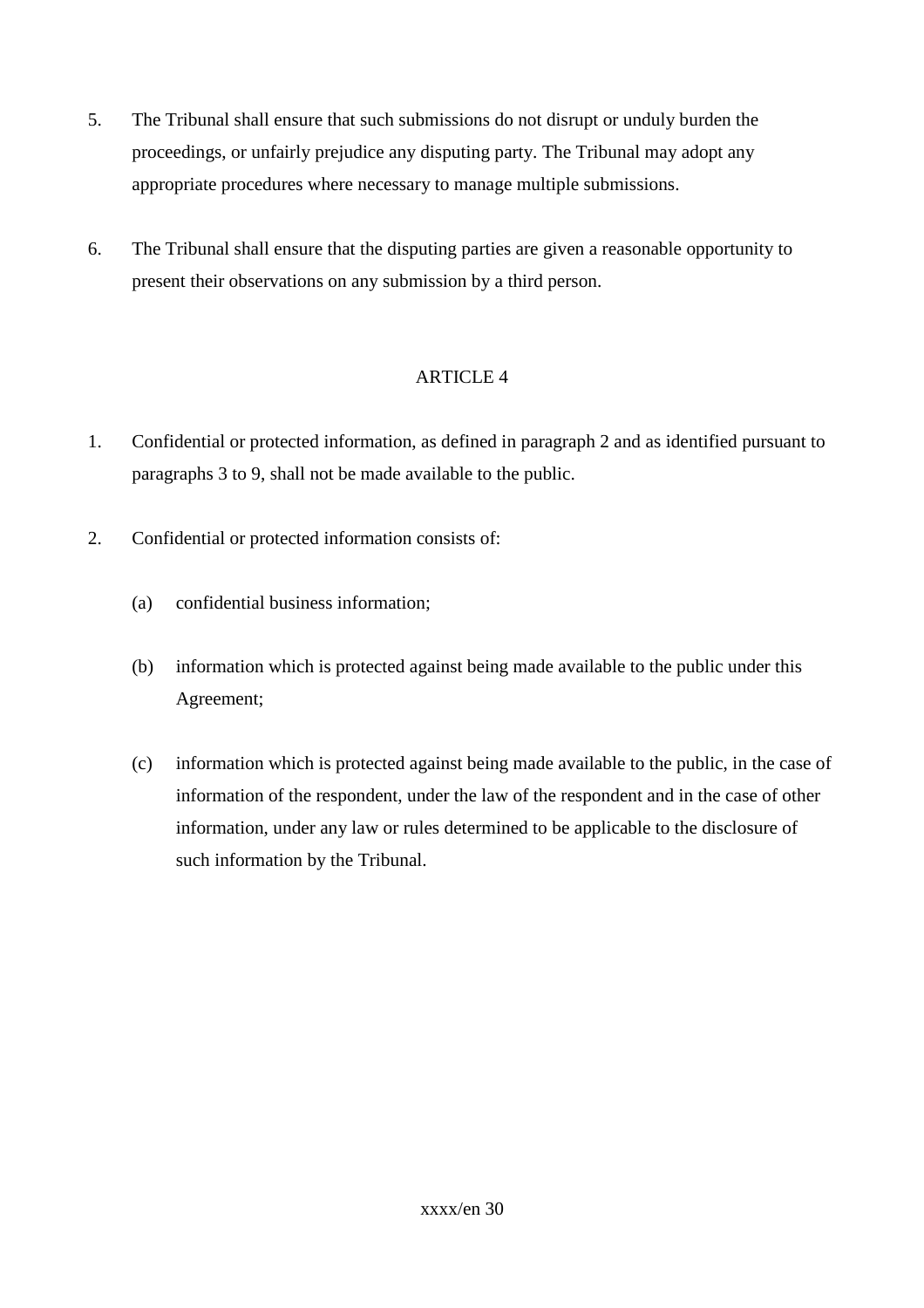5. The Tribunal shall ensure that such submissions do not disrupt or unduly burden the proceedings, or unfairly prejudice any disputing party. The Tribunal may adopt any appropriate procedures where necessary to manage multiple submissions.

6. The Tribunal shall ensure that the disputing parties are given a reasonable opportunity to present their observations on any submission by a third person.

## ARTICLE 4

1. Confidential or protected information, as defined in paragraph 2 and as identified pursuant to paragraphs 3 to 9, shall not be made available to the public.

2. Confidential or protected information consists of:

   (a) confidential business information;

   (b) information which is protected against being made available to the public under this Agreement;

   (c) information which is protected against being made available to the public, in the case of information of the respondent, under the law of the respondent and in the case of other information, under any law or rules determined to be applicable to the disclosure of such information by the Tribunal.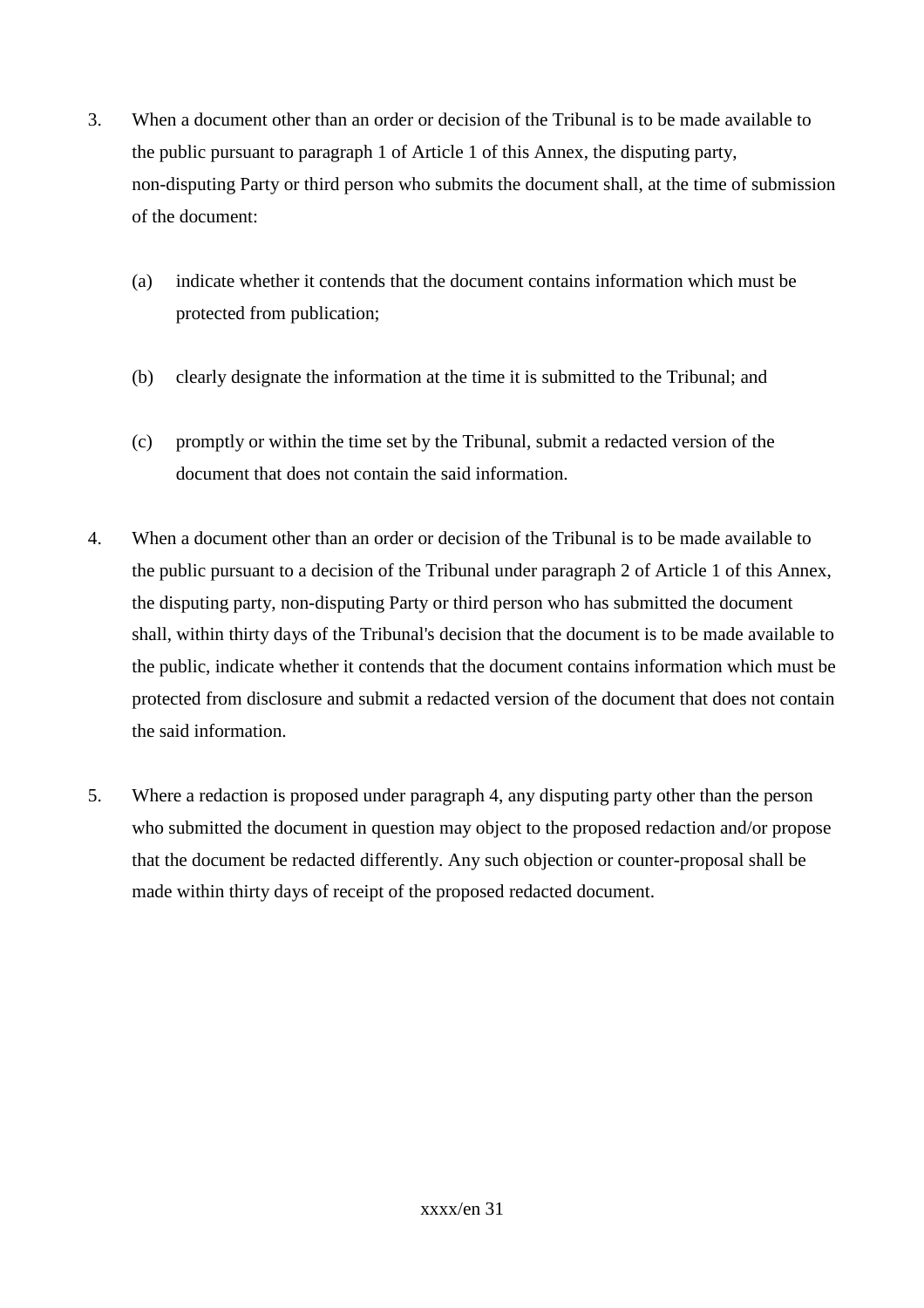3. When a document other than an order or decision of the Tribunal is to be made available to the public pursuant to paragraph 1 of Article 1 of this Annex, the disputing party, non-disputing Party or third person who submits the document shall, at the time of submission of the document:

   (a) indicate whether it contends that the document contains information which must be protected from publication;

   (b) clearly designate the information at the time it is submitted to the Tribunal; and

   (c) promptly or within the time set by the Tribunal, submit a redacted version of the document that does not contain the said information.

4. When a document other than an order or decision of the Tribunal is to be made available to the public pursuant to a decision of the Tribunal under paragraph 2 of Article 1 of this Annex, the disputing party, non-disputing Party or third person who has submitted the document shall, within thirty days of the Tribunal's decision that the document is to be made available to the public, indicate whether it contends that the document contains information which must be protected from disclosure and submit a redacted version of the document that does not contain the said information.

5. Where a redaction is proposed under paragraph 4, any disputing party other than the person who submitted the document in question may object to the proposed redaction and/or propose that the document be redacted differently. Any such objection or counter-proposal shall be made within thirty days of receipt of the proposed redacted document.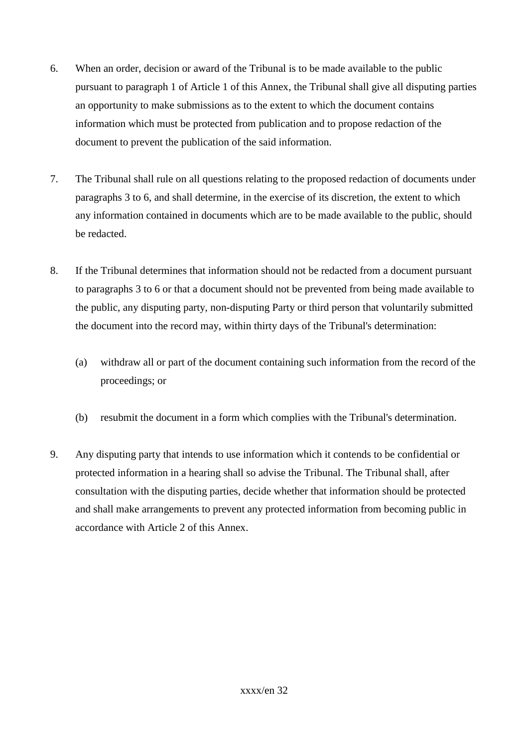6. When an order, decision or award of the Tribunal is to be made available to the public pursuant to paragraph 1 of Article 1 of this Annex, the Tribunal shall give all disputing parties an opportunity to make submissions as to the extent to which the document contains information which must be protected from publication and to propose redaction of the document to prevent the publication of the said information.

7. The Tribunal shall rule on all questions relating to the proposed redaction of documents under paragraphs 3 to 6, and shall determine, in the exercise of its discretion, the extent to which any information contained in documents which are to be made available to the public, should be redacted.

8. If the Tribunal determines that information should not be redacted from a document pursuant to paragraphs 3 to 6 or that a document should not be prevented from being made available to the public, any disputing party, non-disputing Party or third person that voluntarily submitted the document into the record may, within thirty days of the Tribunal's determination:

   (a) withdraw all or part of the document containing such information from the record of the proceedings; or

   (b) resubmit the document in a form which complies with the Tribunal's determination.

9. Any disputing party that intends to use information which it contends to be confidential or protected information in a hearing shall so advise the Tribunal. The Tribunal shall, after consultation with the disputing parties, decide whether that information should be protected and shall make arrangements to prevent any protected information from becoming public in accordance with Article 2 of this Annex.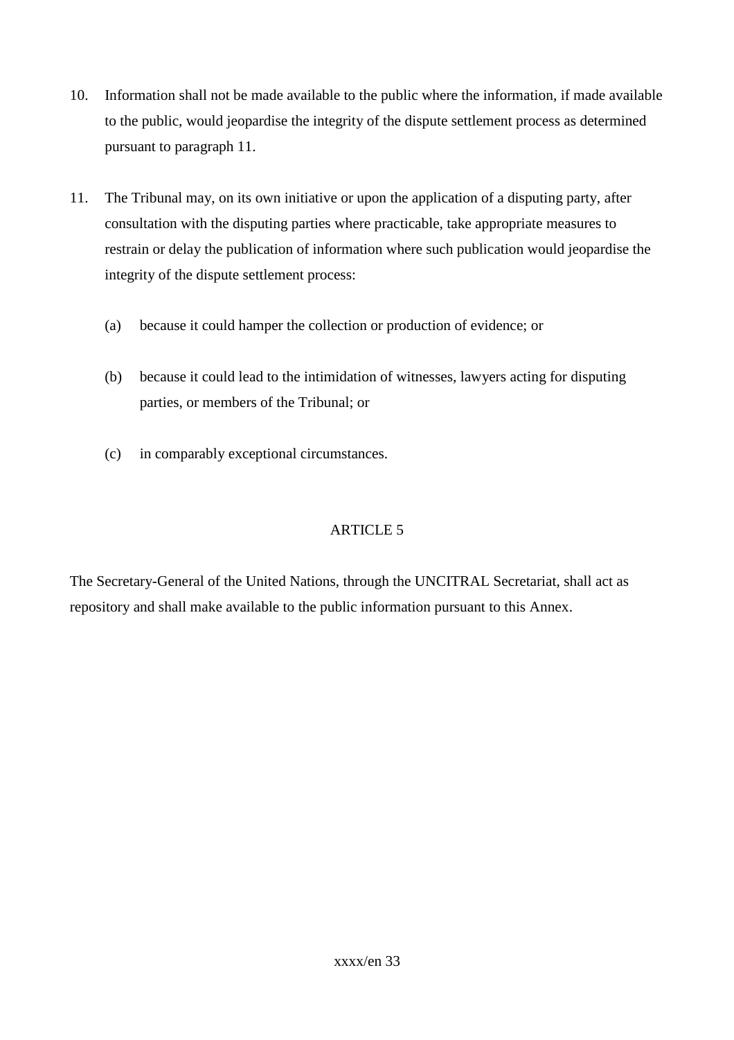10. Information shall not be made available to the public where the information, if made available to the public, would jeopardise the integrity of the dispute settlement process as determined pursuant to paragraph 11.

11. The Tribunal may, on its own initiative or upon the application of a disputing party, after consultation with the disputing parties where practicable, take appropriate measures to restrain or delay the publication of information where such publication would jeopardise the integrity of the dispute settlement process:

    (a) because it could hamper the collection or production of evidence; or

    (b) because it could lead to the intimidation of witnesses, lawyers acting for disputing parties, or members of the Tribunal; or

    (c) in comparably exceptional circumstances.

## ARTICLE 5

The Secretary-General of the United Nations, through the UNCITRAL Secretariat, shall act as repository and shall make available to the public information pursuant to this Annex.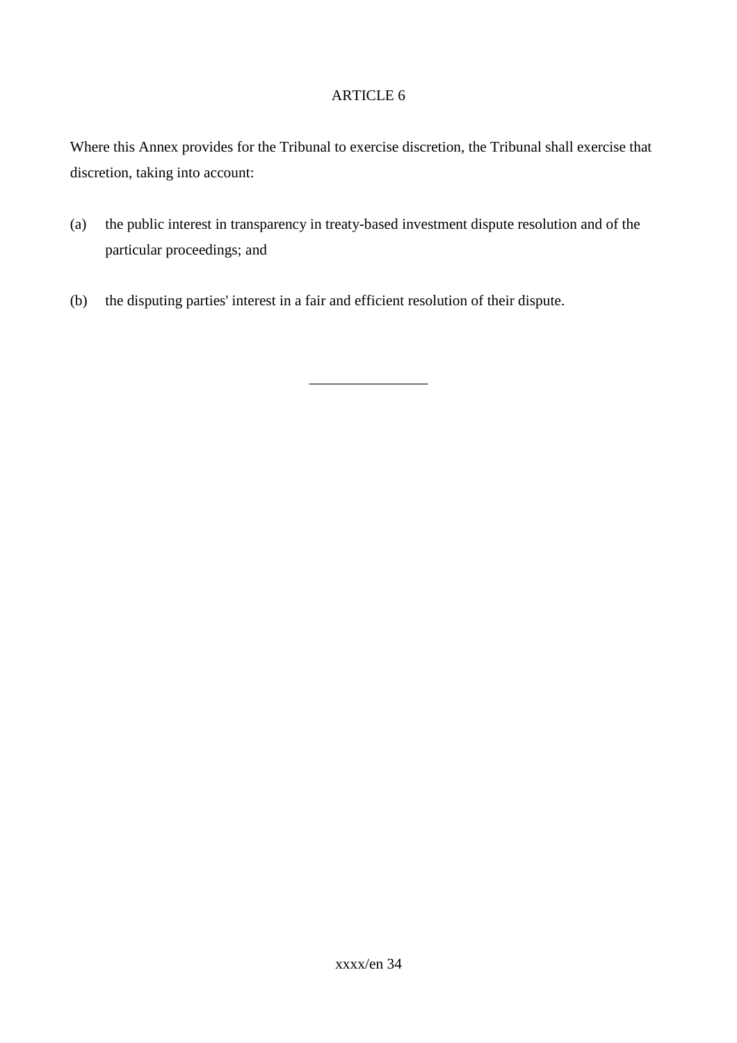## ARTICLE 6

Where this Annex provides for the Tribunal to exercise discretion, the Tribunal shall exercise that discretion, taking into account:

(a) the public interest in transparency in treaty-based investment dispute resolution and of the particular proceedings; and

(b) the disputing parties' interest in a fair and efficient resolution of their dispute.

________________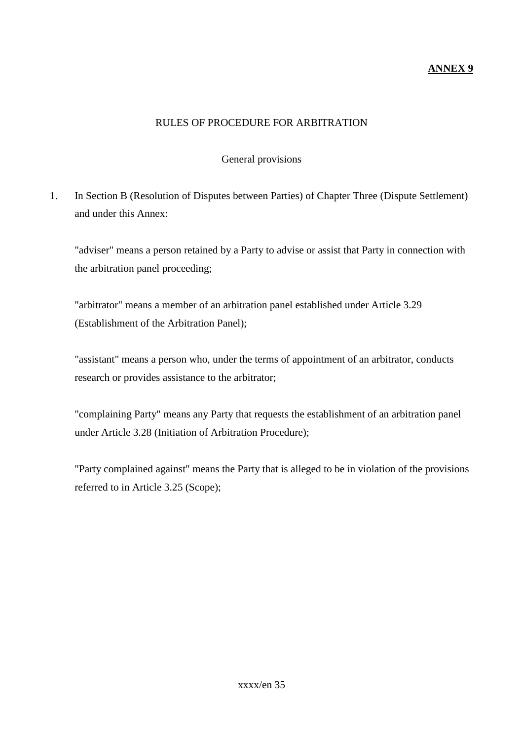**ANNEX 9**

## RULES OF PROCEDURE FOR ARBITRATION

### General provisions

1. In Section B (Resolution of Disputes between Parties) of Chapter Three (Dispute Settlement) and under this Annex:

   "adviser" means a person retained by a Party to advise or assist that Party in connection with the arbitration panel proceeding;

   "arbitrator" means a member of an arbitration panel established under Article 3.29 (Establishment of the Arbitration Panel);

   "assistant" means a person who, under the terms of appointment of an arbitrator, conducts research or provides assistance to the arbitrator;

   "complaining Party" means any Party that requests the establishment of an arbitration panel under Article 3.28 (Initiation of Arbitration Procedure);

   "Party complained against" means the Party that is alleged to be in violation of the provisions referred to in Article 3.25 (Scope);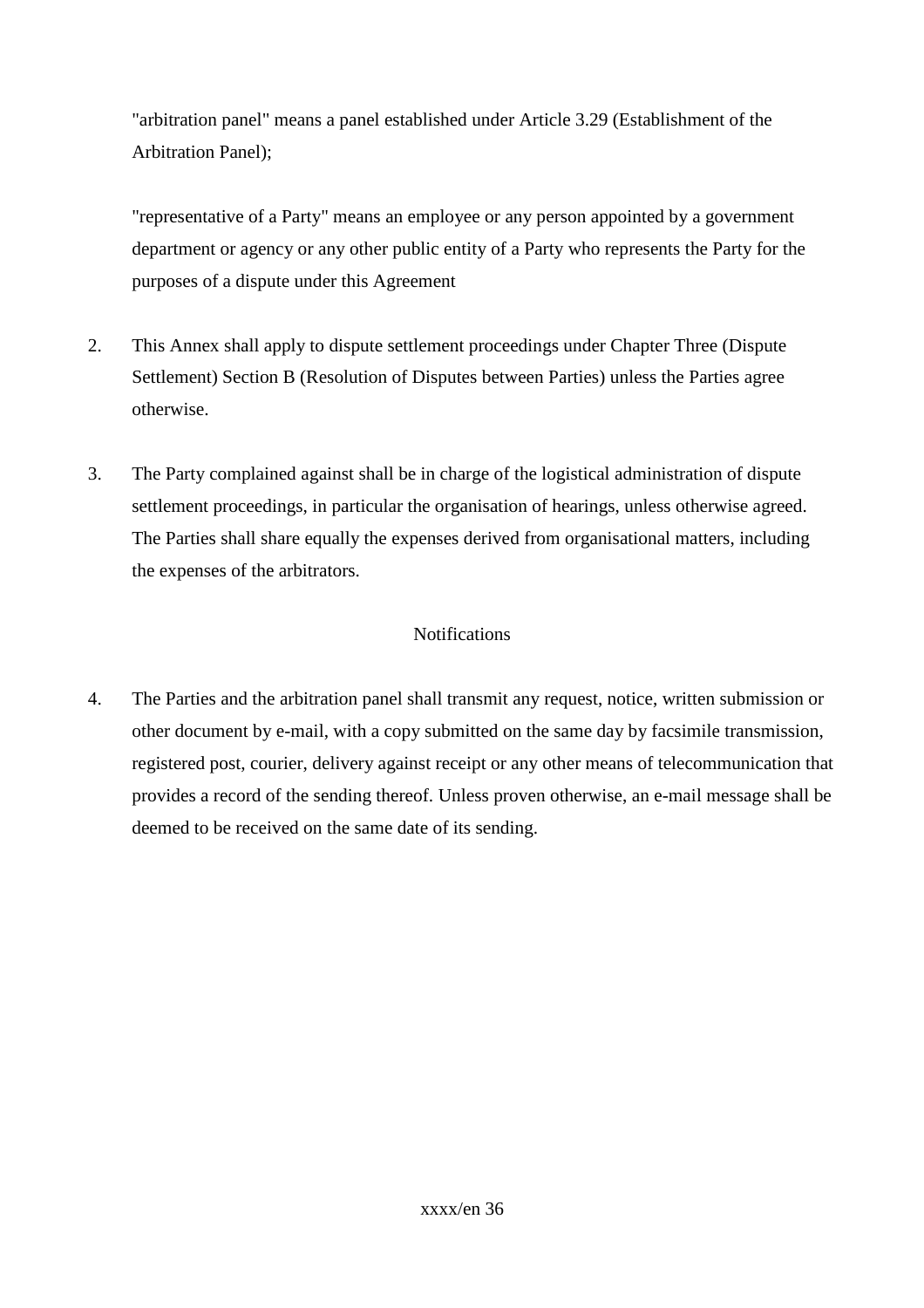"arbitration panel" means a panel established under Article 3.29 (Establishment of the Arbitration Panel);

"representative of a Party" means an employee or any person appointed by a government department or agency or any other public entity of a Party who represents the Party for the purposes of a dispute under this Agreement

2. This Annex shall apply to dispute settlement proceedings under Chapter Three (Dispute Settlement) Section B (Resolution of Disputes between Parties) unless the Parties agree otherwise.

3. The Party complained against shall be in charge of the logistical administration of dispute settlement proceedings, in particular the organisation of hearings, unless otherwise agreed. The Parties shall share equally the expenses derived from organisational matters, including the expenses of the arbitrators.

Notifications

4. The Parties and the arbitration panel shall transmit any request, notice, written submission or other document by e-mail, with a copy submitted on the same day by facsimile transmission, registered post, courier, delivery against receipt or any other means of telecommunication that provides a record of the sending thereof. Unless proven otherwise, an e-mail message shall be deemed to be received on the same date of its sending.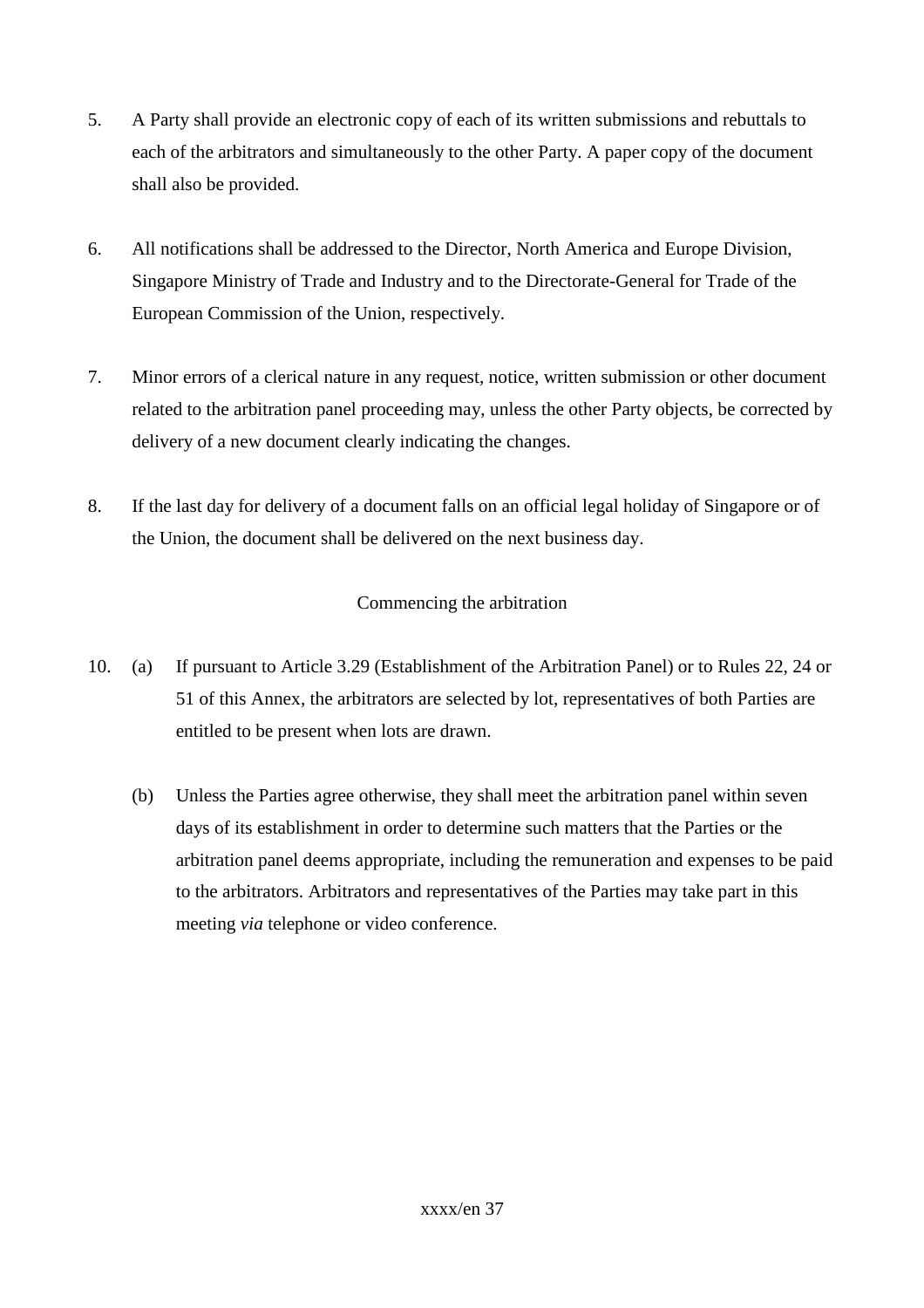5. A Party shall provide an electronic copy of each of its written submissions and rebuttals to each of the arbitrators and simultaneously to the other Party. A paper copy of the document shall also be provided.

6. All notifications shall be addressed to the Director, North America and Europe Division, Singapore Ministry of Trade and Industry and to the Directorate-General for Trade of the European Commission of the Union, respectively.

7. Minor errors of a clerical nature in any request, notice, written submission or other document related to the arbitration panel proceeding may, unless the other Party objects, be corrected by delivery of a new document clearly indicating the changes.

8. If the last day for delivery of a document falls on an official legal holiday of Singapore or of the Union, the document shall be delivered on the next business day.

Commencing the arbitration

10. (a) If pursuant to Article 3.29 (Establishment of the Arbitration Panel) or to Rules 22, 24 or 51 of this Annex, the arbitrators are selected by lot, representatives of both Parties are entitled to be present when lots are drawn.

    (b) Unless the Parties agree otherwise, they shall meet the arbitration panel within seven days of its establishment in order to determine such matters that the Parties or the arbitration panel deems appropriate, including the remuneration and expenses to be paid to the arbitrators. Arbitrators and representatives of the Parties may take part in this meeting *via* telephone or video conference.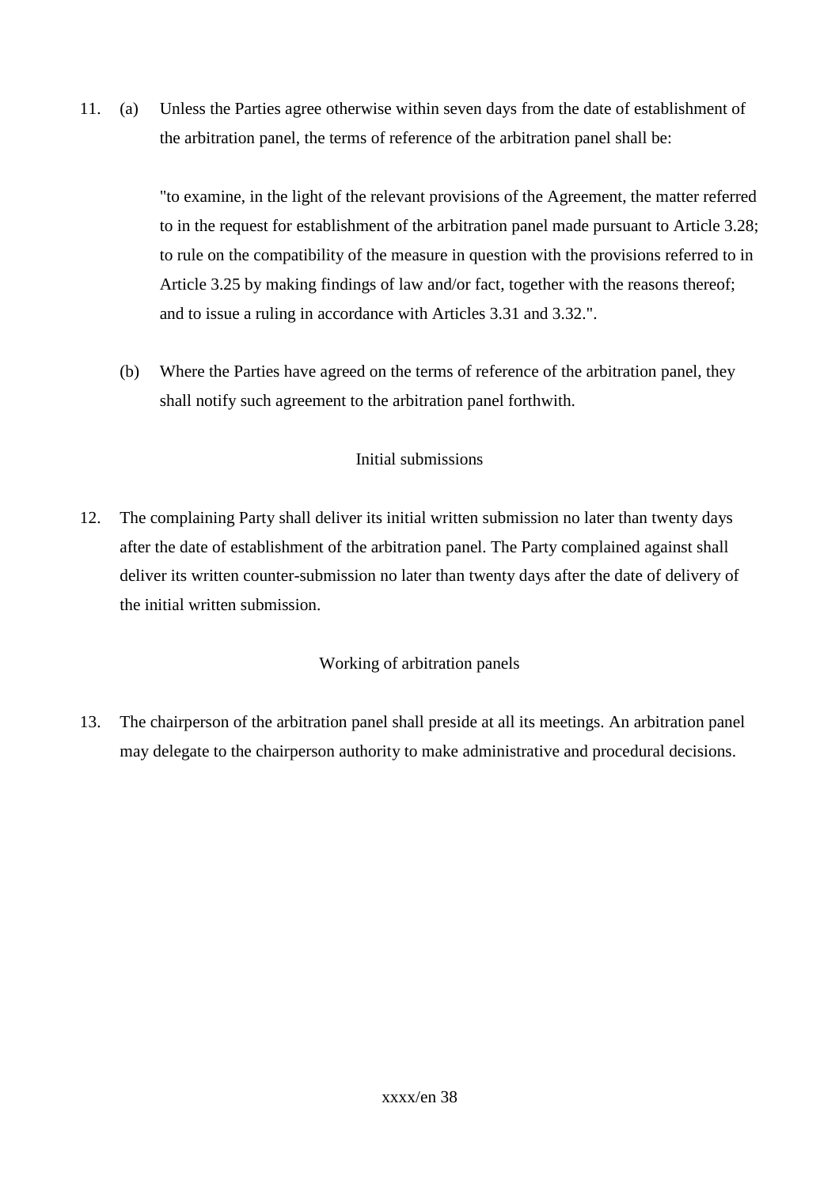11. (a) Unless the Parties agree otherwise within seven days from the date of establishment of the arbitration panel, the terms of reference of the arbitration panel shall be:

    "to examine, in the light of the relevant provisions of the Agreement, the matter referred to in the request for establishment of the arbitration panel made pursuant to Article 3.28; to rule on the compatibility of the measure in question with the provisions referred to in Article 3.25 by making findings of law and/or fact, together with the reasons thereof; and to issue a ruling in accordance with Articles 3.31 and 3.32.".

    (b) Where the Parties have agreed on the terms of reference of the arbitration panel, they shall notify such agreement to the arbitration panel forthwith.

Initial submissions

12. The complaining Party shall deliver its initial written submission no later than twenty days after the date of establishment of the arbitration panel. The Party complained against shall deliver its written counter-submission no later than twenty days after the date of delivery of the initial written submission.

Working of arbitration panels

13. The chairperson of the arbitration panel shall preside at all its meetings. An arbitration panel may delegate to the chairperson authority to make administrative and procedural decisions.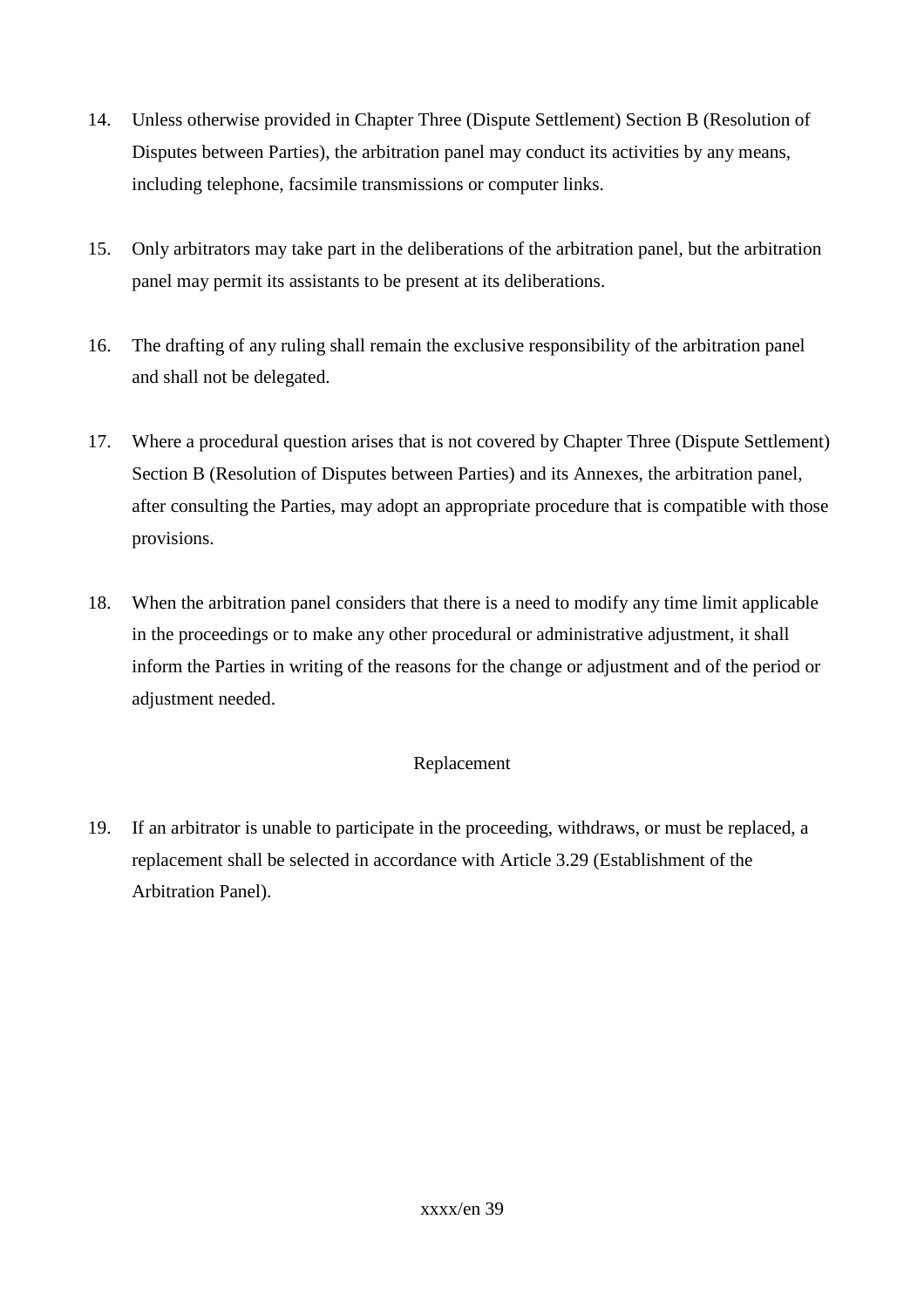14. Unless otherwise provided in Chapter Three (Dispute Settlement) Section B (Resolution of Disputes between Parties), the arbitration panel may conduct its activities by any means, including telephone, facsimile transmissions or computer links.

15. Only arbitrators may take part in the deliberations of the arbitration panel, but the arbitration panel may permit its assistants to be present at its deliberations.

16. The drafting of any ruling shall remain the exclusive responsibility of the arbitration panel and shall not be delegated.

17. Where a procedural question arises that is not covered by Chapter Three (Dispute Settlement) Section B (Resolution of Disputes between Parties) and its Annexes, the arbitration panel, after consulting the Parties, may adopt an appropriate procedure that is compatible with those provisions.

18. When the arbitration panel considers that there is a need to modify any time limit applicable in the proceedings or to make any other procedural or administrative adjustment, it shall inform the Parties in writing of the reasons for the change or adjustment and of the period or adjustment needed.

Replacement

19. If an arbitrator is unable to participate in the proceeding, withdraws, or must be replaced, a replacement shall be selected in accordance with Article 3.29 (Establishment of the Arbitration Panel).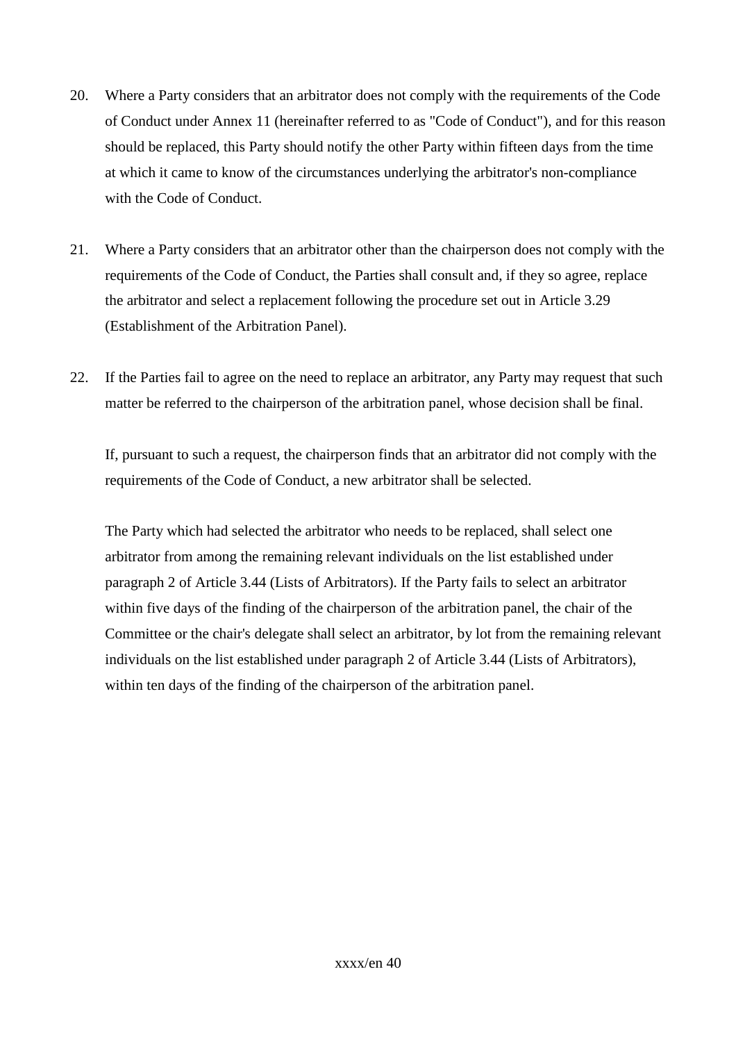20. Where a Party considers that an arbitrator does not comply with the requirements of the Code of Conduct under Annex 11 (hereinafter referred to as "Code of Conduct"), and for this reason should be replaced, this Party should notify the other Party within fifteen days from the time at which it came to know of the circumstances underlying the arbitrator's non-compliance with the Code of Conduct.

21. Where a Party considers that an arbitrator other than the chairperson does not comply with the requirements of the Code of Conduct, the Parties shall consult and, if they so agree, replace the arbitrator and select a replacement following the procedure set out in Article 3.29 (Establishment of the Arbitration Panel).

22. If the Parties fail to agree on the need to replace an arbitrator, any Party may request that such matter be referred to the chairperson of the arbitration panel, whose decision shall be final.

    If, pursuant to such a request, the chairperson finds that an arbitrator did not comply with the requirements of the Code of Conduct, a new arbitrator shall be selected.

    The Party which had selected the arbitrator who needs to be replaced, shall select one arbitrator from among the remaining relevant individuals on the list established under paragraph 2 of Article 3.44 (Lists of Arbitrators). If the Party fails to select an arbitrator within five days of the finding of the chairperson of the arbitration panel, the chair of the Committee or the chair's delegate shall select an arbitrator, by lot from the remaining relevant individuals on the list established under paragraph 2 of Article 3.44 (Lists of Arbitrators), within ten days of the finding of the chairperson of the arbitration panel.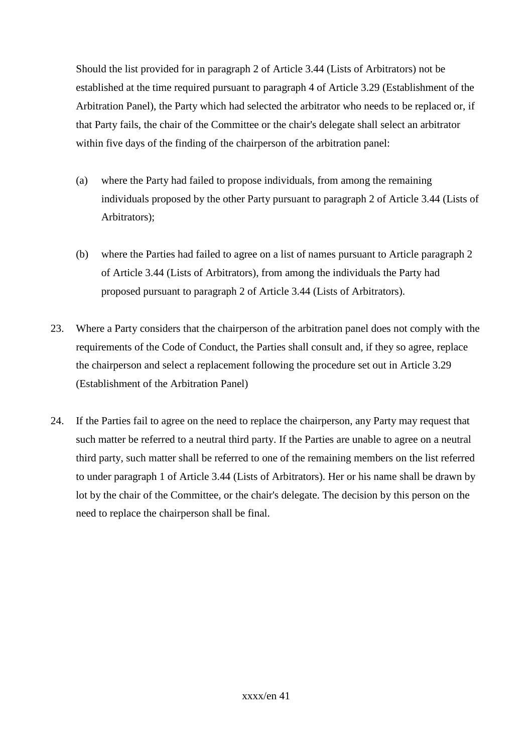Should the list provided for in paragraph 2 of Article 3.44 (Lists of Arbitrators) not be established at the time required pursuant to paragraph 4 of Article 3.29 (Establishment of the Arbitration Panel), the Party which had selected the arbitrator who needs to be replaced or, if that Party fails, the chair of the Committee or the chair's delegate shall select an arbitrator within five days of the finding of the chairperson of the arbitration panel:

(a) where the Party had failed to propose individuals, from among the remaining individuals proposed by the other Party pursuant to paragraph 2 of Article 3.44 (Lists of Arbitrators);

(b) where the Parties had failed to agree on a list of names pursuant to Article paragraph 2 of Article 3.44 (Lists of Arbitrators), from among the individuals the Party had proposed pursuant to paragraph 2 of Article 3.44 (Lists of Arbitrators).

23. Where a Party considers that the chairperson of the arbitration panel does not comply with the requirements of the Code of Conduct, the Parties shall consult and, if they so agree, replace the chairperson and select a replacement following the procedure set out in Article 3.29 (Establishment of the Arbitration Panel)

24. If the Parties fail to agree on the need to replace the chairperson, any Party may request that such matter be referred to a neutral third party. If the Parties are unable to agree on a neutral third party, such matter shall be referred to one of the remaining members on the list referred to under paragraph 1 of Article 3.44 (Lists of Arbitrators). Her or his name shall be drawn by lot by the chair of the Committee, or the chair's delegate. The decision by this person on the need to replace the chairperson shall be final.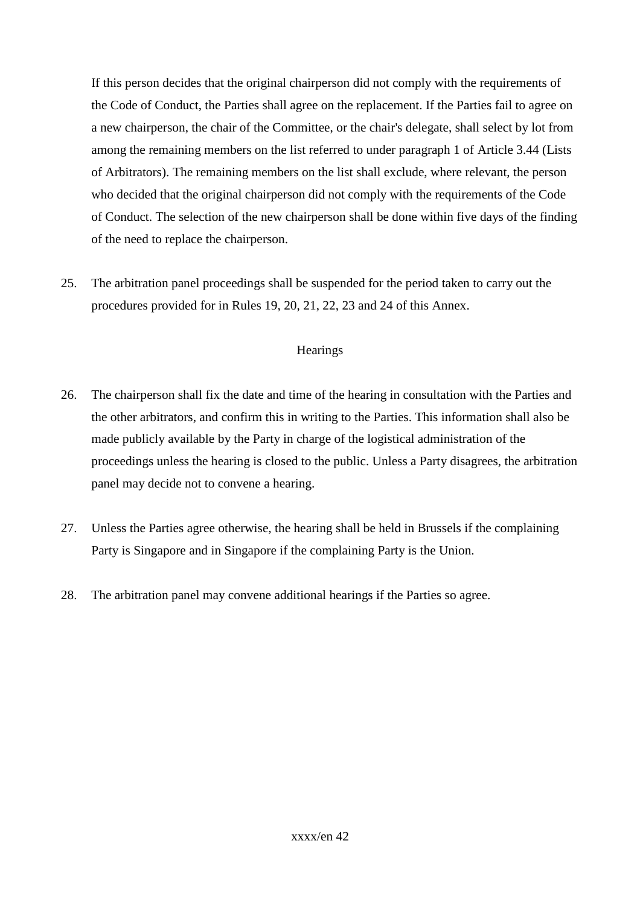If this person decides that the original chairperson did not comply with the requirements of the Code of Conduct, the Parties shall agree on the replacement. If the Parties fail to agree on a new chairperson, the chair of the Committee, or the chair's delegate, shall select by lot from among the remaining members on the list referred to under paragraph 1 of Article 3.44 (Lists of Arbitrators). The remaining members on the list shall exclude, where relevant, the person who decided that the original chairperson did not comply with the requirements of the Code of Conduct. The selection of the new chairperson shall be done within five days of the finding of the need to replace the chairperson.

25. The arbitration panel proceedings shall be suspended for the period taken to carry out the procedures provided for in Rules 19, 20, 21, 22, 23 and 24 of this Annex.

Hearings

26. The chairperson shall fix the date and time of the hearing in consultation with the Parties and the other arbitrators, and confirm this in writing to the Parties. This information shall also be made publicly available by the Party in charge of the logistical administration of the proceedings unless the hearing is closed to the public. Unless a Party disagrees, the arbitration panel may decide not to convene a hearing.

27. Unless the Parties agree otherwise, the hearing shall be held in Brussels if the complaining Party is Singapore and in Singapore if the complaining Party is the Union.

28. The arbitration panel may convene additional hearings if the Parties so agree.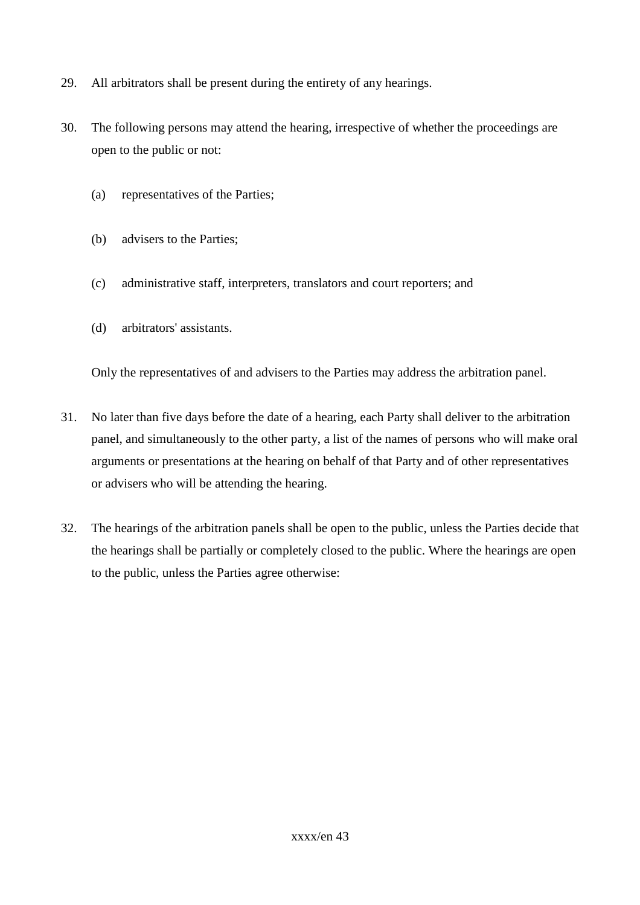29. All arbitrators shall be present during the entirety of any hearings.

30. The following persons may attend the hearing, irrespective of whether the proceedings are open to the public or not:

    (a) representatives of the Parties;

    (b) advisers to the Parties;

    (c) administrative staff, interpreters, translators and court reporters; and

    (d) arbitrators' assistants.

    Only the representatives of and advisers to the Parties may address the arbitration panel.

31. No later than five days before the date of a hearing, each Party shall deliver to the arbitration panel, and simultaneously to the other party, a list of the names of persons who will make oral arguments or presentations at the hearing on behalf of that Party and of other representatives or advisers who will be attending the hearing.

32. The hearings of the arbitration panels shall be open to the public, unless the Parties decide that the hearings shall be partially or completely closed to the public. Where the hearings are open to the public, unless the Parties agree otherwise: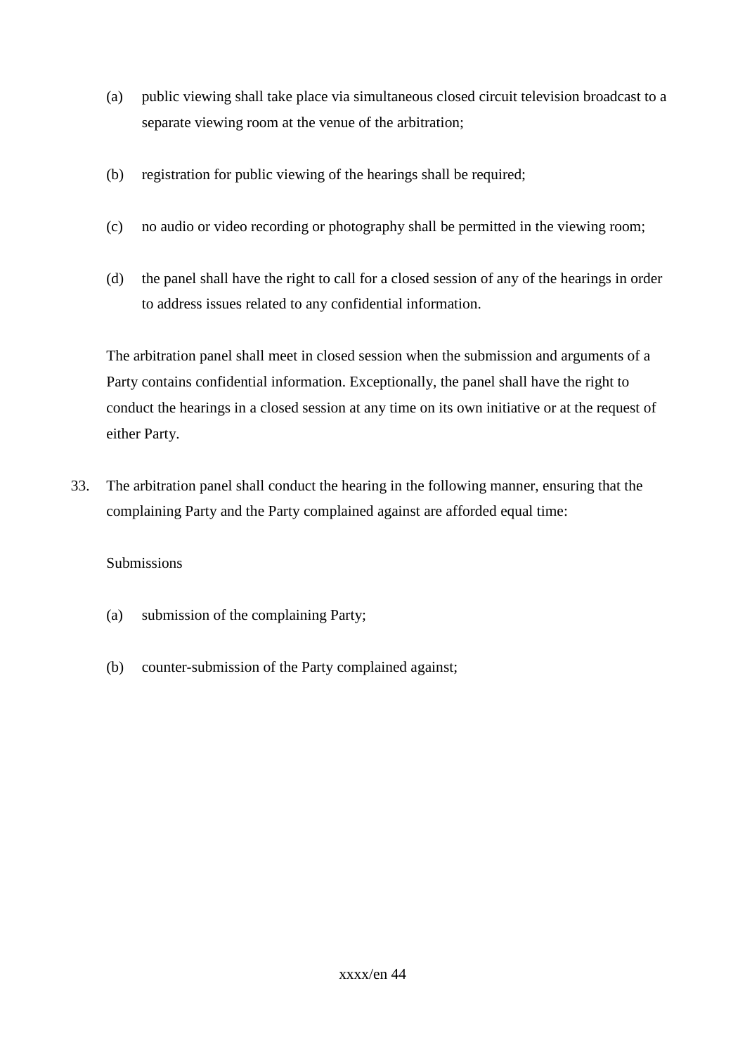(a) public viewing shall take place via simultaneous closed circuit television broadcast to a separate viewing room at the venue of the arbitration;

(b) registration for public viewing of the hearings shall be required;

(c) no audio or video recording or photography shall be permitted in the viewing room;

(d) the panel shall have the right to call for a closed session of any of the hearings in order to address issues related to any confidential information.

The arbitration panel shall meet in closed session when the submission and arguments of a Party contains confidential information. Exceptionally, the panel shall have the right to conduct the hearings in a closed session at any time on its own initiative or at the request of either Party.

33. The arbitration panel shall conduct the hearing in the following manner, ensuring that the complaining Party and the Party complained against are afforded equal time:

Submissions

(a) submission of the complaining Party;

(b) counter-submission of the Party complained against;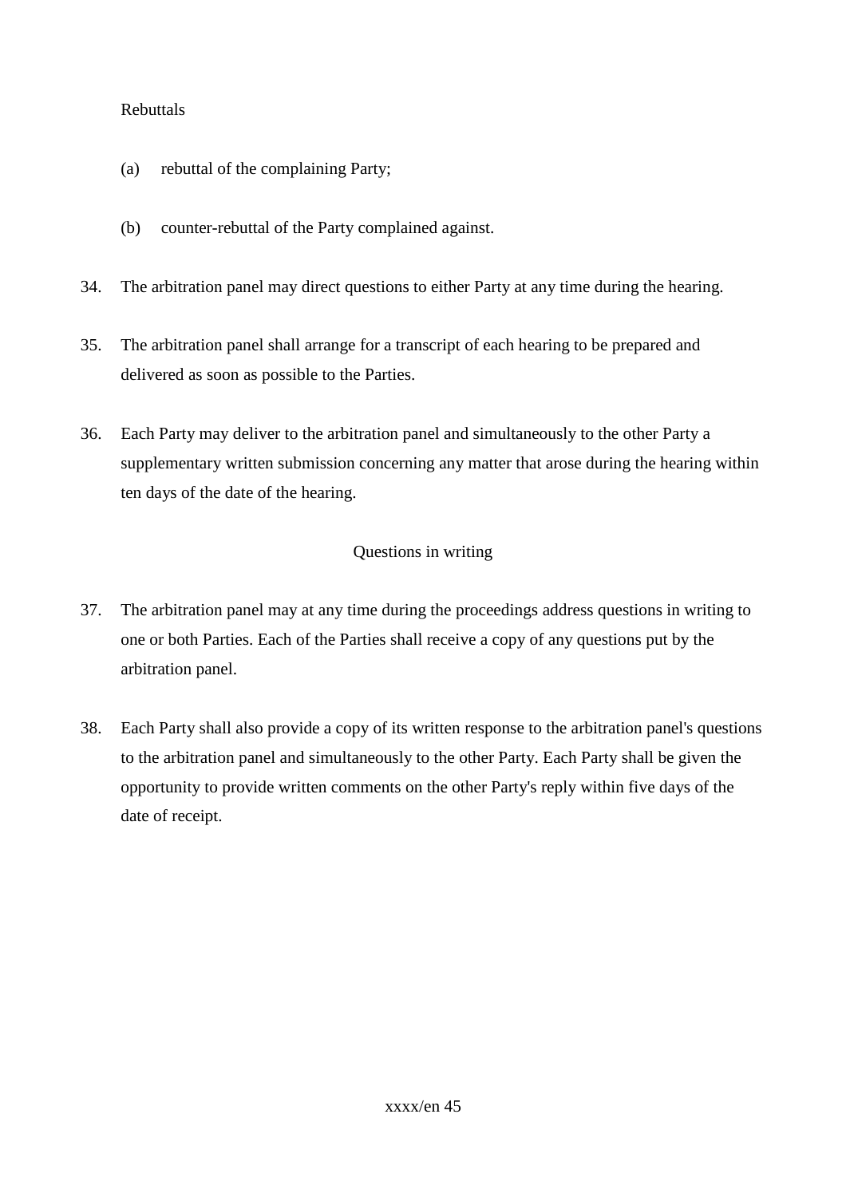Rebuttals

(a) rebuttal of the complaining Party;

(b) counter-rebuttal of the Party complained against.

34. The arbitration panel may direct questions to either Party at any time during the hearing.

35. The arbitration panel shall arrange for a transcript of each hearing to be prepared and delivered as soon as possible to the Parties.

36. Each Party may deliver to the arbitration panel and simultaneously to the other Party a supplementary written submission concerning any matter that arose during the hearing within ten days of the date of the hearing.

### Questions in writing

37. The arbitration panel may at any time during the proceedings address questions in writing to one or both Parties. Each of the Parties shall receive a copy of any questions put by the arbitration panel.

38. Each Party shall also provide a copy of its written response to the arbitration panel's questions to the arbitration panel and simultaneously to the other Party. Each Party shall be given the opportunity to provide written comments on the other Party's reply within five days of the date of receipt.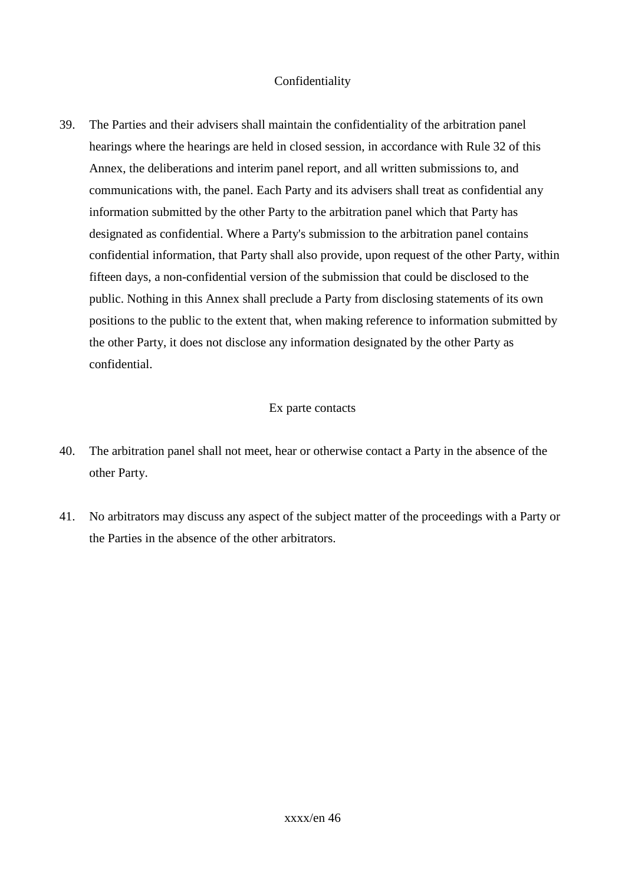## Confidentiality

39. The Parties and their advisers shall maintain the confidentiality of the arbitration panel hearings where the hearings are held in closed session, in accordance with Rule 32 of this Annex, the deliberations and interim panel report, and all written submissions to, and communications with, the panel. Each Party and its advisers shall treat as confidential any information submitted by the other Party to the arbitration panel which that Party has designated as confidential. Where a Party's submission to the arbitration panel contains confidential information, that Party shall also provide, upon request of the other Party, within fifteen days, a non-confidential version of the submission that could be disclosed to the public. Nothing in this Annex shall preclude a Party from disclosing statements of its own positions to the public to the extent that, when making reference to information submitted by the other Party, it does not disclose any information designated by the other Party as confidential.

## Ex parte contacts

40. The arbitration panel shall not meet, hear or otherwise contact a Party in the absence of the other Party.

41. No arbitrators may discuss any aspect of the subject matter of the proceedings with a Party or the Parties in the absence of the other arbitrators.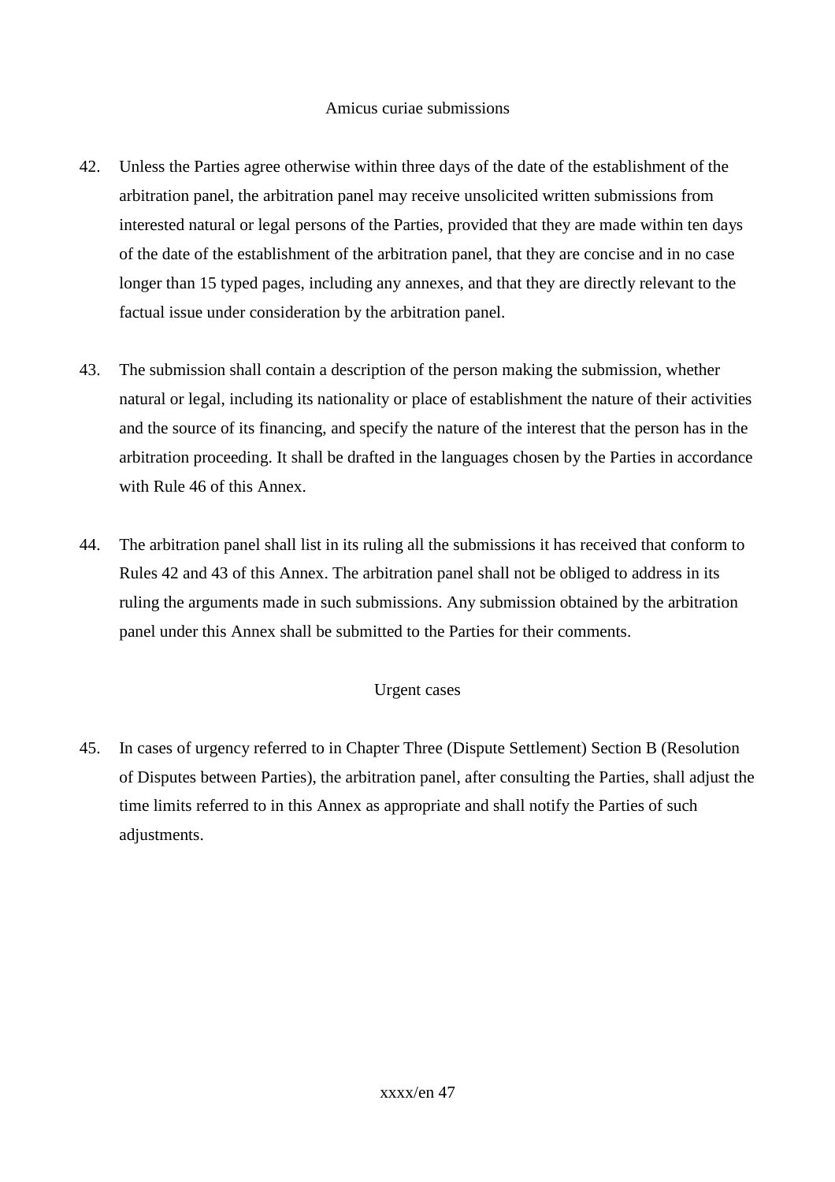### Amicus curiae submissions

42. Unless the Parties agree otherwise within three days of the date of the establishment of the arbitration panel, the arbitration panel may receive unsolicited written submissions from interested natural or legal persons of the Parties, provided that they are made within ten days of the date of the establishment of the arbitration panel, that they are concise and in no case longer than 15 typed pages, including any annexes, and that they are directly relevant to the factual issue under consideration by the arbitration panel.

43. The submission shall contain a description of the person making the submission, whether natural or legal, including its nationality or place of establishment the nature of their activities and the source of its financing, and specify the nature of the interest that the person has in the arbitration proceeding. It shall be drafted in the languages chosen by the Parties in accordance with Rule 46 of this Annex.

44. The arbitration panel shall list in its ruling all the submissions it has received that conform to Rules 42 and 43 of this Annex. The arbitration panel shall not be obliged to address in its ruling the arguments made in such submissions. Any submission obtained by the arbitration panel under this Annex shall be submitted to the Parties for their comments.

### Urgent cases

45. In cases of urgency referred to in Chapter Three (Dispute Settlement) Section B (Resolution of Disputes between Parties), the arbitration panel, after consulting the Parties, shall adjust the time limits referred to in this Annex as appropriate and shall notify the Parties of such adjustments.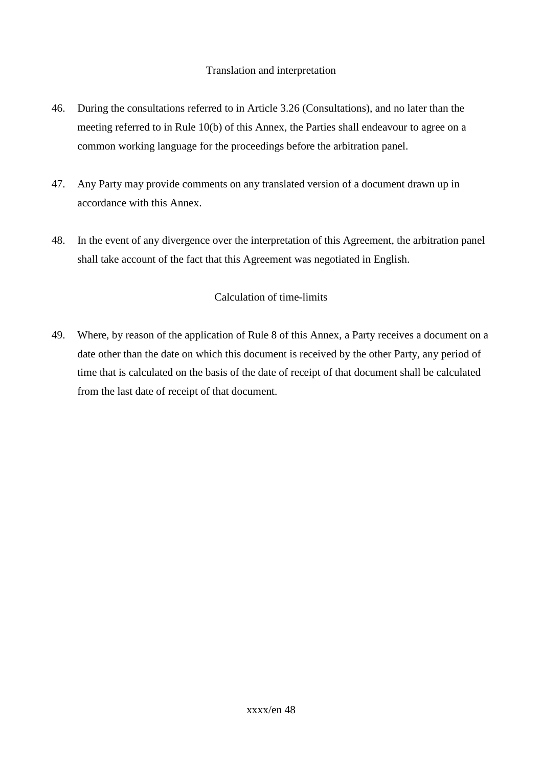### Translation and interpretation

46. During the consultations referred to in Article 3.26 (Consultations), and no later than the meeting referred to in Rule 10(b) of this Annex, the Parties shall endeavour to agree on a common working language for the proceedings before the arbitration panel.

47. Any Party may provide comments on any translated version of a document drawn up in accordance with this Annex.

48. In the event of any divergence over the interpretation of this Agreement, the arbitration panel shall take account of the fact that this Agreement was negotiated in English.

### Calculation of time-limits

49. Where, by reason of the application of Rule 8 of this Annex, a Party receives a document on a date other than the date on which this document is received by the other Party, any period of time that is calculated on the basis of the date of receipt of that document shall be calculated from the last date of receipt of that document.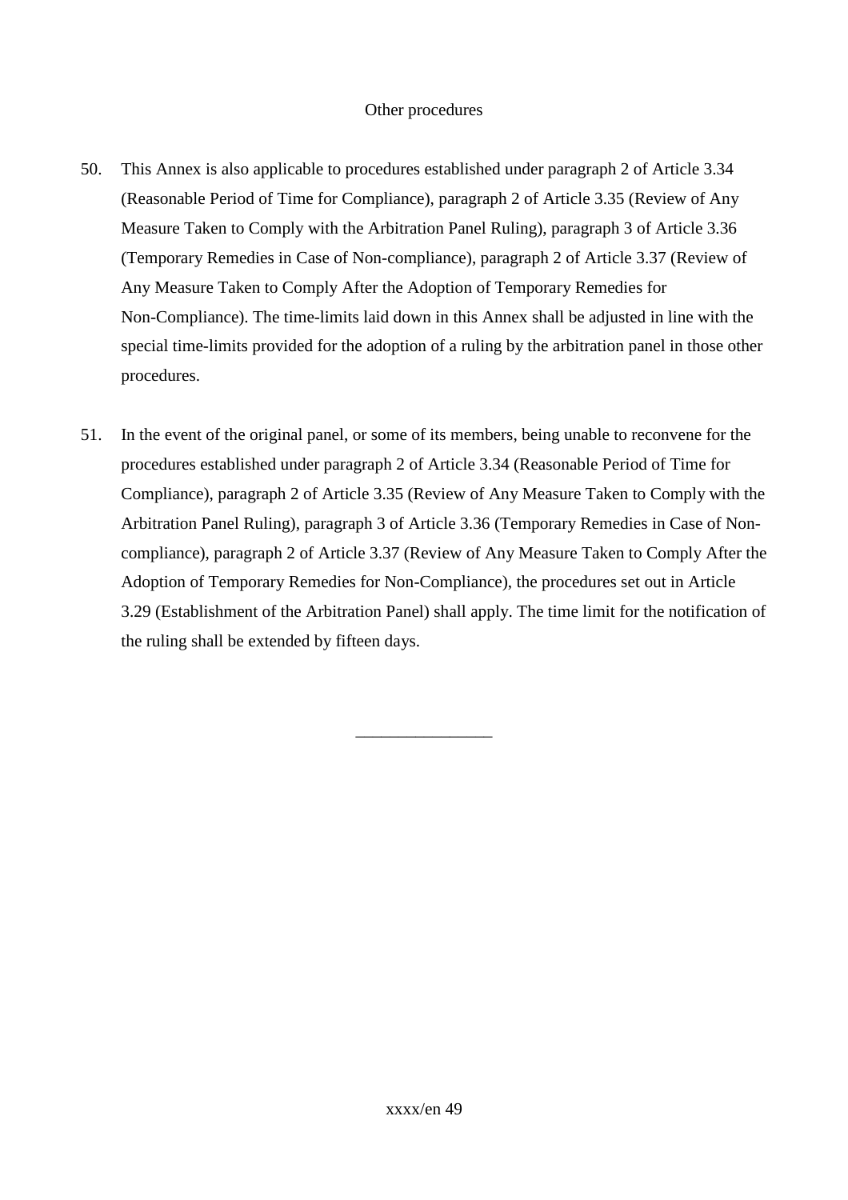Other procedures

50. This Annex is also applicable to procedures established under paragraph 2 of Article 3.34 (Reasonable Period of Time for Compliance), paragraph 2 of Article 3.35 (Review of Any Measure Taken to Comply with the Arbitration Panel Ruling), paragraph 3 of Article 3.36 (Temporary Remedies in Case of Non-compliance), paragraph 2 of Article 3.37 (Review of Any Measure Taken to Comply After the Adoption of Temporary Remedies for Non-Compliance). The time-limits laid down in this Annex shall be adjusted in line with the special time-limits provided for the adoption of a ruling by the arbitration panel in those other procedures.

51. In the event of the original panel, or some of its members, being unable to reconvene for the procedures established under paragraph 2 of Article 3.34 (Reasonable Period of Time for Compliance), paragraph 2 of Article 3.35 (Review of Any Measure Taken to Comply with the Arbitration Panel Ruling), paragraph 3 of Article 3.36 (Temporary Remedies in Case of Non-compliance), paragraph 2 of Article 3.37 (Review of Any Measure Taken to Comply After the Adoption of Temporary Remedies for Non-Compliance), the procedures set out in Article 3.29 (Establishment of the Arbitration Panel) shall apply. The time limit for the notification of the ruling shall be extended by fifteen days.

________________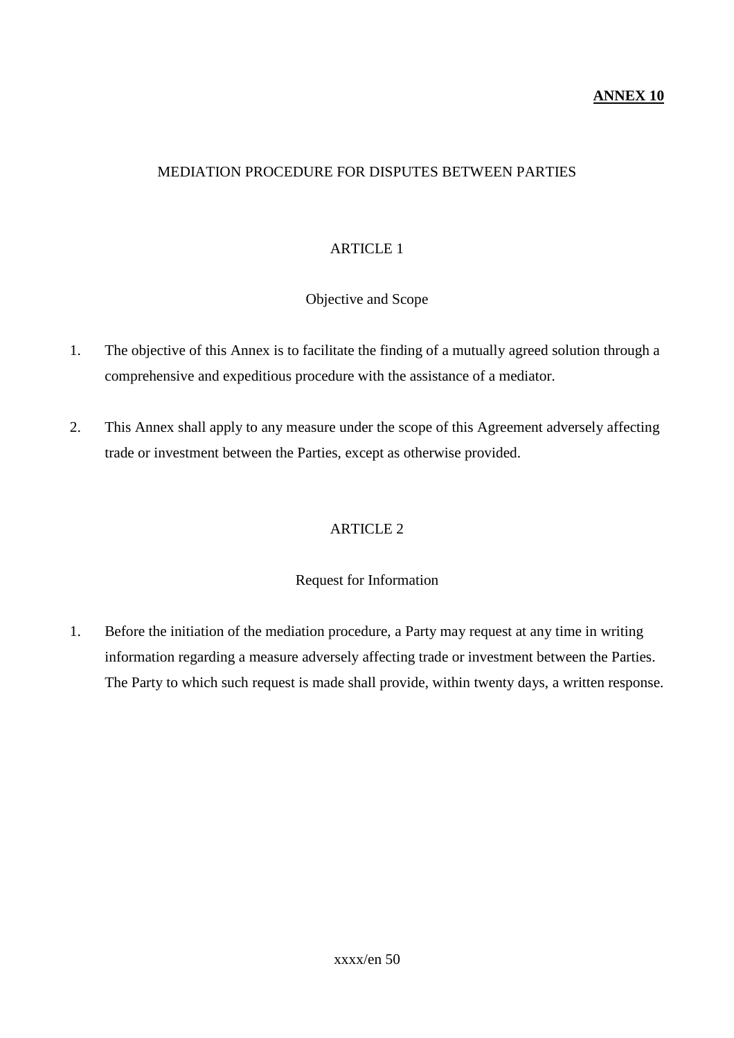**ANNEX 10**

# MEDIATION PROCEDURE FOR DISPUTES BETWEEN PARTIES

## ARTICLE 1

### Objective and Scope

1. The objective of this Annex is to facilitate the finding of a mutually agreed solution through a comprehensive and expeditious procedure with the assistance of a mediator.

2. This Annex shall apply to any measure under the scope of this Agreement adversely affecting trade or investment between the Parties, except as otherwise provided.

## ARTICLE 2

### Request for Information

1. Before the initiation of the mediation procedure, a Party may request at any time in writing information regarding a measure adversely affecting trade or investment between the Parties. The Party to which such request is made shall provide, within twenty days, a written response.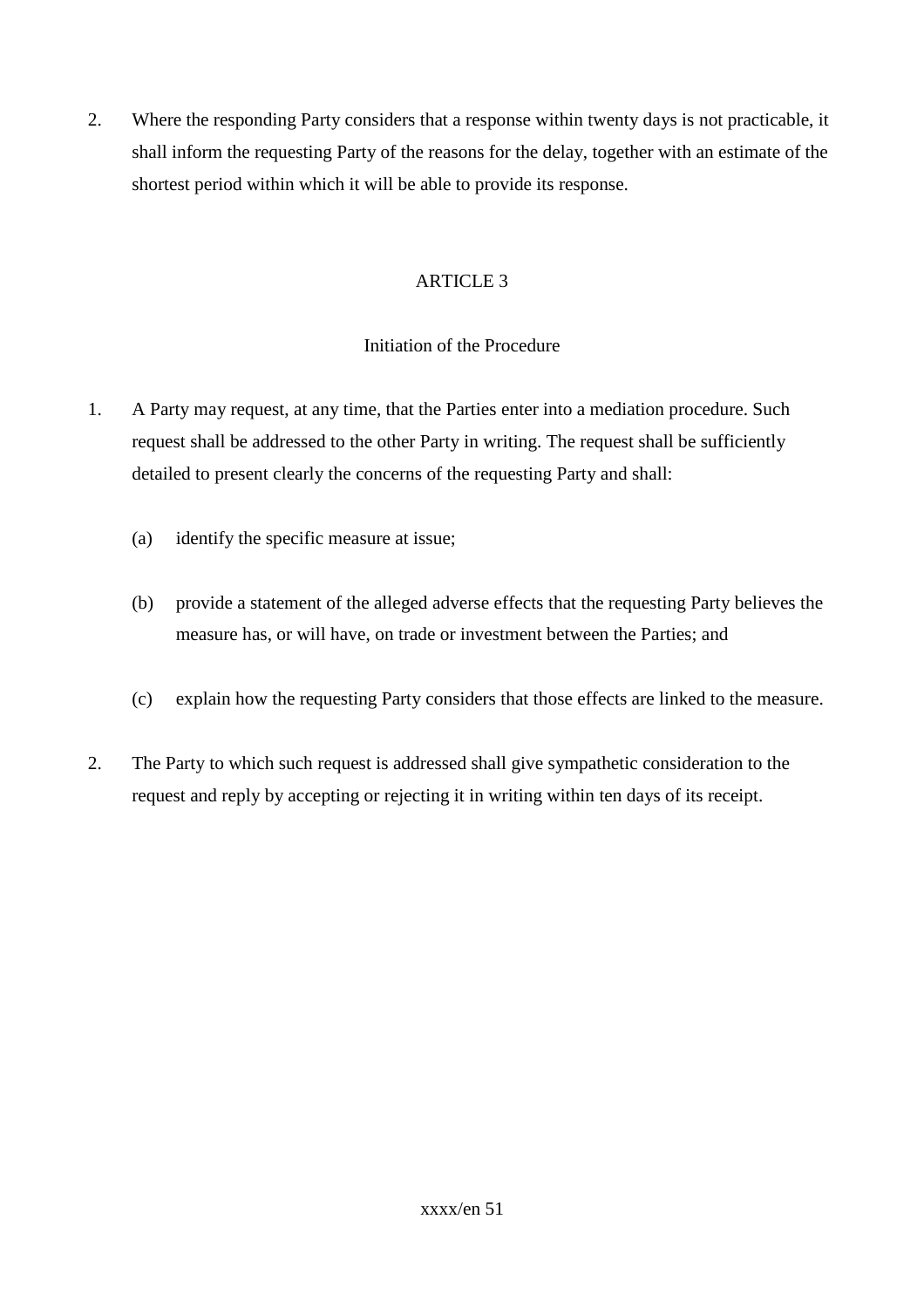2. Where the responding Party considers that a response within twenty days is not practicable, it shall inform the requesting Party of the reasons for the delay, together with an estimate of the shortest period within which it will be able to provide its response.

ARTICLE 3

Initiation of the Procedure

1. A Party may request, at any time, that the Parties enter into a mediation procedure. Such request shall be addressed to the other Party in writing. The request shall be sufficiently detailed to present clearly the concerns of the requesting Party and shall:

   (a) identify the specific measure at issue;

   (b) provide a statement of the alleged adverse effects that the requesting Party believes the measure has, or will have, on trade or investment between the Parties; and

   (c) explain how the requesting Party considers that those effects are linked to the measure.

2. The Party to which such request is addressed shall give sympathetic consideration to the request and reply by accepting or rejecting it in writing within ten days of its receipt.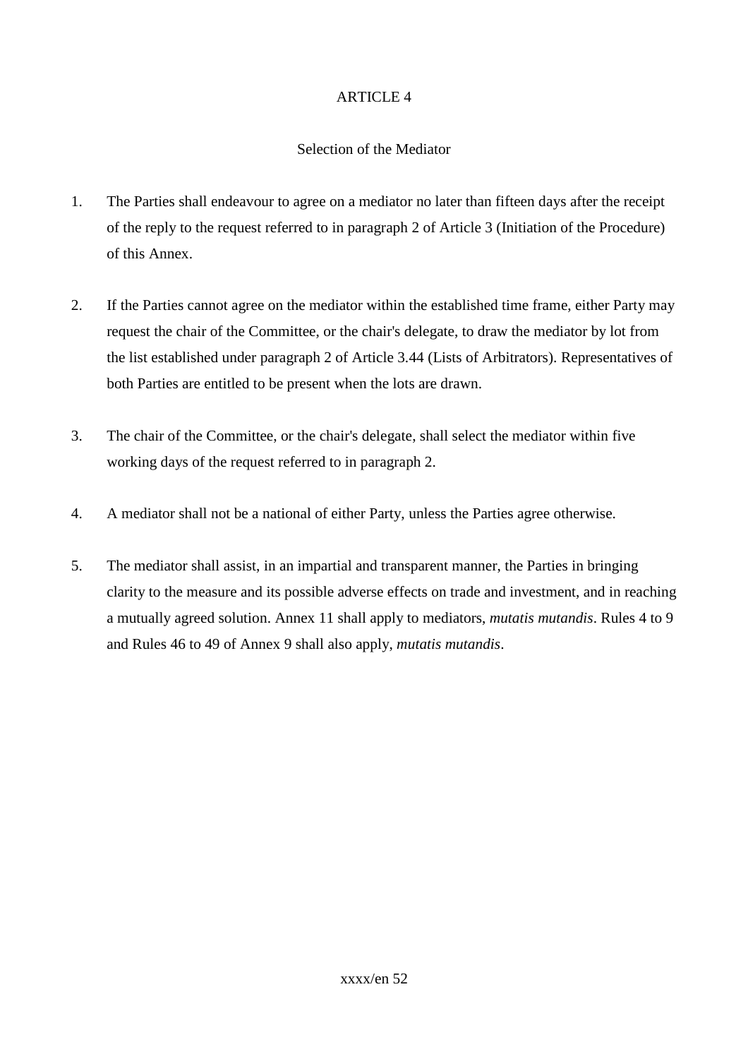ARTICLE 4

Selection of the Mediator

1. The Parties shall endeavour to agree on a mediator no later than fifteen days after the receipt of the reply to the request referred to in paragraph 2 of Article 3 (Initiation of the Procedure) of this Annex.

2. If the Parties cannot agree on the mediator within the established time frame, either Party may request the chair of the Committee, or the chair's delegate, to draw the mediator by lot from the list established under paragraph 2 of Article 3.44 (Lists of Arbitrators). Representatives of both Parties are entitled to be present when the lots are drawn.

3. The chair of the Committee, or the chair's delegate, shall select the mediator within five working days of the request referred to in paragraph 2.

4. A mediator shall not be a national of either Party, unless the Parties agree otherwise.

5. The mediator shall assist, in an impartial and transparent manner, the Parties in bringing clarity to the measure and its possible adverse effects on trade and investment, and in reaching a mutually agreed solution. Annex 11 shall apply to mediators, *mutatis mutandis*. Rules 4 to 9 and Rules 46 to 49 of Annex 9 shall also apply, *mutatis mutandis*.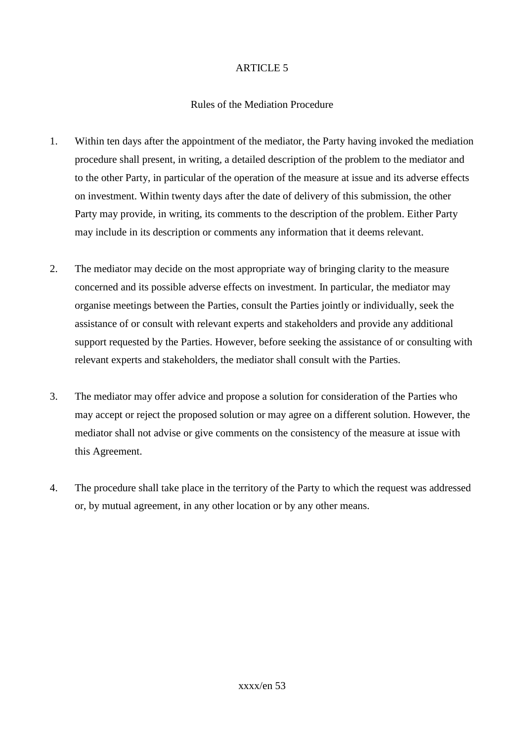## ARTICLE 5

### Rules of the Mediation Procedure

1. Within ten days after the appointment of the mediator, the Party having invoked the mediation procedure shall present, in writing, a detailed description of the problem to the mediator and to the other Party, in particular of the operation of the measure at issue and its adverse effects on investment. Within twenty days after the date of delivery of this submission, the other Party may provide, in writing, its comments to the description of the problem. Either Party may include in its description or comments any information that it deems relevant.

2. The mediator may decide on the most appropriate way of bringing clarity to the measure concerned and its possible adverse effects on investment. In particular, the mediator may organise meetings between the Parties, consult the Parties jointly or individually, seek the assistance of or consult with relevant experts and stakeholders and provide any additional support requested by the Parties. However, before seeking the assistance of or consulting with relevant experts and stakeholders, the mediator shall consult with the Parties.

3. The mediator may offer advice and propose a solution for consideration of the Parties who may accept or reject the proposed solution or may agree on a different solution. However, the mediator shall not advise or give comments on the consistency of the measure at issue with this Agreement.

4. The procedure shall take place in the territory of the Party to which the request was addressed or, by mutual agreement, in any other location or by any other means.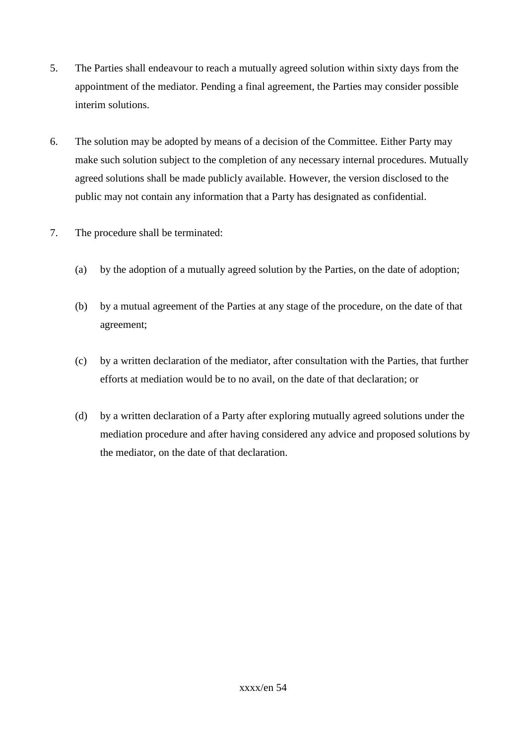5. The Parties shall endeavour to reach a mutually agreed solution within sixty days from the appointment of the mediator. Pending a final agreement, the Parties may consider possible interim solutions.

6. The solution may be adopted by means of a decision of the Committee. Either Party may make such solution subject to the completion of any necessary internal procedures. Mutually agreed solutions shall be made publicly available. However, the version disclosed to the public may not contain any information that a Party has designated as confidential.

7. The procedure shall be terminated:

   (a) by the adoption of a mutually agreed solution by the Parties, on the date of adoption;

   (b) by a mutual agreement of the Parties at any stage of the procedure, on the date of that agreement;

   (c) by a written declaration of the mediator, after consultation with the Parties, that further efforts at mediation would be to no avail, on the date of that declaration; or

   (d) by a written declaration of a Party after exploring mutually agreed solutions under the mediation procedure and after having considered any advice and proposed solutions by the mediator, on the date of that declaration.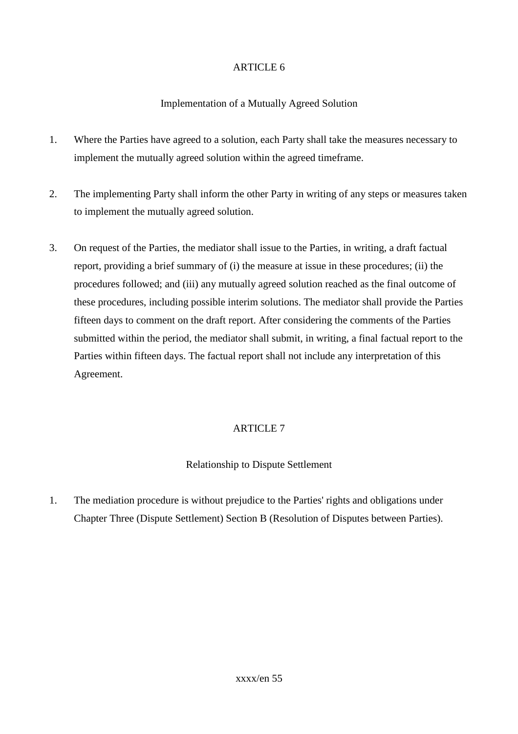## ARTICLE 6

### Implementation of a Mutually Agreed Solution

1. Where the Parties have agreed to a solution, each Party shall take the measures necessary to implement the mutually agreed solution within the agreed timeframe.

2. The implementing Party shall inform the other Party in writing of any steps or measures taken to implement the mutually agreed solution.

3. On request of the Parties, the mediator shall issue to the Parties, in writing, a draft factual report, providing a brief summary of (i) the measure at issue in these procedures; (ii) the procedures followed; and (iii) any mutually agreed solution reached as the final outcome of these procedures, including possible interim solutions. The mediator shall provide the Parties fifteen days to comment on the draft report. After considering the comments of the Parties submitted within the period, the mediator shall submit, in writing, a final factual report to the Parties within fifteen days. The factual report shall not include any interpretation of this Agreement.

## ARTICLE 7

### Relationship to Dispute Settlement

1. The mediation procedure is without prejudice to the Parties' rights and obligations under Chapter Three (Dispute Settlement) Section B (Resolution of Disputes between Parties).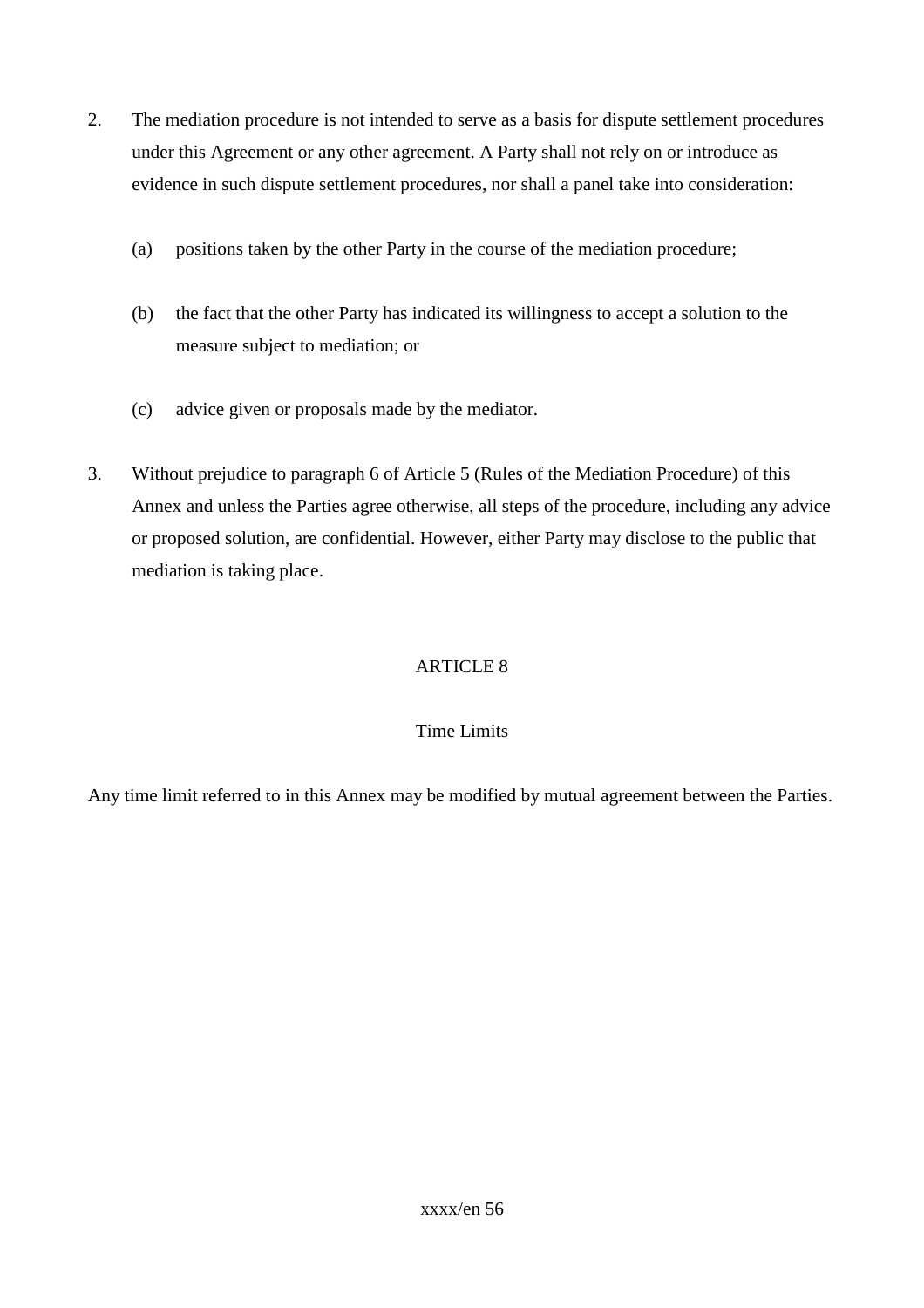2. The mediation procedure is not intended to serve as a basis for dispute settlement procedures under this Agreement or any other agreement. A Party shall not rely on or introduce as evidence in such dispute settlement procedures, nor shall a panel take into consideration:

   (a) positions taken by the other Party in the course of the mediation procedure;

   (b) the fact that the other Party has indicated its willingness to accept a solution to the measure subject to mediation; or

   (c) advice given or proposals made by the mediator.

3. Without prejudice to paragraph 6 of Article 5 (Rules of the Mediation Procedure) of this Annex and unless the Parties agree otherwise, all steps of the procedure, including any advice or proposed solution, are confidential. However, either Party may disclose to the public that mediation is taking place.

## ARTICLE 8

### Time Limits

Any time limit referred to in this Annex may be modified by mutual agreement between the Parties.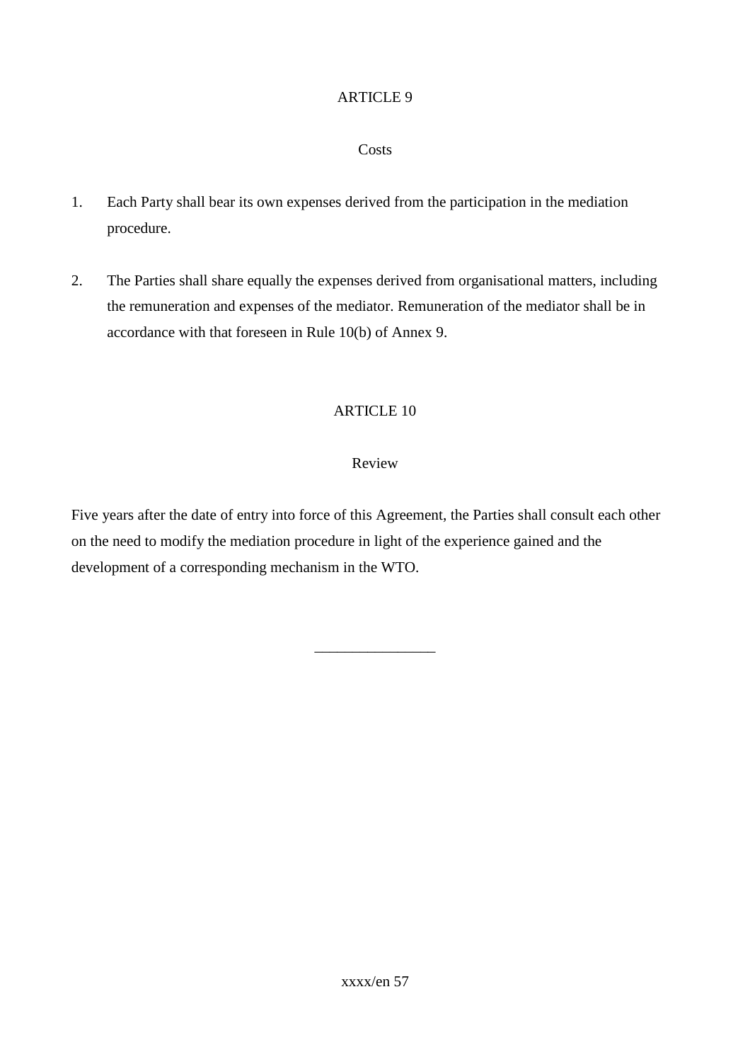## ARTICLE 9

### Costs

1. Each Party shall bear its own expenses derived from the participation in the mediation procedure.

2. The Parties shall share equally the expenses derived from organisational matters, including the remuneration and expenses of the mediator. Remuneration of the mediator shall be in accordance with that foreseen in Rule 10(b) of Annex 9.

## ARTICLE 10

### Review

Five years after the date of entry into force of this Agreement, the Parties shall consult each other on the need to modify the mediation procedure in light of the experience gained and the development of a corresponding mechanism in the WTO.

________________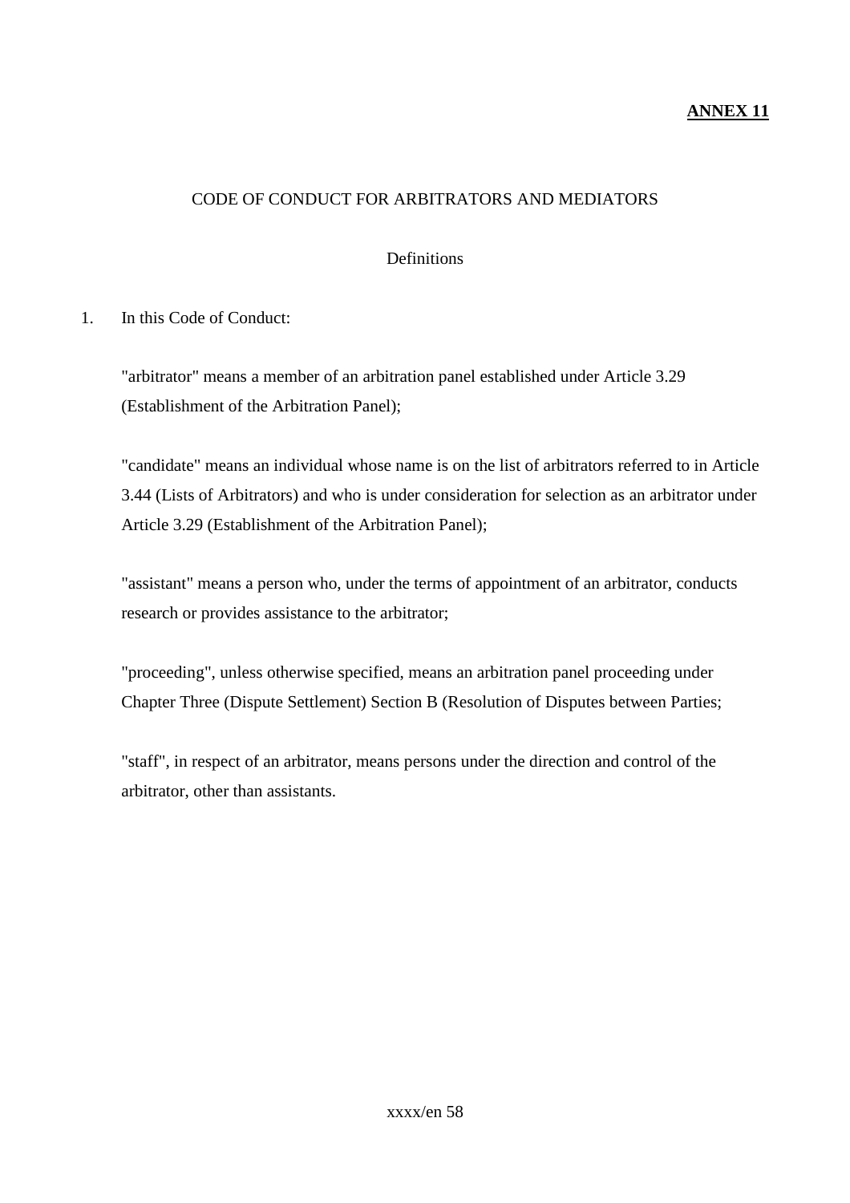**ANNEX 11**

# CODE OF CONDUCT FOR ARBITRATORS AND MEDIATORS

## Definitions

1. In this Code of Conduct:

   "arbitrator" means a member of an arbitration panel established under Article 3.29 (Establishment of the Arbitration Panel);

   "candidate" means an individual whose name is on the list of arbitrators referred to in Article 3.44 (Lists of Arbitrators) and who is under consideration for selection as an arbitrator under Article 3.29 (Establishment of the Arbitration Panel);

   "assistant" means a person who, under the terms of appointment of an arbitrator, conducts research or provides assistance to the arbitrator;

   "proceeding", unless otherwise specified, means an arbitration panel proceeding under Chapter Three (Dispute Settlement) Section B (Resolution of Disputes between Parties;

   "staff", in respect of an arbitrator, means persons under the direction and control of the arbitrator, other than assistants.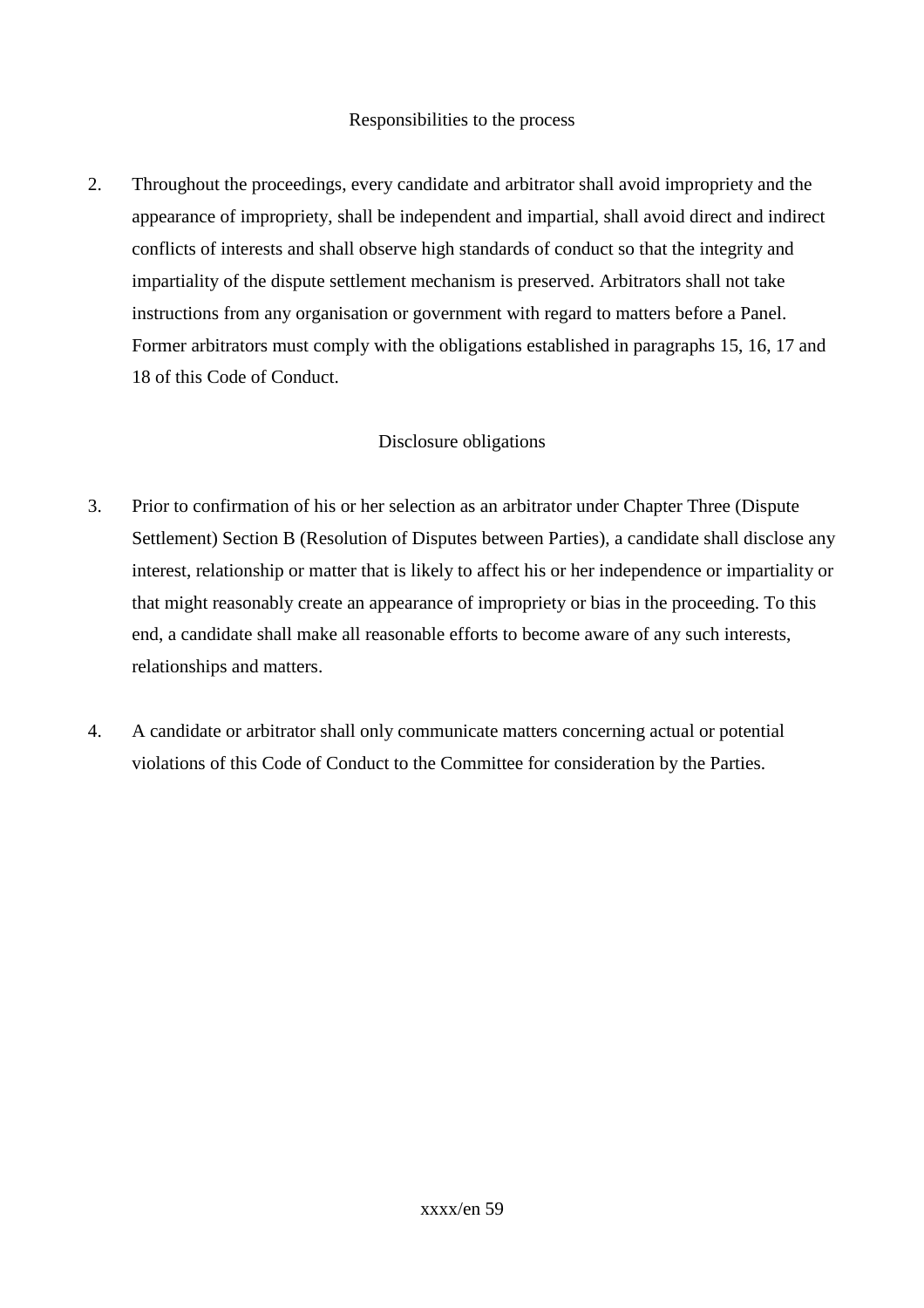### Responsibilities to the process

2. Throughout the proceedings, every candidate and arbitrator shall avoid impropriety and the appearance of impropriety, shall be independent and impartial, shall avoid direct and indirect conflicts of interests and shall observe high standards of conduct so that the integrity and impartiality of the dispute settlement mechanism is preserved. Arbitrators shall not take instructions from any organisation or government with regard to matters before a Panel. Former arbitrators must comply with the obligations established in paragraphs 15, 16, 17 and 18 of this Code of Conduct.

### Disclosure obligations

3. Prior to confirmation of his or her selection as an arbitrator under Chapter Three (Dispute Settlement) Section B (Resolution of Disputes between Parties), a candidate shall disclose any interest, relationship or matter that is likely to affect his or her independence or impartiality or that might reasonably create an appearance of impropriety or bias in the proceeding. To this end, a candidate shall make all reasonable efforts to become aware of any such interests, relationships and matters.

4. A candidate or arbitrator shall only communicate matters concerning actual or potential violations of this Code of Conduct to the Committee for consideration by the Parties.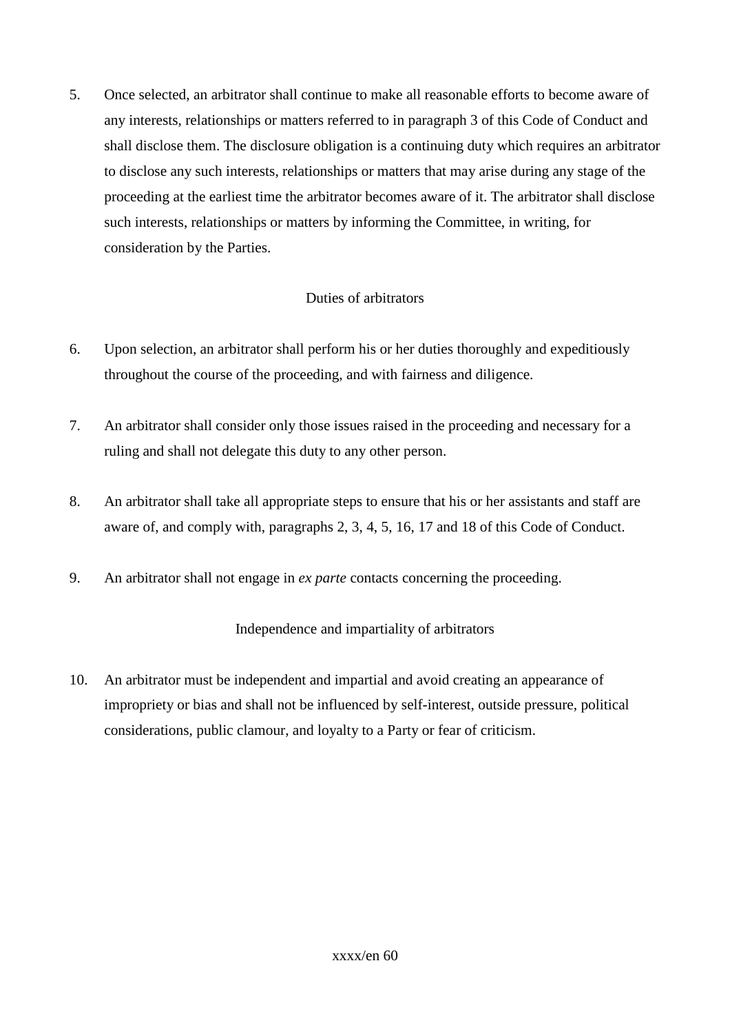5. Once selected, an arbitrator shall continue to make all reasonable efforts to become aware of any interests, relationships or matters referred to in paragraph 3 of this Code of Conduct and shall disclose them. The disclosure obligation is a continuing duty which requires an arbitrator to disclose any such interests, relationships or matters that may arise during any stage of the proceeding at the earliest time the arbitrator becomes aware of it. The arbitrator shall disclose such interests, relationships or matters by informing the Committee, in writing, for consideration by the Parties.

Duties of arbitrators

6. Upon selection, an arbitrator shall perform his or her duties thoroughly and expeditiously throughout the course of the proceeding, and with fairness and diligence.

7. An arbitrator shall consider only those issues raised in the proceeding and necessary for a ruling and shall not delegate this duty to any other person.

8. An arbitrator shall take all appropriate steps to ensure that his or her assistants and staff are aware of, and comply with, paragraphs 2, 3, 4, 5, 16, 17 and 18 of this Code of Conduct.

9. An arbitrator shall not engage in *ex parte* contacts concerning the proceeding.

Independence and impartiality of arbitrators

10. An arbitrator must be independent and impartial and avoid creating an appearance of impropriety or bias and shall not be influenced by self-interest, outside pressure, political considerations, public clamour, and loyalty to a Party or fear of criticism.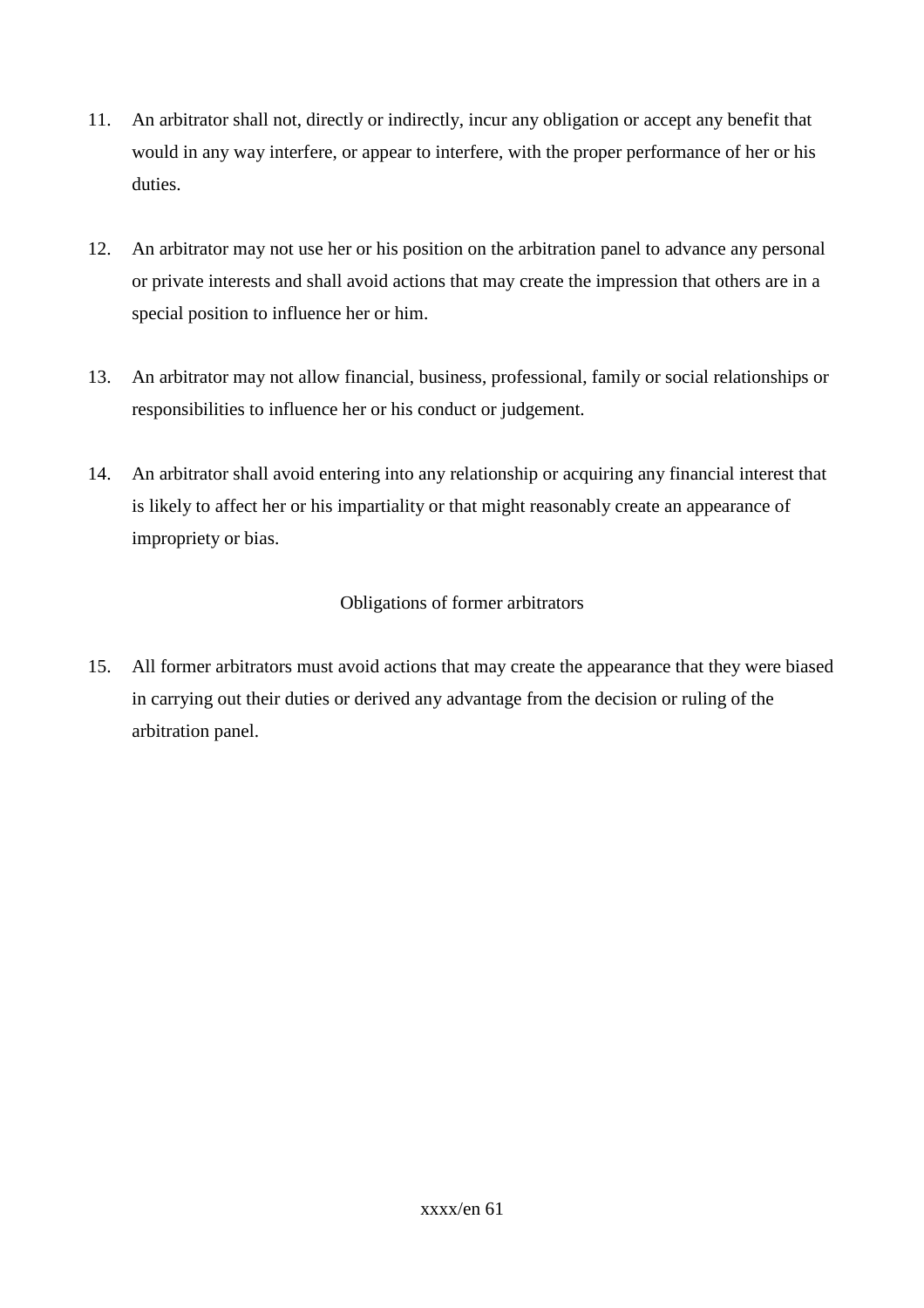11. An arbitrator shall not, directly or indirectly, incur any obligation or accept any benefit that would in any way interfere, or appear to interfere, with the proper performance of her or his duties.

12. An arbitrator may not use her or his position on the arbitration panel to advance any personal or private interests and shall avoid actions that may create the impression that others are in a special position to influence her or him.

13. An arbitrator may not allow financial, business, professional, family or social relationships or responsibilities to influence her or his conduct or judgement.

14. An arbitrator shall avoid entering into any relationship or acquiring any financial interest that is likely to affect her or his impartiality or that might reasonably create an appearance of impropriety or bias.

Obligations of former arbitrators

15. All former arbitrators must avoid actions that may create the appearance that they were biased in carrying out their duties or derived any advantage from the decision or ruling of the arbitration panel.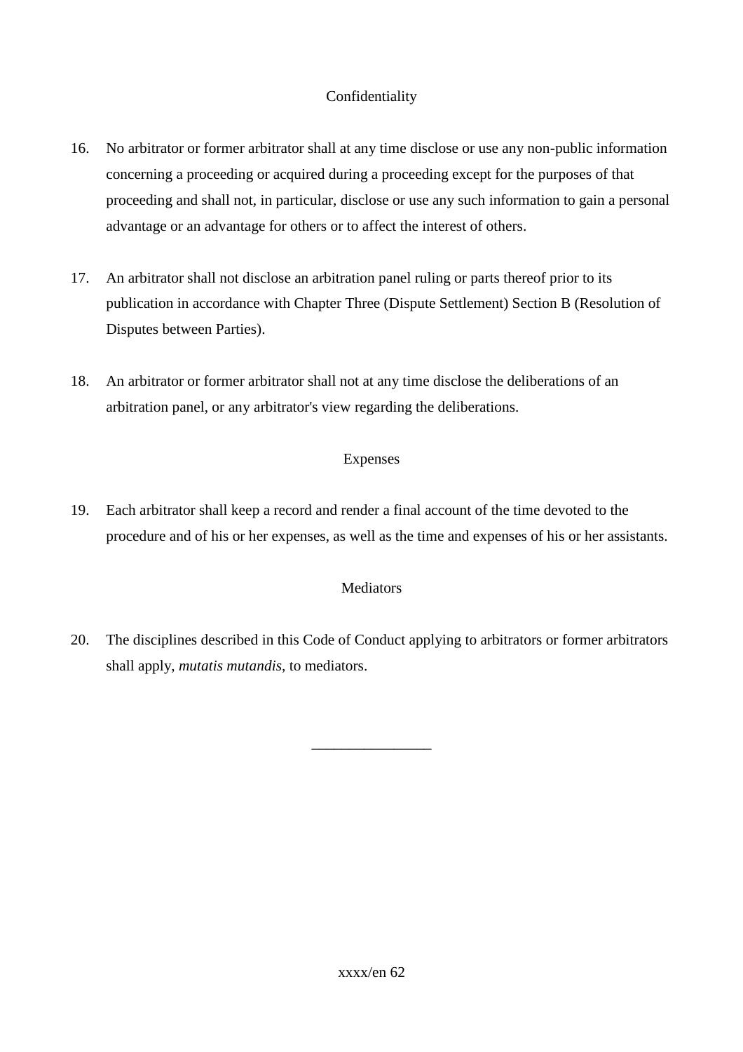## Confidentiality

16. No arbitrator or former arbitrator shall at any time disclose or use any non-public information concerning a proceeding or acquired during a proceeding except for the purposes of that proceeding and shall not, in particular, disclose or use any such information to gain a personal advantage or an advantage for others or to affect the interest of others.

17. An arbitrator shall not disclose an arbitration panel ruling or parts thereof prior to its publication in accordance with Chapter Three (Dispute Settlement) Section B (Resolution of Disputes between Parties).

18. An arbitrator or former arbitrator shall not at any time disclose the deliberations of an arbitration panel, or any arbitrator's view regarding the deliberations.

## Expenses

19. Each arbitrator shall keep a record and render a final account of the time devoted to the procedure and of his or her expenses, as well as the time and expenses of his or her assistants.

## Mediators

20. The disciplines described in this Code of Conduct applying to arbitrators or former arbitrators shall apply, *mutatis mutandis*, to mediators.

________________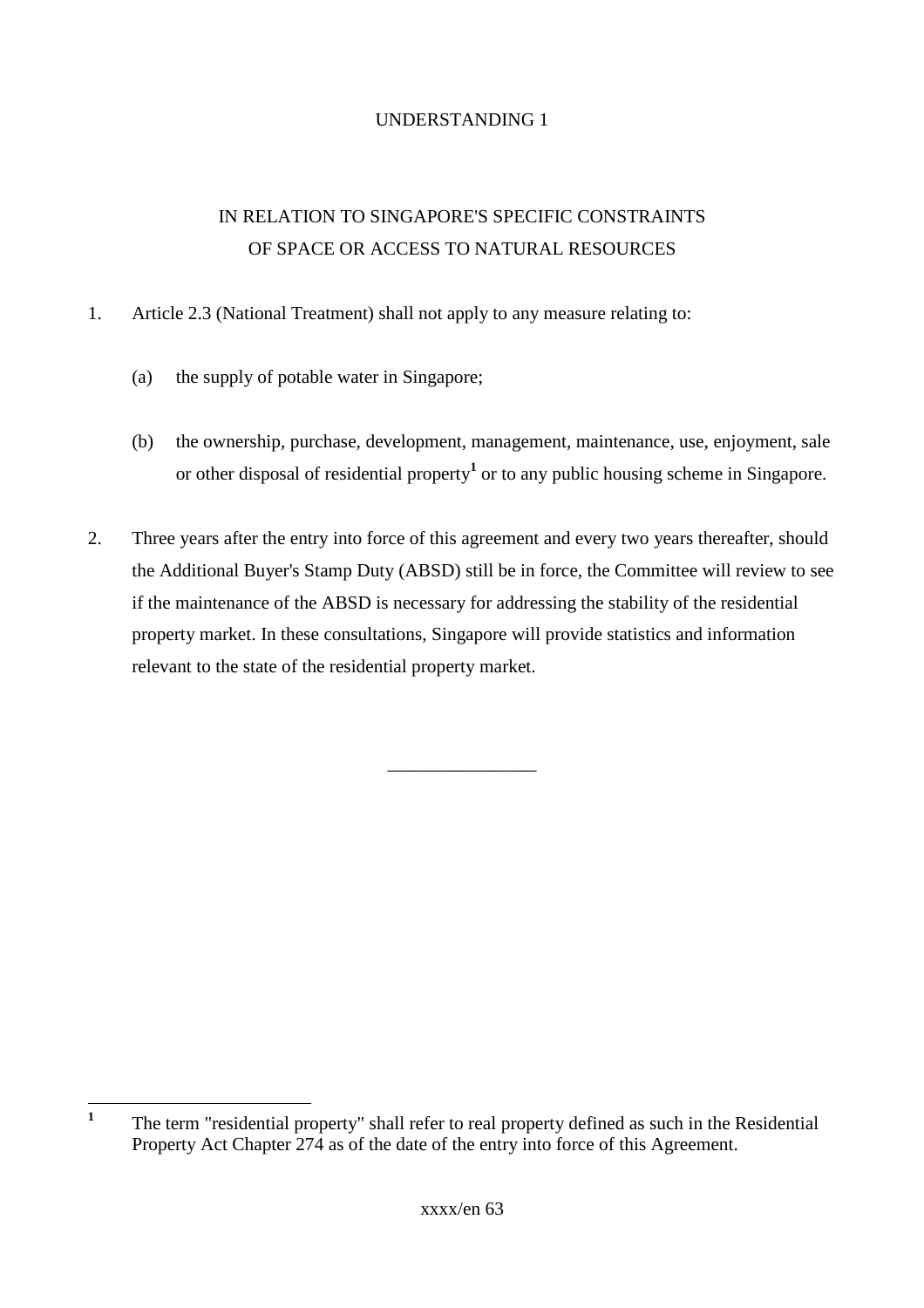# UNDERSTANDING 1

## IN RELATION TO SINGAPORE'S SPECIFIC CONSTRAINTS OF SPACE OR ACCESS TO NATURAL RESOURCES

1. Article 2.3 (National Treatment) shall not apply to any measure relating to:

   (a) the supply of potable water in Singapore;

   (b) the ownership, purchase, development, management, maintenance, use, enjoyment, sale or other disposal of residential property[1] or to any public housing scheme in Singapore.

2. Three years after the entry into force of this agreement and every two years thereafter, should the Additional Buyer's Stamp Duty (ABSD) still be in force, the Committee will review to see if the maintenance of the ABSD is necessary for addressing the stability of the residential property market. In these consultations, Singapore will provide statistics and information relevant to the state of the residential property market.

________________

[1] The term "residential property" shall refer to real property defined as such in the Residential Property Act Chapter 274 as of the date of the entry into force of this Agreement.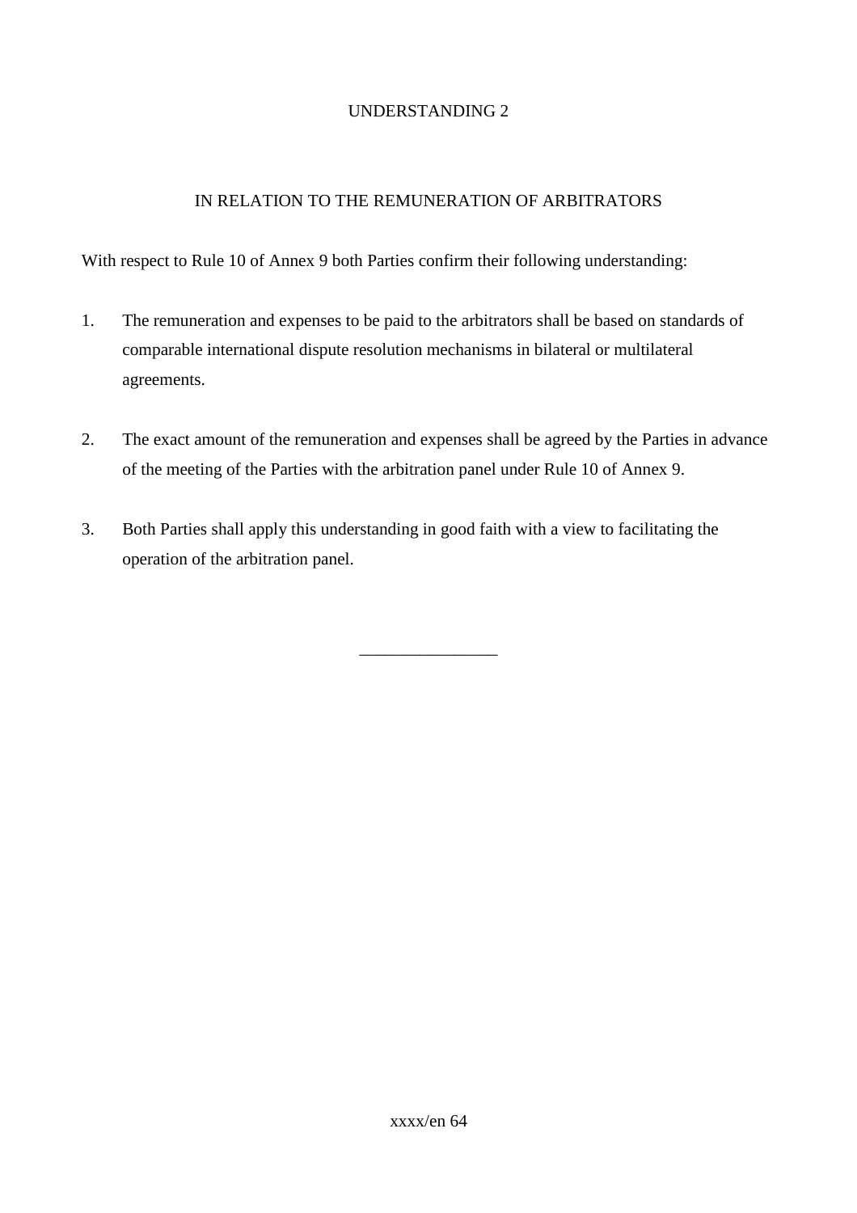# UNDERSTANDING 2

## IN RELATION TO THE REMUNERATION OF ARBITRATORS

With respect to Rule 10 of Annex 9 both Parties confirm their following understanding:

1. The remuneration and expenses to be paid to the arbitrators shall be based on standards of comparable international dispute resolution mechanisms in bilateral or multilateral agreements.

2. The exact amount of the remuneration and expenses shall be agreed by the Parties in advance of the meeting of the Parties with the arbitration panel under Rule 10 of Annex 9.

3. Both Parties shall apply this understanding in good faith with a view to facilitating the operation of the arbitration panel.

________________